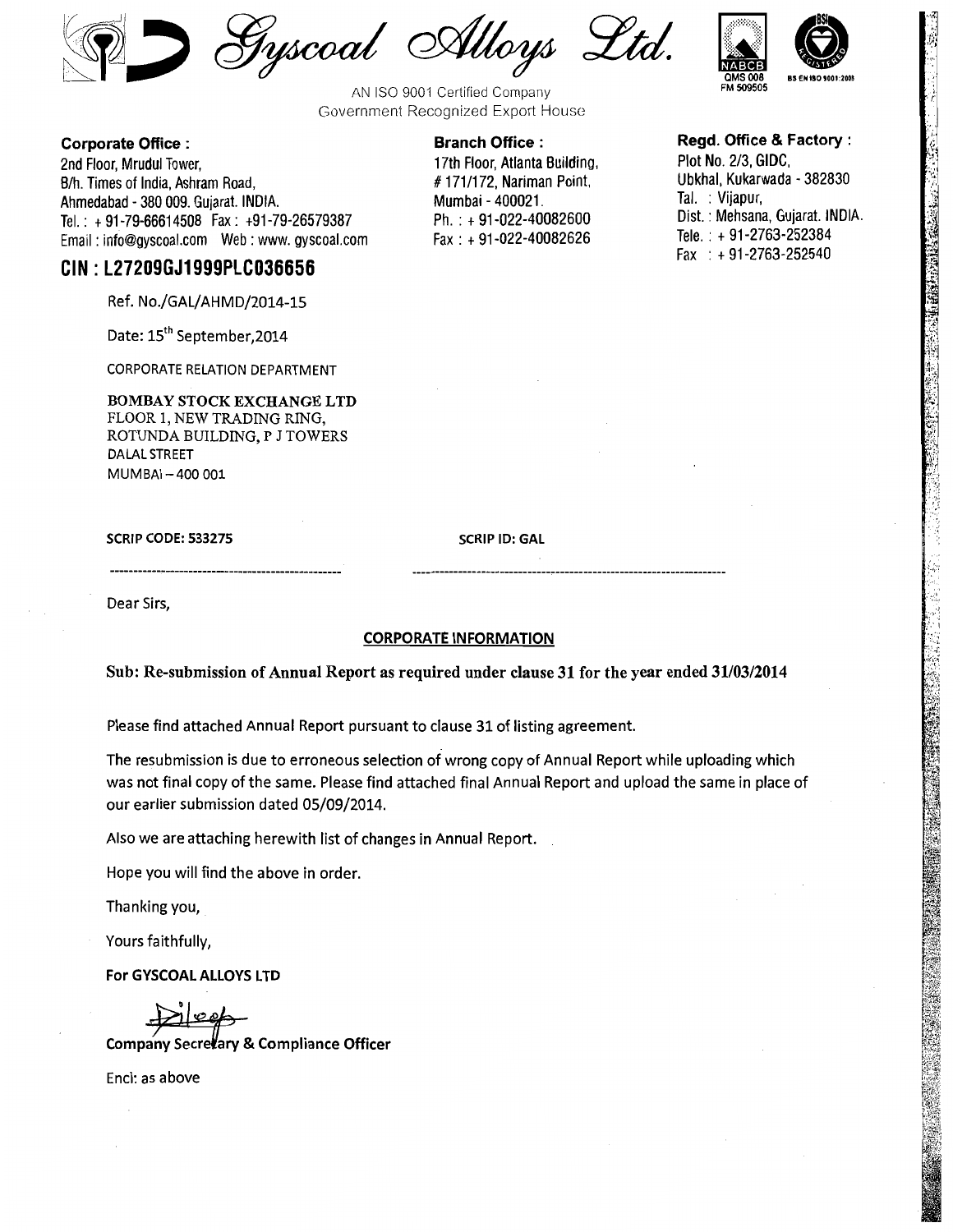# Gyscoal Alloys Ltd.

AN ISO 9001 Certified Company
Government Recognized Export House

QMS 008
FM 509505

BS EN ISO 9001:2008

**Corporate Office :**
2nd Floor, Mrudul Tower,
B/h. Times of India, Ashram Road,
Ahmedabad - 380 009. Gujarat. INDIA.
Tel. : + 91-79-66614508 Fax : +91-79-26579387
Email : info@gyscoal.com Web : www. gyscoal.com

**Branch Office :**
17th Floor, Atlanta Building,
# 171/172, Nariman Point,
Mumbai - 400021.
Ph. : + 91-022-40082600
Fax : + 91-022-40082626

**Regd. Office & Factory :**
Plot No. 2/3, GIDC,
Ubkhal, Kukarwada - 382830
Tal. : Vijapur,
Dist. : Mehsana, Gujarat. INDIA.
Tele. : + 91-2763-252384
Fax : + 91-2763-252540

## CIN : L27209GJ1999PLC036656

Ref. No./GAL/AHMD/2014-15

Date: 15th September,2014

CORPORATE RELATION DEPARTMENT

BOMBAY STOCK EXCHANGE LTD
FLOOR 1, NEW TRADING RING,
ROTUNDA BUILDING, P J TOWERS
DALAL STREET
MUMBAI – 400 001

**SCRIP CODE: 533275** **SCRIP ID: GAL**

Dear Sirs,

**CORPORATE INFORMATION**

**Sub: Re-submission of Annual Report as required under clause 31 for the year ended 31/03/2014**

Please find attached Annual Report pursuant to clause 31 of listing agreement.

The resubmission is due to erroneous selection of wrong copy of Annual Report while uploading which was not final copy of the same. Please find attached final Annual Report and upload the same in place of our earlier submission dated 05/09/2014.

Also we are attaching herewith list of changes in Annual Report.

Hope you will find the above in order.

Thanking you,

Yours faithfully,

**For GYSCOAL ALLOYS LTD**

**Company Secretary & Compliance Officer**

Encl: as above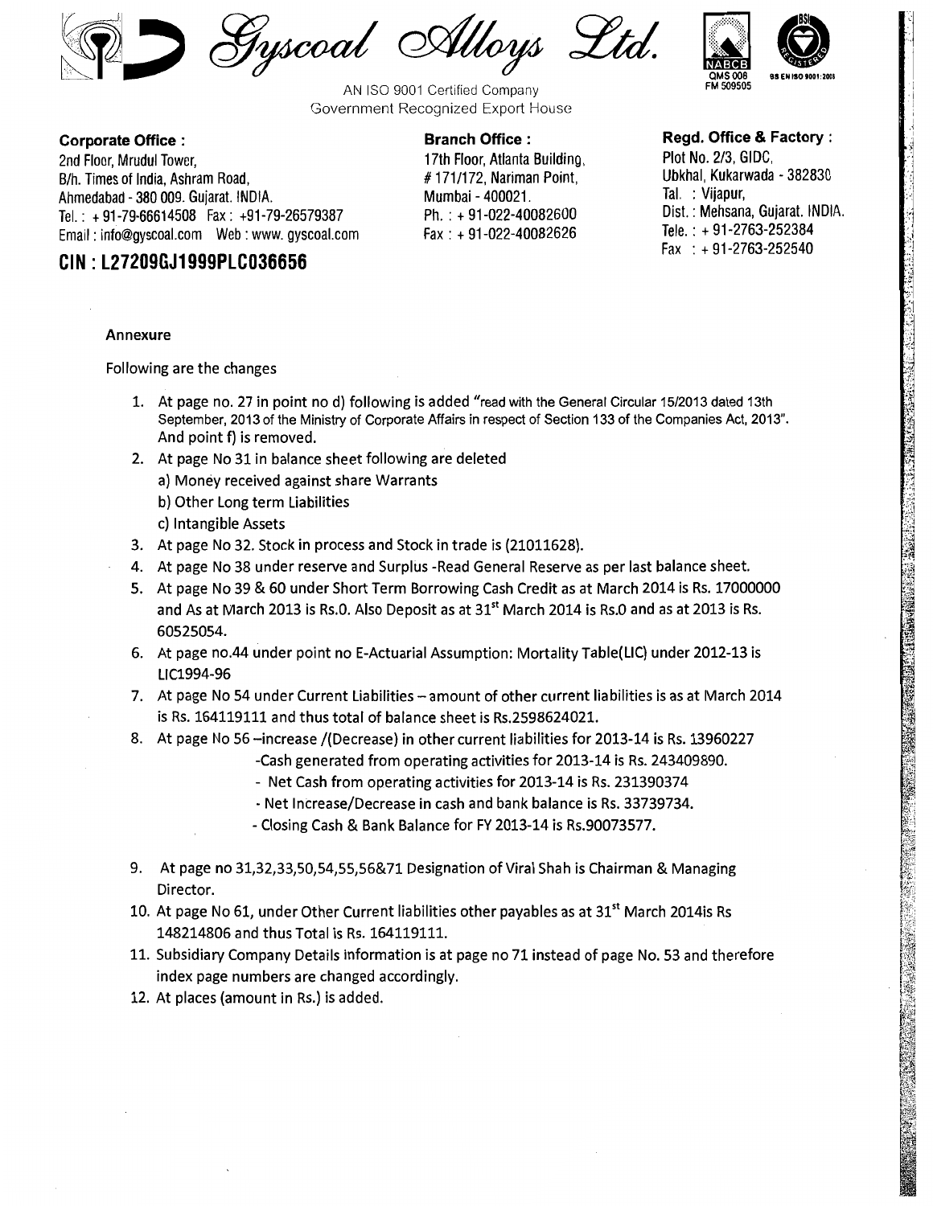# Gyscoal Alloys Ltd.

AN ISO 9001 Certified Company
Government Recognized Export House

**Corporate Office :**
2nd Floor, Mrudul Tower,
B/h. Times of India, Ashram Road,
Ahmedabad - 380 009. Gujarat. INDIA.
Tel. : + 91-79-66614508 Fax : +91-79-26579387
Email : info@gyscoal.com Web : www. gyscoal.com

**CIN : L27209GJ1999PLC036656**

**Branch Office :**
17th Floor, Atlanta Building,
# 171/172, Nariman Point,
Mumbai - 400021.
Ph. : + 91-022-40082600
Fax : + 91-022-40082626

**Regd. Office & Factory :**
Plot No. 2/3, GIDC,
Ubkhal, Kukarwada - 382830
Tal. : Vijapur,
Dist. : Mehsana, Gujarat. INDIA.
Tele. : + 91-2763-252384
Fax : + 91-2763-252540

**Annexure**

Following are the changes

1. At page no. 27 in point no d) following is added "read with the General Circular 15/2013 dated 13th September, 2013 of the Ministry of Corporate Affairs in respect of Section 133 of the Companies Act, 2013". And point f) is removed.
2. At page No 31 in balance sheet following are deleted
   a) Money received against share Warrants
   b) Other Long term Liabilities
   c) Intangible Assets
3. At page No 32. Stock in process and Stock in trade is (21011628).
4. At page No 38 under reserve and Surplus -Read General Reserve as per last balance sheet.
5. At page No 39 & 60 under Short Term Borrowing Cash Credit as at March 2014 is Rs. 17000000 and As at March 2013 is Rs.0. Also Deposit as at 31st March 2014 is Rs.0 and as at 2013 is Rs. 60525054.
6. At page no.44 under point no E-Actuarial Assumption: Mortality Table(LIC) under 2012-13 is LIC1994-96
7. At page No 54 under Current Liabilities – amount of other current liabilities is as at March 2014 is Rs. 164119111 and thus total of balance sheet is Rs.2598624021.
8. At page No 56 –increase /(Decrease) in other current liabilities for 2013-14 is Rs. 13960227
   - Cash generated from operating activities for 2013-14 is Rs. 243409890.
   - Net Cash from operating activities for 2013-14 is Rs. 231390374
   - Net Increase/Decrease in cash and bank balance is Rs. 33739734.
   - Closing Cash & Bank Balance for FY 2013-14 is Rs.90073577.
9. At page no 31,32,33,50,54,55,56&71 Designation of Viral Shah is Chairman & Managing Director.
10. At page No 61, under Other Current liabilities other payables as at 31st March 2014is Rs 148214806 and thus Total is Rs. 164119111.
11. Subsidiary Company Details information is at page no 71 instead of page No. 53 and therefore index page numbers are changed accordingly.
12. At places (amount in Rs.) is added.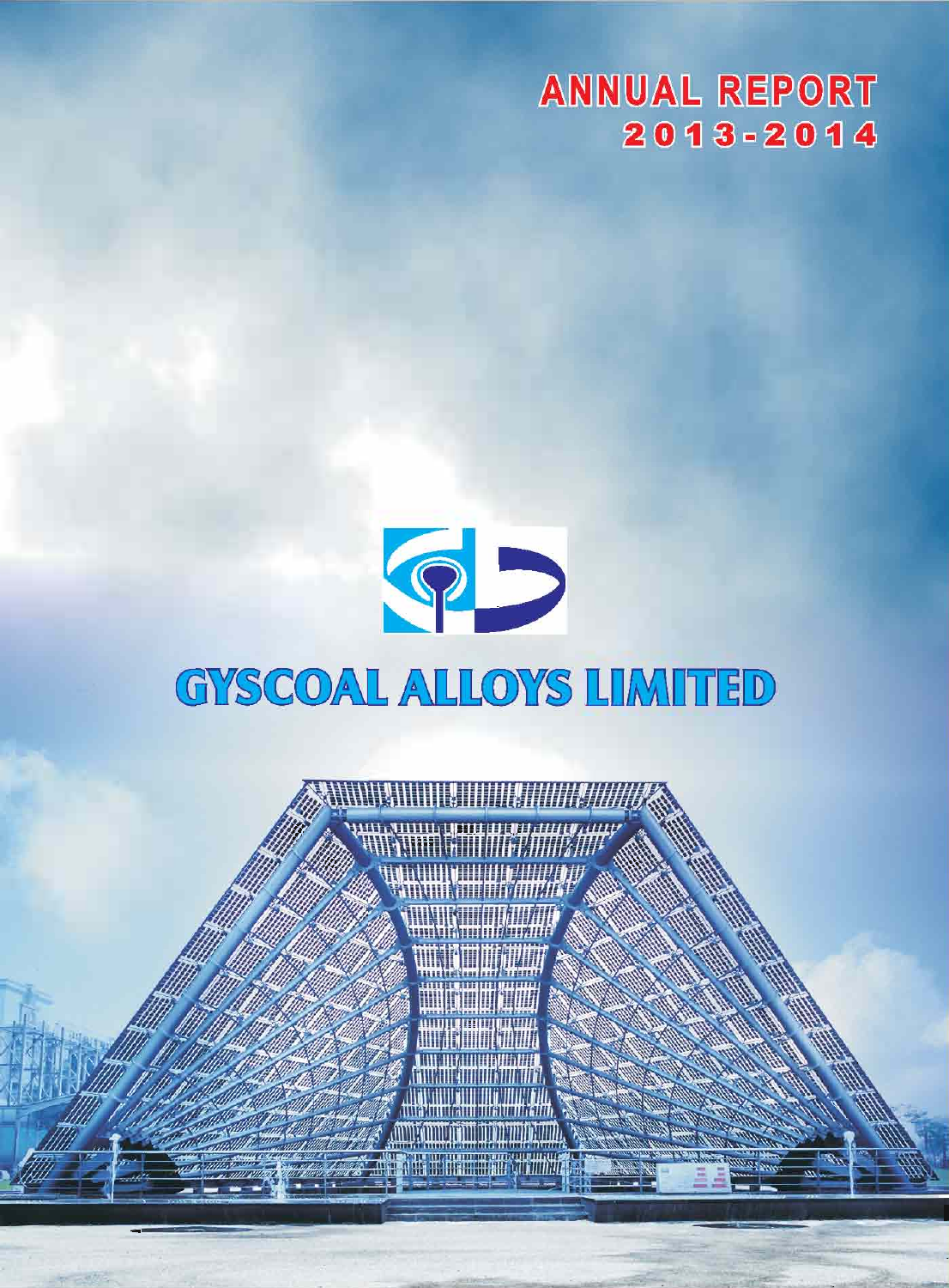# ANNUAL REPORT 2013-2014

# GYSCOAL ALLOYS LIMITED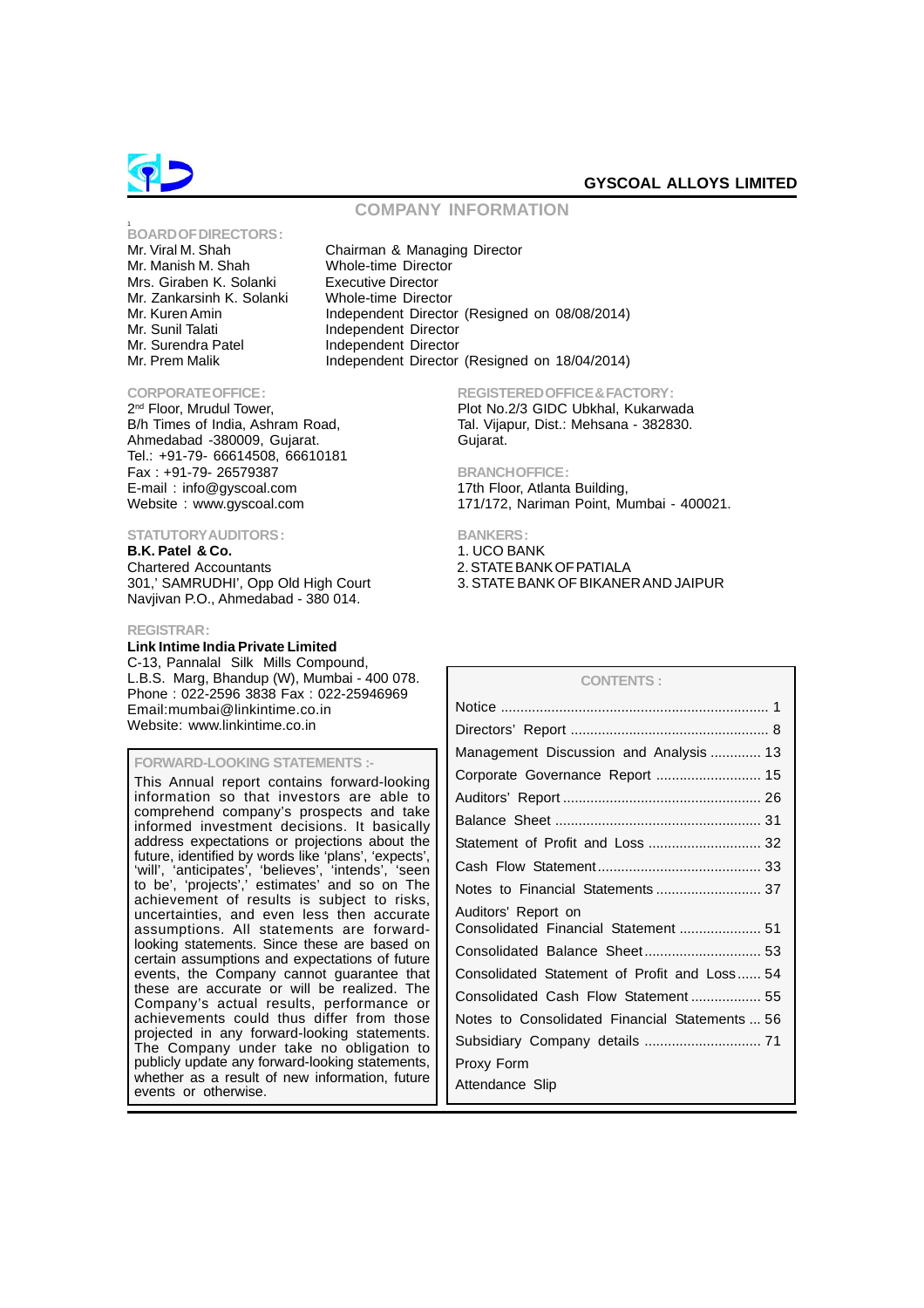# GYSCOAL ALLOYS LIMITED

## COMPANY INFORMATION

### BOARD OF DIRECTORS:

| | |
|---|---|
| Mr. Viral M. Shah | Chairman & Managing Director |
| Mr. Manish M. Shah | Whole-time Director |
| Mrs. Giraben K. Solanki | Executive Director |
| Mr. Zankarsinh K. Solanki | Whole-time Director |
| Mr. Kuren Amin | Independent Director (Resigned on 08/08/2014) |
| Mr. Sunil Talati | Independent Director |
| Mr. Surendra Patel | Independent Director |
| Mr. Prem Malik | Independent Director (Resigned on 18/04/2014) |

### CORPORATE OFFICE:

2nd Floor, Mrudul Tower,
B/h Times of India, Ashram Road,
Ahmedabad -380009, Gujarat.
Tel.: +91-79- 66614508, 66610181
Fax : +91-79- 26579387
E-mail : info@gyscoal.com
Website : www.gyscoal.com

### REGISTERED OFFICE & FACTORY:

Plot No.2/3 GIDC Ubkhal, Kukarwada
Tal. Vijapur, Dist.: Mehsana - 382830.
Gujarat.

### BRANCH OFFICE:

17th Floor, Atlanta Building,
171/172, Nariman Point, Mumbai - 400021.

### STATUTORY AUDITORS:

**B.K. Patel & Co.**
Chartered Accountants
301,' SAMRUDHI', Opp Old High Court
Navjivan P.O., Ahmedabad - 380 014.

### BANKERS:

1. UCO BANK
2. STATE BANK OF PATIALA
3. STATE BANK OF BIKANER AND JAIPUR

### REGISTRAR:

**Link Intime India Private Limited**
C-13, Pannalal Silk Mills Compound,
L.B.S. Marg, Bhandup (W), Mumbai - 400 078.
Phone : 022-2596 3838 Fax : 022-25946969
Email:mumbai@linkintime.co.in
Website: www.linkintime.co.in

### FORWARD-LOOKING STATEMENTS :-

This Annual report contains forward-looking information so that investors are able to comprehend company's prospects and take informed investment decisions. It basically address expectations or projections about the future, identified by words like 'plans', 'expects', 'will', 'anticipates', 'believes', 'intends', 'seen to be', 'projects',' estimates' and so on The achievement of results is subject to risks, uncertainties, and even less then accurate assumptions. All statements are forward-looking statements. Since these are based on certain assumptions and expectations of future events, the Company cannot guarantee that these are accurate or will be realized. The Company's actual results, performance or achievements could thus differ from those projected in any forward-looking statements. The Company under take no obligation to publicly update any forward-looking statements, whether as a result of new information, future events or otherwise.

### CONTENTS :

| | |
|---|---|
| Notice | 1 |
| Directors' Report | 8 |
| Management Discussion and Analysis | 13 |
| Corporate Governance Report | 15 |
| Auditors' Report | 26 |
| Balance Sheet | 31 |
| Statement of Profit and Loss | 32 |
| Cash Flow Statement | 33 |
| Notes to Financial Statements | 37 |
| Auditors' Report on Consolidated Financial Statement | 51 |
| Consolidated Balance Sheet | 53 |
| Consolidated Statement of Profit and Loss | 54 |
| Consolidated Cash Flow Statement | 55 |
| Notes to Consolidated Financial Statements | 56 |
| Subsidiary Company details | 71 |
| Proxy Form | |
| Attendance Slip | |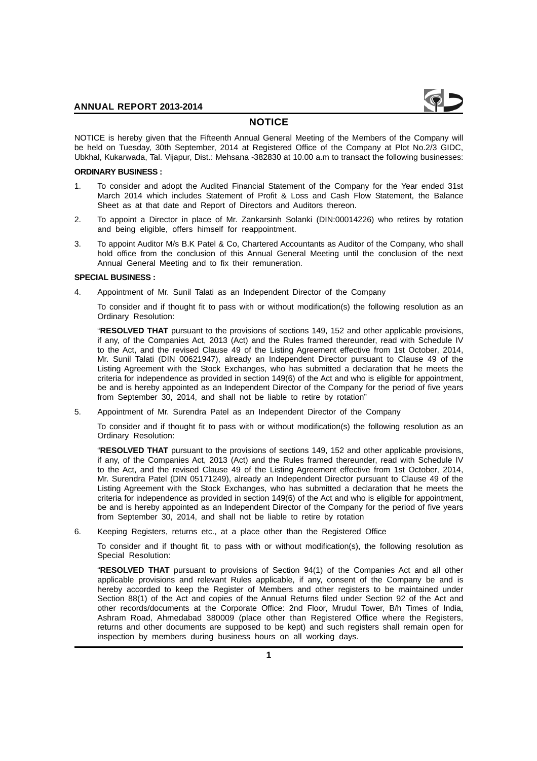# NOTICE

NOTICE is hereby given that the Fifteenth Annual General Meeting of the Members of the Company will be held on Tuesday, 30th September, 2014 at Registered Office of the Company at Plot No.2/3 GIDC, Ubkhal, Kukarwada, Tal. Vijapur, Dist.: Mehsana -382830 at 10.00 a.m to transact the following businesses:

**ORDINARY BUSINESS :**

1. To consider and adopt the Audited Financial Statement of the Company for the Year ended 31st March 2014 which includes Statement of Profit & Loss and Cash Flow Statement, the Balance Sheet as at that date and Report of Directors and Auditors thereon.

2. To appoint a Director in place of Mr. Zankarsinh Solanki (DIN:00014226) who retires by rotation and being eligible, offers himself for reappointment.

3. To appoint Auditor M/s B.K Patel & Co, Chartered Accountants as Auditor of the Company, who shall hold office from the conclusion of this Annual General Meeting until the conclusion of the next Annual General Meeting and to fix their remuneration.

**SPECIAL BUSINESS :**

4. Appointment of Mr. Sunil Talati as an Independent Director of the Company

   To consider and if thought fit to pass with or without modification(s) the following resolution as an Ordinary Resolution:

   "**RESOLVED THAT** pursuant to the provisions of sections 149, 152 and other applicable provisions, if any, of the Companies Act, 2013 (Act) and the Rules framed thereunder, read with Schedule IV to the Act, and the revised Clause 49 of the Listing Agreement effective from 1st October, 2014, Mr. Sunil Talati (DIN 00621947), already an Independent Director pursuant to Clause 49 of the Listing Agreement with the Stock Exchanges, who has submitted a declaration that he meets the criteria for independence as provided in section 149(6) of the Act and who is eligible for appointment, be and is hereby appointed as an Independent Director of the Company for the period of five years from September 30, 2014, and shall not be liable to retire by rotation"

5. Appointment of Mr. Surendra Patel as an Independent Director of the Company

   To consider and if thought fit to pass with or without modification(s) the following resolution as an Ordinary Resolution:

   "**RESOLVED THAT** pursuant to the provisions of sections 149, 152 and other applicable provisions, if any, of the Companies Act, 2013 (Act) and the Rules framed thereunder, read with Schedule IV to the Act, and the revised Clause 49 of the Listing Agreement effective from 1st October, 2014, Mr. Surendra Patel (DIN 05171249), already an Independent Director pursuant to Clause 49 of the Listing Agreement with the Stock Exchanges, who has submitted a declaration that he meets the criteria for independence as provided in section 149(6) of the Act and who is eligible for appointment, be and is hereby appointed as an Independent Director of the Company for the period of five years from September 30, 2014, and shall not be liable to retire by rotation

6. Keeping Registers, returns etc., at a place other than the Registered Office

   To consider and if thought fit, to pass with or without modification(s), the following resolution as Special Resolution:

   "**RESOLVED THAT** pursuant to provisions of Section 94(1) of the Companies Act and all other applicable provisions and relevant Rules applicable, if any, consent of the Company be and is hereby accorded to keep the Register of Members and other registers to be maintained under Section 88(1) of the Act and copies of the Annual Returns filed under Section 92 of the Act and other records/documents at the Corporate Office: 2nd Floor, Mrudul Tower, B/h Times of India, Ashram Road, Ahmedabad 380009 (place other than Registered Office where the Registers, returns and other documents are supposed to be kept) and such registers shall remain open for inspection by members during business hours on all working days.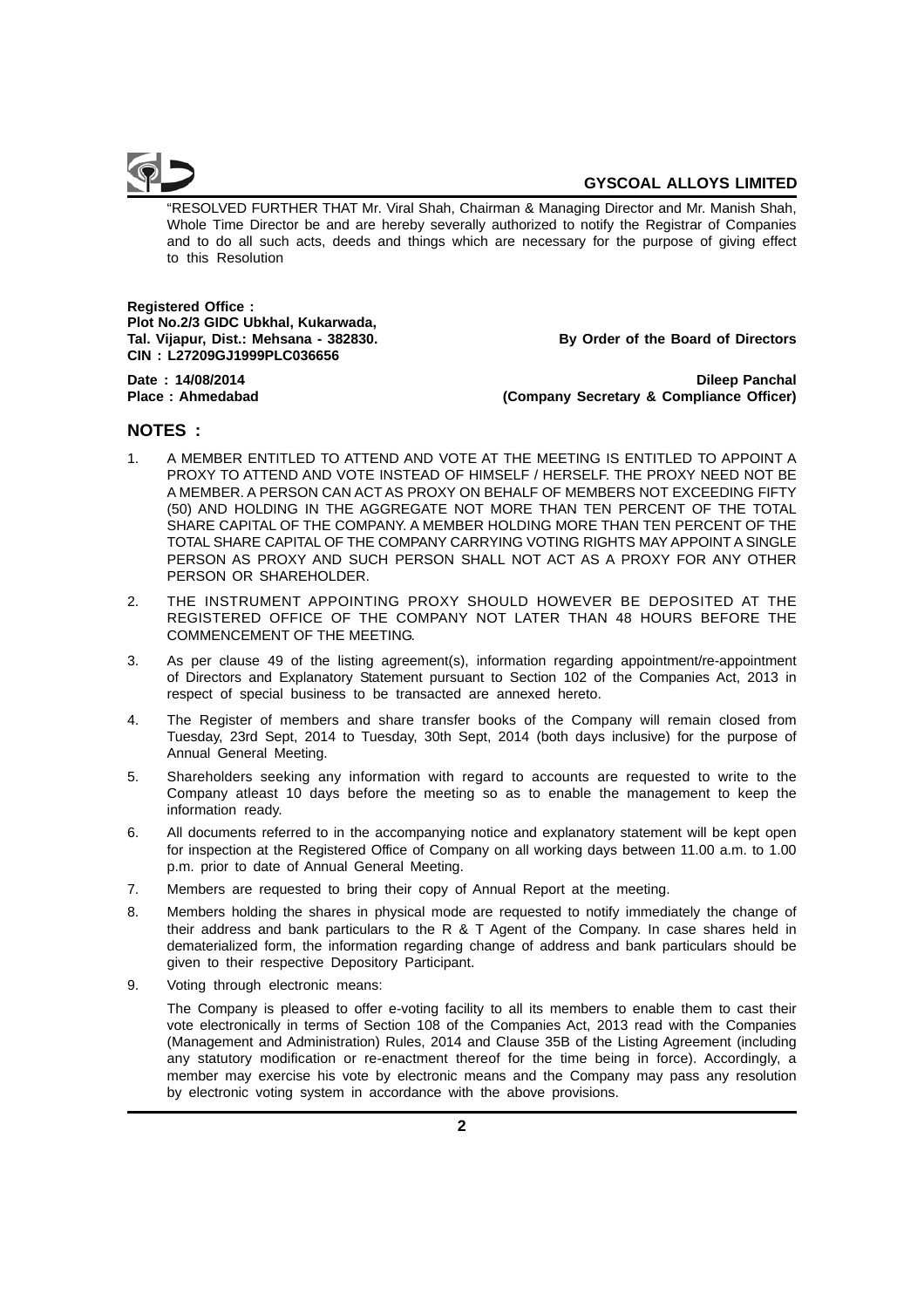"RESOLVED FURTHER THAT Mr. Viral Shah, Chairman & Managing Director and Mr. Manish Shah, Whole Time Director be and are hereby severally authorized to notify the Registrar of Companies and to do all such acts, deeds and things which are necessary for the purpose of giving effect to this Resolution

**Registered Office :**
**Plot No.2/3 GIDC Ubkhal, Kukarwada,**
**Tal. Vijapur, Dist.: Mehsana - 382830.**
**CIN : L27209GJ1999PLC036656**

**By Order of the Board of Directors**

**Date : 14/08/2014**
**Place : Ahmedabad**

**Dileep Panchal**
**(Company Secretary & Compliance Officer)**

## NOTES :

1. A MEMBER ENTITLED TO ATTEND AND VOTE AT THE MEETING IS ENTITLED TO APPOINT A PROXY TO ATTEND AND VOTE INSTEAD OF HIMSELF / HERSELF. THE PROXY NEED NOT BE A MEMBER. A PERSON CAN ACT AS PROXY ON BEHALF OF MEMBERS NOT EXCEEDING FIFTY (50) AND HOLDING IN THE AGGREGATE NOT MORE THAN TEN PERCENT OF THE TOTAL SHARE CAPITAL OF THE COMPANY. A MEMBER HOLDING MORE THAN TEN PERCENT OF THE TOTAL SHARE CAPITAL OF THE COMPANY CARRYING VOTING RIGHTS MAY APPOINT A SINGLE PERSON AS PROXY AND SUCH PERSON SHALL NOT ACT AS A PROXY FOR ANY OTHER PERSON OR SHAREHOLDER.

2. THE INSTRUMENT APPOINTING PROXY SHOULD HOWEVER BE DEPOSITED AT THE REGISTERED OFFICE OF THE COMPANY NOT LATER THAN 48 HOURS BEFORE THE COMMENCEMENT OF THE MEETING.

3. As per clause 49 of the listing agreement(s), information regarding appointment/re-appointment of Directors and Explanatory Statement pursuant to Section 102 of the Companies Act, 2013 in respect of special business to be transacted are annexed hereto.

4. The Register of members and share transfer books of the Company will remain closed from Tuesday, 23rd Sept, 2014 to Tuesday, 30th Sept, 2014 (both days inclusive) for the purpose of Annual General Meeting.

5. Shareholders seeking any information with regard to accounts are requested to write to the Company atleast 10 days before the meeting so as to enable the management to keep the information ready.

6. All documents referred to in the accompanying notice and explanatory statement will be kept open for inspection at the Registered Office of Company on all working days between 11.00 a.m. to 1.00 p.m. prior to date of Annual General Meeting.

7. Members are requested to bring their copy of Annual Report at the meeting.

8. Members holding the shares in physical mode are requested to notify immediately the change of their address and bank particulars to the R & T Agent of the Company. In case shares held in dematerialized form, the information regarding change of address and bank particulars should be given to their respective Depository Participant.

9. Voting through electronic means:

   The Company is pleased to offer e-voting facility to all its members to enable them to cast their vote electronically in terms of Section 108 of the Companies Act, 2013 read with the Companies (Management and Administration) Rules, 2014 and Clause 35B of the Listing Agreement (including any statutory modification or re-enactment thereof for the time being in force). Accordingly, a member may exercise his vote by electronic means and the Company may pass any resolution by electronic voting system in accordance with the above provisions.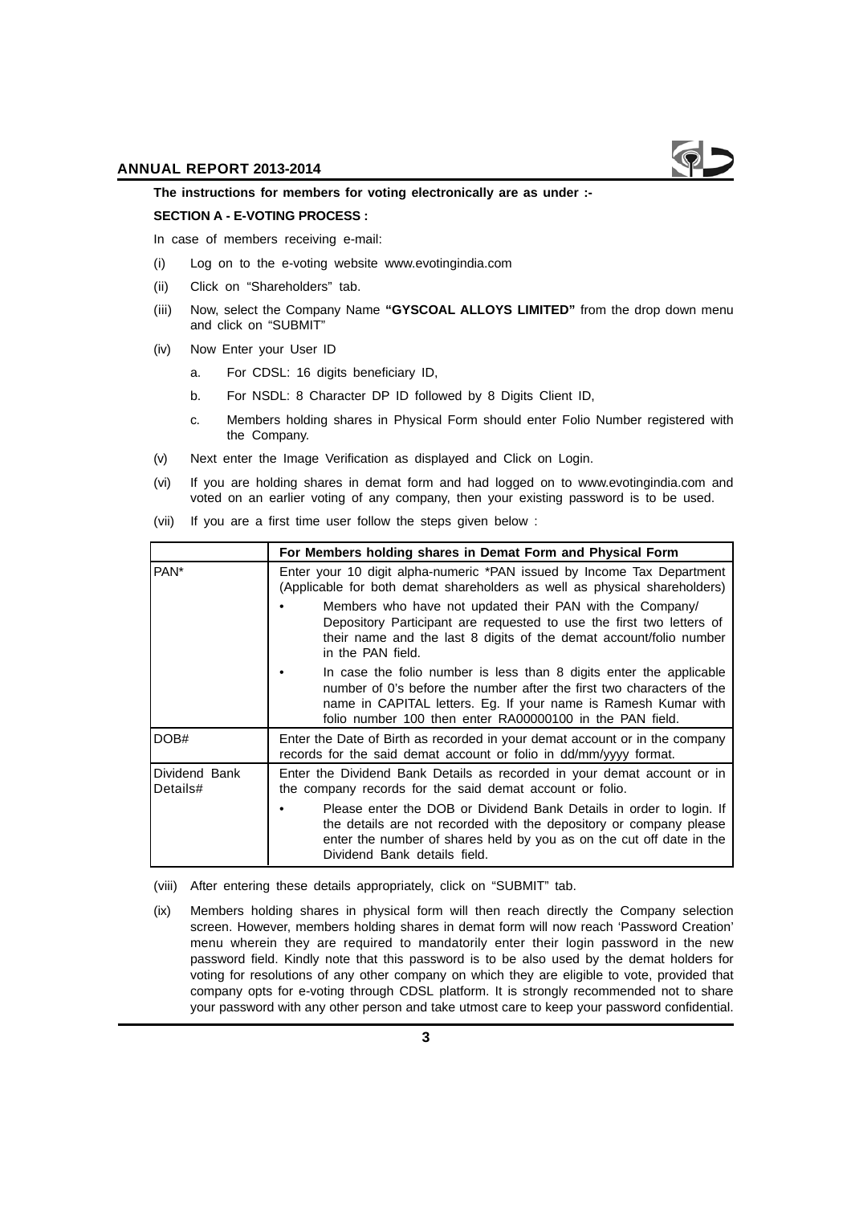**The instructions for members for voting electronically are as under :-**

**SECTION A - E-VOTING PROCESS :**

In case of members receiving e-mail:

(i) Log on to the e-voting website www.evotingindia.com

(ii) Click on "Shareholders" tab.

(iii) Now, select the Company Name **"GYSCOAL ALLOYS LIMITED"** from the drop down menu and click on "SUBMIT"

(iv) Now Enter your User ID

  a. For CDSL: 16 digits beneficiary ID,

  b. For NSDL: 8 Character DP ID followed by 8 Digits Client ID,

  c. Members holding shares in Physical Form should enter Folio Number registered with the Company.

(v) Next enter the Image Verification as displayed and Click on Login.

(vi) If you are holding shares in demat form and had logged on to www.evotingindia.com and voted on an earlier voting of any company, then your existing password is to be used.

(vii) If you are a first time user follow the steps given below :

| | **For Members holding shares in Demat Form and Physical Form** |
|---|---|
| PAN* | Enter your 10 digit alpha-numeric *PAN issued by Income Tax Department (Applicable for both demat shareholders as well as physical shareholders)<br>• Members who have not updated their PAN with the Company/ Depository Participant are requested to use the first two letters of their name and the last 8 digits of the demat account/folio number in the PAN field.<br>• In case the folio number is less than 8 digits enter the applicable number of 0's before the number after the first two characters of the name in CAPITAL letters. Eg. If your name is Ramesh Kumar with folio number 100 then enter RA00000100 in the PAN field. |
| DOB# | Enter the Date of Birth as recorded in your demat account or in the company records for the said demat account or folio in dd/mm/yyyy format. |
| Dividend Bank Details# | Enter the Dividend Bank Details as recorded in your demat account or in the company records for the said demat account or folio.<br>• Please enter the DOB or Dividend Bank Details in order to login. If the details are not recorded with the depository or company please enter the number of shares held by you as on the cut off date in the Dividend Bank details field. |

(viii) After entering these details appropriately, click on "SUBMIT" tab.

(ix) Members holding shares in physical form will then reach directly the Company selection screen. However, members holding shares in demat form will now reach 'Password Creation' menu wherein they are required to mandatorily enter their login password in the new password field. Kindly note that this password is to be also used by the demat holders for voting for resolutions of any other company on which they are eligible to vote, provided that company opts for e-voting through CDSL platform. It is strongly recommended not to share your password with any other person and take utmost care to keep your password confidential.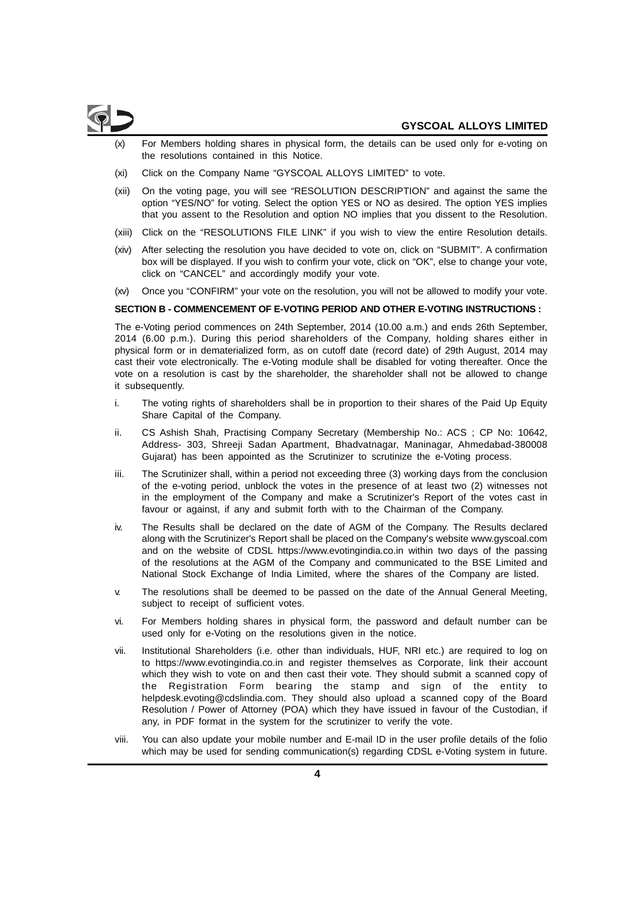(x) For Members holding shares in physical form, the details can be used only for e-voting on the resolutions contained in this Notice.

(xi) Click on the Company Name "GYSCOAL ALLOYS LIMITED" to vote.

(xii) On the voting page, you will see "RESOLUTION DESCRIPTION" and against the same the option "YES/NO" for voting. Select the option YES or NO as desired. The option YES implies that you assent to the Resolution and option NO implies that you dissent to the Resolution.

(xiii) Click on the "RESOLUTIONS FILE LINK" if you wish to view the entire Resolution details.

(xiv) After selecting the resolution you have decided to vote on, click on "SUBMIT". A confirmation box will be displayed. If you wish to confirm your vote, click on "OK", else to change your vote, click on "CANCEL" and accordingly modify your vote.

(xv) Once you "CONFIRM" your vote on the resolution, you will not be allowed to modify your vote.

**SECTION B - COMMENCEMENT OF E-VOTING PERIOD AND OTHER E-VOTING INSTRUCTIONS :**

The e-Voting period commences on 24th September, 2014 (10.00 a.m.) and ends 26th September, 2014 (6.00 p.m.). During this period shareholders of the Company, holding shares either in physical form or in dematerialized form, as on cutoff date (record date) of 29th August, 2014 may cast their vote electronically. The e-Voting module shall be disabled for voting thereafter. Once the vote on a resolution is cast by the shareholder, the shareholder shall not be allowed to change it subsequently.

i. The voting rights of shareholders shall be in proportion to their shares of the Paid Up Equity Share Capital of the Company.

ii. CS Ashish Shah, Practising Company Secretary (Membership No.: ACS ; CP No: 10642, Address- 303, Shreeji Sadan Apartment, Bhadvatnagar, Maninagar, Ahmedabad-380008 Gujarat) has been appointed as the Scrutinizer to scrutinize the e-Voting process.

iii. The Scrutinizer shall, within a period not exceeding three (3) working days from the conclusion of the e-voting period, unblock the votes in the presence of at least two (2) witnesses not in the employment of the Company and make a Scrutinizer's Report of the votes cast in favour or against, if any and submit forth with to the Chairman of the Company.

iv. The Results shall be declared on the date of AGM of the Company. The Results declared along with the Scrutinizer's Report shall be placed on the Company's website www.gyscoal.com and on the website of CDSL https://www.evotingindia.co.in within two days of the passing of the resolutions at the AGM of the Company and communicated to the BSE Limited and National Stock Exchange of India Limited, where the shares of the Company are listed.

v. The resolutions shall be deemed to be passed on the date of the Annual General Meeting, subject to receipt of sufficient votes.

vi. For Members holding shares in physical form, the password and default number can be used only for e-Voting on the resolutions given in the notice.

vii. Institutional Shareholders (i.e. other than individuals, HUF, NRI etc.) are required to log on to https://www.evotingindia.co.in and register themselves as Corporate, link their account which they wish to vote on and then cast their vote. They should submit a scanned copy of the Registration Form bearing the stamp and sign of the entity to helpdesk.evoting@cdslindia.com. They should also upload a scanned copy of the Board Resolution / Power of Attorney (POA) which they have issued in favour of the Custodian, if any, in PDF format in the system for the scrutinizer to verify the vote.

viii. You can also update your mobile number and E-mail ID in the user profile details of the folio which may be used for sending communication(s) regarding CDSL e-Voting system in future.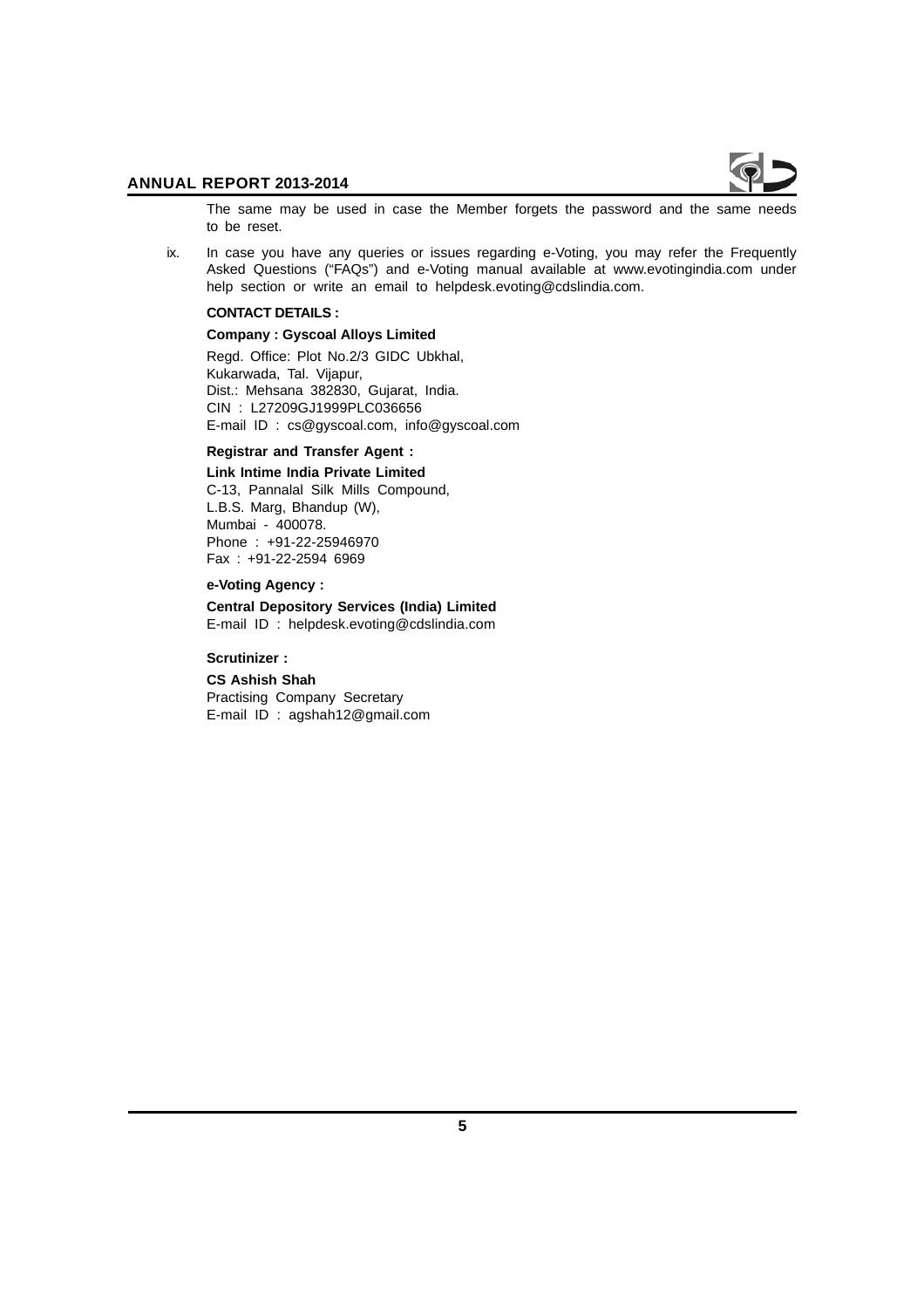The same may be used in case the Member forgets the password and the same needs to be reset.

ix. In case you have any queries or issues regarding e-Voting, you may refer the Frequently Asked Questions ("FAQs") and e-Voting manual available at www.evotingindia.com under help section or write an email to helpdesk.evoting@cdslindia.com.

**CONTACT DETAILS :**

**Company : Gyscoal Alloys Limited**

Regd. Office: Plot No.2/3 GIDC Ubkhal,
Kukarwada, Tal. Vijapur,
Dist.: Mehsana 382830, Gujarat, India.
CIN : L27209GJ1999PLC036656
E-mail ID : cs@gyscoal.com, info@gyscoal.com

**Registrar and Transfer Agent :**

**Link Intime India Private Limited**
C-13, Pannalal Silk Mills Compound,
L.B.S. Marg, Bhandup (W),
Mumbai - 400078.
Phone : +91-22-25946970
Fax : +91-22-2594 6969

**e-Voting Agency :**

**Central Depository Services (India) Limited**
E-mail ID : helpdesk.evoting@cdslindia.com

**Scrutinizer :**

**CS Ashish Shah**
Practising Company Secretary
E-mail ID : agshah12@gmail.com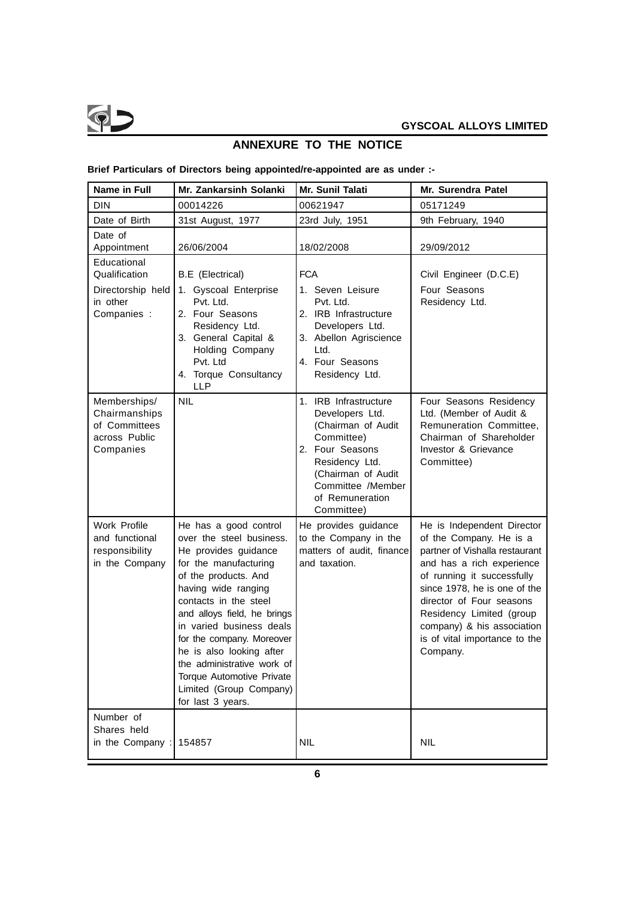## ANNEXURE TO THE NOTICE

**Brief Particulars of Directors being appointed/re-appointed are as under :-**

| Name in Full | Mr. Zankarsinh Solanki | Mr. Sunil Talati | Mr. Surendra Patel |
|---|---|---|---|
| DIN | 00014226 | 00621947 | 05171249 |
| Date of Birth | 31st August, 1977 | 23rd July, 1951 | 9th February, 1940 |
| Date of Appointment | 26/06/2004 | 18/02/2008 | 29/09/2012 |
| Educational Qualification | B.E (Electrical) | FCA | Civil Engineer (D.C.E) |
| Directorship held in other Companies : | 1. Gyscoal Enterprise Pvt. Ltd.<br>2. Four Seasons Residency Ltd.<br>3. General Capital & Holding Company Pvt. Ltd<br>4. Torque Consultancy LLP | 1. Seven Leisure Pvt. Ltd.<br>2. IRB Infrastructure Developers Ltd.<br>3. Abellon Agriscience Ltd.<br>4. Four Seasons Residency Ltd. | Four Seasons Residency Ltd. |
| Memberships/ Chairmanships of Committees across Public Companies | NIL | 1. IRB Infrastructure Developers Ltd. (Chairman of Audit Committee)<br>2. Four Seasons Residency Ltd. (Chairman of Audit Committee /Member of Remuneration Committee) | Four Seasons Residency Ltd. (Member of Audit & Remuneration Committee, Chairman of Shareholder Investor & Grievance Committee) |
| Work Profile and functional responsibility in the Company | He has a good control over the steel business. He provides guidance for the manufacturing of the products. And having wide ranging contacts in the steel and alloys field, he brings in varied business deals for the company. Moreover he is also looking after the administrative work of Torque Automotive Private Limited (Group Company) for last 3 years. | He provides guidance to the Company in the matters of audit, finance and taxation. | He is Independent Director of the Company. He is a partner of Vishalla restaurant and has a rich experience of running it successfully since 1978, he is one of the director of Four seasons Residency Limited (group company) & his association is of vital importance to the Company. |
| Number of Shares held in the Company : | 154857 | NIL | NIL |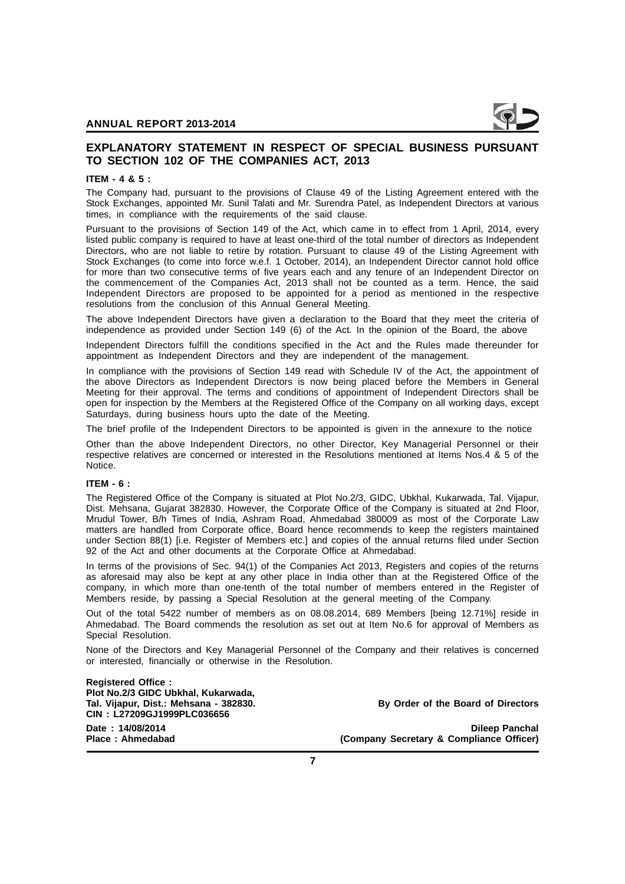## EXPLANATORY STATEMENT IN RESPECT OF SPECIAL BUSINESS PURSUANT TO SECTION 102 OF THE COMPANIES ACT, 2013

**ITEM - 4 & 5 :**

The Company had, pursuant to the provisions of Clause 49 of the Listing Agreement entered with the Stock Exchanges, appointed Mr. Sunil Talati and Mr. Surendra Patel, as Independent Directors at various times, in compliance with the requirements of the said clause.

Pursuant to the provisions of Section 149 of the Act, which came in to effect from 1 April, 2014, every listed public company is required to have at least one-third of the total number of directors as Independent Directors, who are not liable to retire by rotation. Pursuant to clause 49 of the Listing Agreement with Stock Exchanges (to come into force w.e.f. 1 October, 2014), an Independent Director cannot hold office for more than two consecutive terms of five years each and any tenure of an Independent Director on the commencement of the Companies Act, 2013 shall not be counted as a term. Hence, the said Independent Directors are proposed to be appointed for a period as mentioned in the respective resolutions from the conclusion of this Annual General Meeting.

The above Independent Directors have given a declaration to the Board that they meet the criteria of independence as provided under Section 149 (6) of the Act. In the opinion of the Board, the above

Independent Directors fulfill the conditions specified in the Act and the Rules made thereunder for appointment as Independent Directors and they are independent of the management.

In compliance with the provisions of Section 149 read with Schedule IV of the Act, the appointment of the above Directors as Independent Directors is now being placed before the Members in General Meeting for their approval. The terms and conditions of appointment of Independent Directors shall be open for inspection by the Members at the Registered Office of the Company on all working days, except Saturdays, during business hours upto the date of the Meeting.

The brief profile of the Independent Directors to be appointed is given in the annexure to the notice

Other than the above Independent Directors, no other Director, Key Managerial Personnel or their respective relatives are concerned or interested in the Resolutions mentioned at Items Nos.4 & 5 of the Notice.

**ITEM - 6 :**

The Registered Office of the Company is situated at Plot No.2/3, GIDC, Ubkhal, Kukarwada, Tal. Vijapur, Dist. Mehsana, Gujarat 382830. However, the Corporate Office of the Company is situated at 2nd Floor, Mrudul Tower, B/h Times of India, Ashram Road, Ahmedabad 380009 as most of the Corporate Law matters are handled from Corporate office, Board hence recommends to keep the registers maintained under Section 88(1) [i.e. Register of Members etc.] and copies of the annual returns filed under Section 92 of the Act and other documents at the Corporate Office at Ahmedabad.

In terms of the provisions of Sec. 94(1) of the Companies Act 2013, Registers and copies of the returns as aforesaid may also be kept at any other place in India other than at the Registered Office of the company, in which more than one-tenth of the total number of members entered in the Register of Members reside, by passing a Special Resolution at the general meeting of the Company.

Out of the total 5422 number of members as on 08.08.2014, 689 Members [being 12.71%] reside in Ahmedabad. The Board commends the resolution as set out at Item No.6 for approval of Members as Special Resolution.

None of the Directors and Key Managerial Personnel of the Company and their relatives is concerned or interested, financially or otherwise in the Resolution.

**Registered Office :**
**Plot No.2/3 GIDC Ubkhal, Kukarwada,**
**Tal. Vijapur, Dist.: Mehsana - 382830.**
**CIN : L27209GJ1999PLC036656**

**By Order of the Board of Directors**

**Date : 14/08/2014**
**Place : Ahmedabad**

**Dileep Panchal**
**(Company Secretary & Compliance Officer)**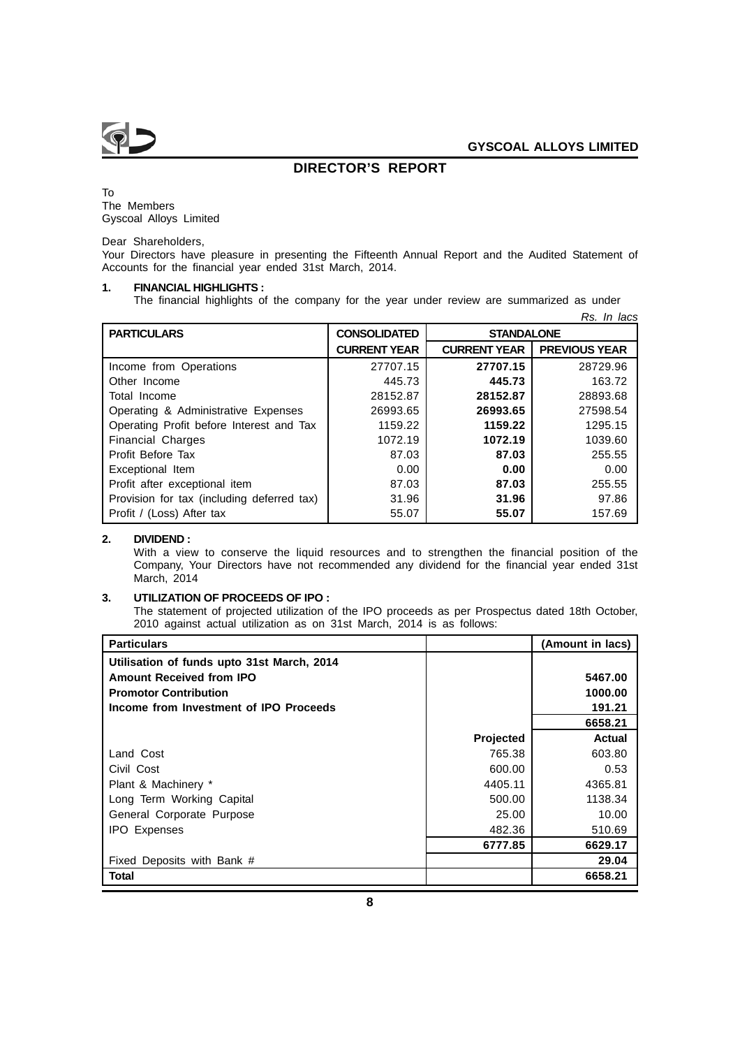# DIRECTOR'S REPORT

To
The Members
Gyscoal Alloys Limited

Dear Shareholders,

Your Directors have pleasure in presenting the Fifteenth Annual Report and the Audited Statement of Accounts for the financial year ended 31st March, 2014.

**1. FINANCIAL HIGHLIGHTS :**

The financial highlights of the company for the year under review are summarized as under

*Rs. In lacs*

| PARTICULARS | CONSOLIDATED | STANDALONE | |
|---|---|---|---|
| | CURRENT YEAR | CURRENT YEAR | PREVIOUS YEAR |
| Income from Operations | 27707.15 | **27707.15** | 28729.96 |
| Other Income | 445.73 | **445.73** | 163.72 |
| Total Income | 28152.87 | **28152.87** | 28893.68 |
| Operating & Administrative Expenses | 26993.65 | **26993.65** | 27598.54 |
| Operating Profit before Interest and Tax | 1159.22 | **1159.22** | 1295.15 |
| Financial Charges | 1072.19 | **1072.19** | 1039.60 |
| Profit Before Tax | 87.03 | **87.03** | 255.55 |
| Exceptional Item | 0.00 | **0.00** | 0.00 |
| Profit after exceptional item | 87.03 | **87.03** | 255.55 |
| Provision for tax (including deferred tax) | 31.96 | **31.96** | 97.86 |
| Profit / (Loss) After tax | 55.07 | **55.07** | 157.69 |

**2. DIVIDEND :**

With a view to conserve the liquid resources and to strengthen the financial position of the Company, Your Directors have not recommended any dividend for the financial year ended 31st March, 2014

**3. UTILIZATION OF PROCEEDS OF IPO :**

The statement of projected utilization of the IPO proceeds as per Prospectus dated 18th October, 2010 against actual utilization as on 31st March, 2014 is as follows:

| Particulars | | (Amount in lacs) |
|---|---|---|
| **Utilisation of funds upto 31st March, 2014** | | |
| **Amount Received from IPO** | | **5467.00** |
| **Promotor Contribution** | | **1000.00** |
| **Income from Investment of IPO Proceeds** | | **191.21** |
| | | **6658.21** |
| | **Projected** | **Actual** |
| Land Cost | 765.38 | 603.80 |
| Civil Cost | 600.00 | 0.53 |
| Plant & Machinery * | 4405.11 | 4365.81 |
| Long Term Working Capital | 500.00 | 1138.34 |
| General Corporate Purpose | 25.00 | 10.00 |
| IPO Expenses | 482.36 | 510.69 |
| | **6777.85** | **6629.17** |
| Fixed Deposits with Bank # | | **29.04** |
| **Total** | | **6658.21** |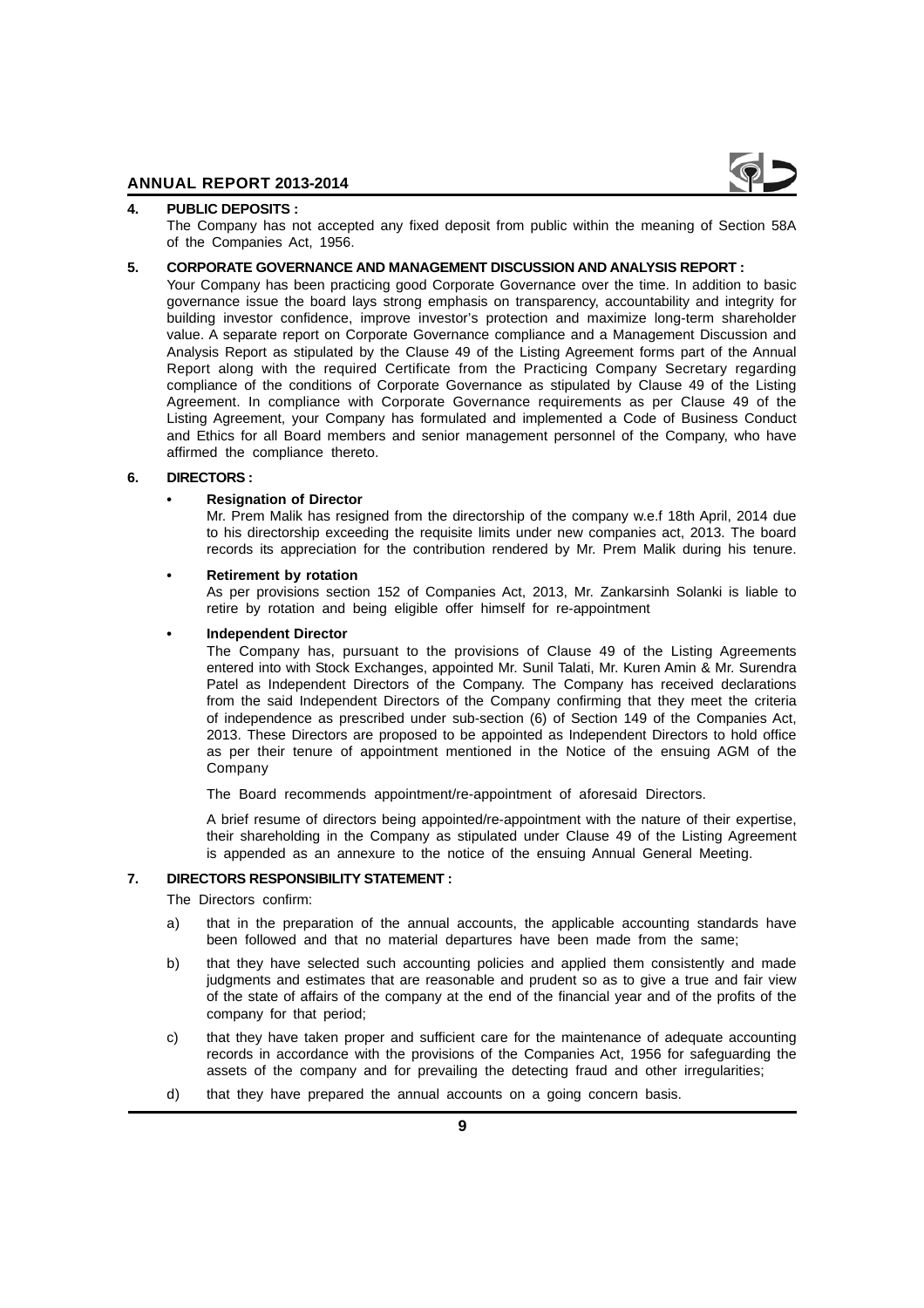## 4. PUBLIC DEPOSITS :

The Company has not accepted any fixed deposit from public within the meaning of Section 58A of the Companies Act, 1956.

## 5. CORPORATE GOVERNANCE AND MANAGEMENT DISCUSSION AND ANALYSIS REPORT :

Your Company has been practicing good Corporate Governance over the time. In addition to basic governance issue the board lays strong emphasis on transparency, accountability and integrity for building investor confidence, improve investor's protection and maximize long-term shareholder value. A separate report on Corporate Governance compliance and a Management Discussion and Analysis Report as stipulated by the Clause 49 of the Listing Agreement forms part of the Annual Report along with the required Certificate from the Practicing Company Secretary regarding compliance of the conditions of Corporate Governance as stipulated by Clause 49 of the Listing Agreement. In compliance with Corporate Governance requirements as per Clause 49 of the Listing Agreement, your Company has formulated and implemented a Code of Business Conduct and Ethics for all Board members and senior management personnel of the Company, who have affirmed the compliance thereto.

## 6. DIRECTORS :

- **Resignation of Director**

  Mr. Prem Malik has resigned from the directorship of the company w.e.f 18th April, 2014 due to his directorship exceeding the requisite limits under new companies act, 2013. The board records its appreciation for the contribution rendered by Mr. Prem Malik during his tenure.

- **Retirement by rotation**

  As per provisions section 152 of Companies Act, 2013, Mr. Zankarsinh Solanki is liable to retire by rotation and being eligible offer himself for re-appointment

- **Independent Director**

  The Company has, pursuant to the provisions of Clause 49 of the Listing Agreements entered into with Stock Exchanges, appointed Mr. Sunil Talati, Mr. Kuren Amin & Mr. Surendra Patel as Independent Directors of the Company. The Company has received declarations from the said Independent Directors of the Company confirming that they meet the criteria of independence as prescribed under sub-section (6) of Section 149 of the Companies Act, 2013. These Directors are proposed to be appointed as Independent Directors to hold office as per their tenure of appointment mentioned in the Notice of the ensuing AGM of the Company

  The Board recommends appointment/re-appointment of aforesaid Directors.

  A brief resume of directors being appointed/re-appointment with the nature of their expertise, their shareholding in the Company as stipulated under Clause 49 of the Listing Agreement is appended as an annexure to the notice of the ensuing Annual General Meeting.

## 7. DIRECTORS RESPONSIBILITY STATEMENT :

The Directors confirm:

a) that in the preparation of the annual accounts, the applicable accounting standards have been followed and that no material departures have been made from the same;

b) that they have selected such accounting policies and applied them consistently and made judgments and estimates that are reasonable and prudent so as to give a true and fair view of the state of affairs of the company at the end of the financial year and of the profits of the company for that period;

c) that they have taken proper and sufficient care for the maintenance of adequate accounting records in accordance with the provisions of the Companies Act, 1956 for safeguarding the assets of the company and for prevailing the detecting fraud and other irregularities;

d) that they have prepared the annual accounts on a going concern basis.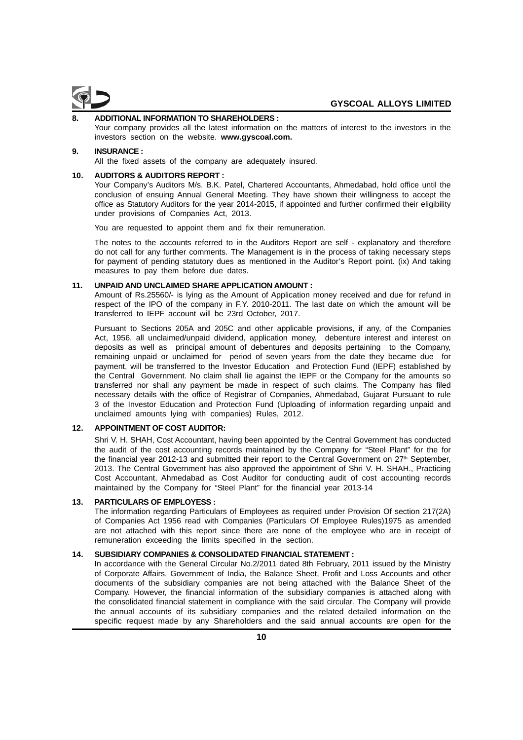## 8. ADDITIONAL INFORMATION TO SHAREHOLDERS :

Your company provides all the latest information on the matters of interest to the investors in the investors section on the website. **www.gyscoal.com.**

## 9. INSURANCE :

All the fixed assets of the company are adequately insured.

## 10. AUDITORS & AUDITORS REPORT :

Your Company's Auditors M/s. B.K. Patel, Chartered Accountants, Ahmedabad, hold office until the conclusion of ensuing Annual General Meeting. They have shown their willingness to accept the office as Statutory Auditors for the year 2014-2015, if appointed and further confirmed their eligibility under provisions of Companies Act, 2013.

You are requested to appoint them and fix their remuneration.

The notes to the accounts referred to in the Auditors Report are self - explanatory and therefore do not call for any further comments. The Management is in the process of taking necessary steps for payment of pending statutory dues as mentioned in the Auditor's Report point. (ix) And taking measures to pay them before due dates.

## 11. UNPAID AND UNCLAIMED SHARE APPLICATION AMOUNT :

Amount of Rs.25560/- is lying as the Amount of Application money received and due for refund in respect of the IPO of the company in F.Y. 2010-2011. The last date on which the amount will be transferred to IEPF account will be 23rd October, 2017.

Pursuant to Sections 205A and 205C and other applicable provisions, if any, of the Companies Act, 1956, all unclaimed/unpaid dividend, application money, debenture interest and interest on deposits as well as principal amount of debentures and deposits pertaining to the Company, remaining unpaid or unclaimed for period of seven years from the date they became due for payment, will be transferred to the Investor Education and Protection Fund (IEPF) established by the Central Government. No claim shall lie against the IEPF or the Company for the amounts so transferred nor shall any payment be made in respect of such claims. The Company has filed necessary details with the office of Registrar of Companies, Ahmedabad, Gujarat Pursuant to rule 3 of the Investor Education and Protection Fund (Uploading of information regarding unpaid and unclaimed amounts lying with companies) Rules, 2012.

## 12. APPOINTMENT OF COST AUDITOR:

Shri V. H. SHAH, Cost Accountant, having been appointed by the Central Government has conducted the audit of the cost accounting records maintained by the Company for "Steel Plant" for the for the financial year 2012-13 and submitted their report to the Central Government on 27th September, 2013. The Central Government has also approved the appointment of Shri V. H. SHAH., Practicing Cost Accountant, Ahmedabad as Cost Auditor for conducting audit of cost accounting records maintained by the Company for "Steel Plant" for the financial year 2013-14

## 13. PARTICULARS OF EMPLOYESS :

The information regarding Particulars of Employees as required under Provision Of section 217(2A) of Companies Act 1956 read with Companies (Particulars Of Employee Rules)1975 as amended are not attached with this report since there are none of the employee who are in receipt of remuneration exceeding the limits specified in the section.

## 14. SUBSIDIARY COMPANIES & CONSOLIDATED FINANCIAL STATEMENT :

In accordance with the General Circular No.2/2011 dated 8th February, 2011 issued by the Ministry of Corporate Affairs, Government of India, the Balance Sheet, Profit and Loss Accounts and other documents of the subsidiary companies are not being attached with the Balance Sheet of the Company. However, the financial information of the subsidiary companies is attached along with the consolidated financial statement in compliance with the said circular. The Company will provide the annual accounts of its subsidiary companies and the related detailed information on the specific request made by any Shareholders and the said annual accounts are open for the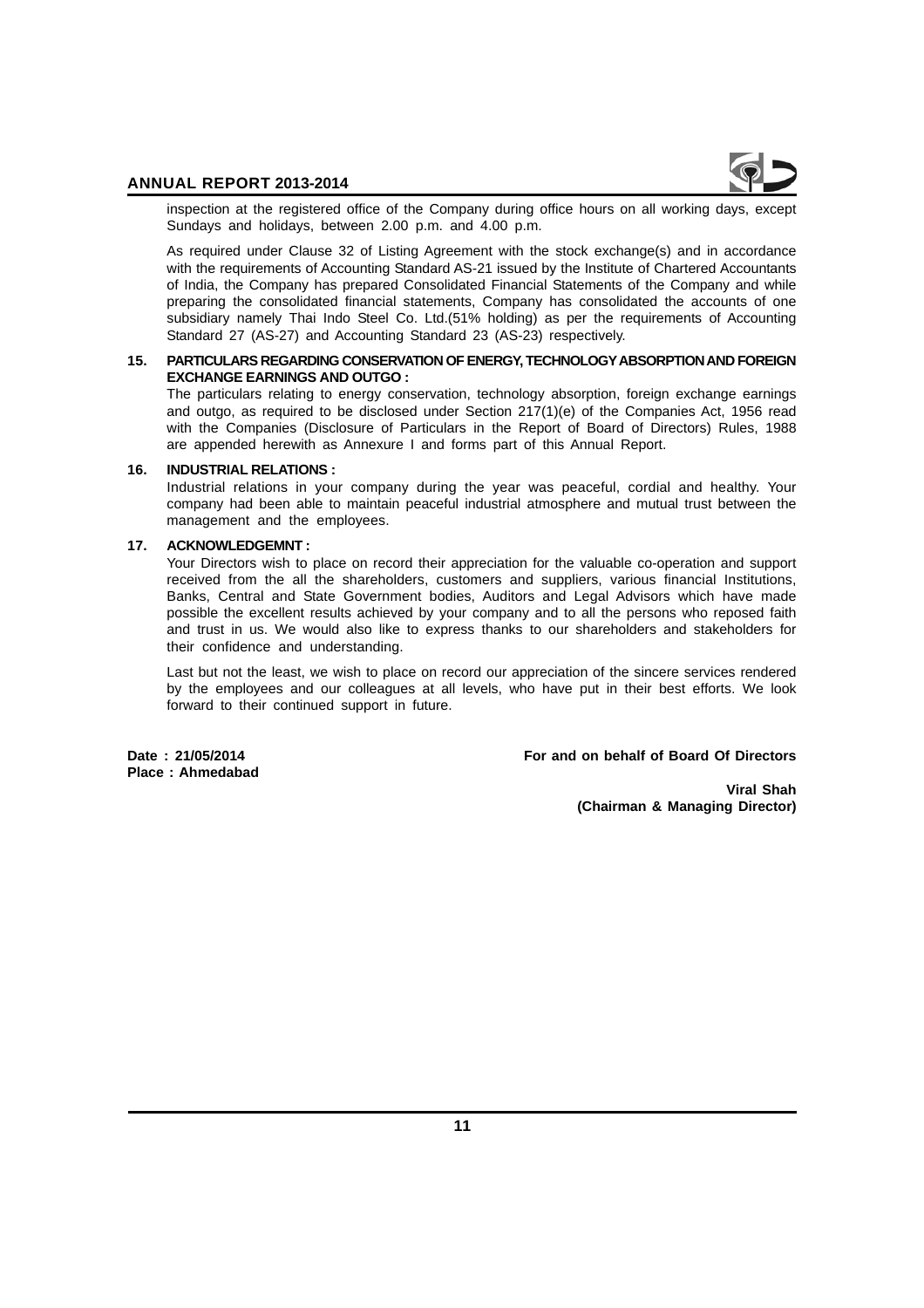inspection at the registered office of the Company during office hours on all working days, except Sundays and holidays, between 2.00 p.m. and 4.00 p.m.

As required under Clause 32 of Listing Agreement with the stock exchange(s) and in accordance with the requirements of Accounting Standard AS-21 issued by the Institute of Chartered Accountants of India, the Company has prepared Consolidated Financial Statements of the Company and while preparing the consolidated financial statements, Company has consolidated the accounts of one subsidiary namely Thai Indo Steel Co. Ltd.(51% holding) as per the requirements of Accounting Standard 27 (AS-27) and Accounting Standard 23 (AS-23) respectively.

**15. PARTICULARS REGARDING CONSERVATION OF ENERGY, TECHNOLOGY ABSORPTION AND FOREIGN EXCHANGE EARNINGS AND OUTGO :**

The particulars relating to energy conservation, technology absorption, foreign exchange earnings and outgo, as required to be disclosed under Section 217(1)(e) of the Companies Act, 1956 read with the Companies (Disclosure of Particulars in the Report of Board of Directors) Rules, 1988 are appended herewith as Annexure I and forms part of this Annual Report.

**16. INDUSTRIAL RELATIONS :**

Industrial relations in your company during the year was peaceful, cordial and healthy. Your company had been able to maintain peaceful industrial atmosphere and mutual trust between the management and the employees.

**17. ACKNOWLEDGEMNT :**

Your Directors wish to place on record their appreciation for the valuable co-operation and support received from the all the shareholders, customers and suppliers, various financial Institutions, Banks, Central and State Government bodies, Auditors and Legal Advisors which have made possible the excellent results achieved by your company and to all the persons who reposed faith and trust in us. We would also like to express thanks to our shareholders and stakeholders for their confidence and understanding.

Last but not the least, we wish to place on record our appreciation of the sincere services rendered by the employees and our colleagues at all levels, who have put in their best efforts. We look forward to their continued support in future.

**Date : 21/05/2014**
**Place : Ahmedabad**

**For and on behalf of Board Of Directors**

**Viral Shah**
**(Chairman & Managing Director)**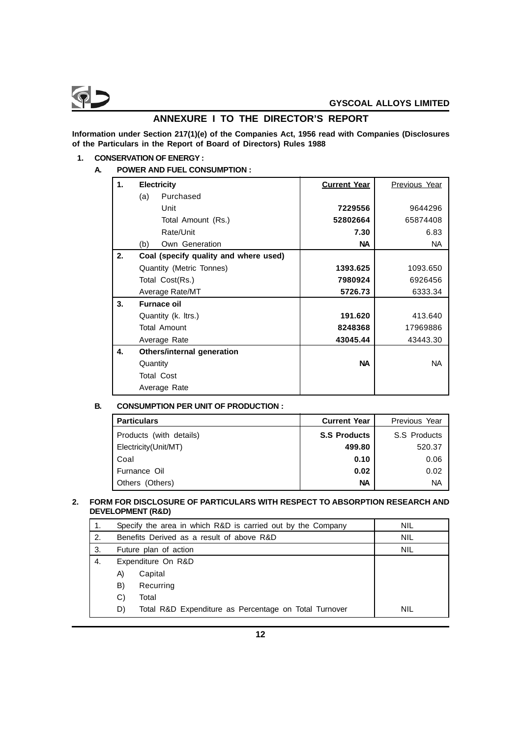# ANNEXURE I TO THE DIRECTOR'S REPORT

**Information under Section 217(1)(e) of the Companies Act, 1956 read with Companies (Disclosures of the Particulars in the Report of Board of Directors) Rules 1988**

**1. CONSERVATION OF ENERGY :**

**A. POWER AND FUEL CONSUMPTION :**

| | | Current Year | Previous Year |
|---|---|---|---|
| **1.** | **Electricity** | | |
| | (a) Purchased | | |
| | Unit | **7229556** | 9644296 |
| | Total Amount (Rs.) | **52802664** | 65874408 |
| | Rate/Unit | **7.30** | 6.83 |
| | (b) Own Generation | **NA** | NA |
| **2.** | **Coal (specify quality and where used)** | | |
| | Quantity (Metric Tonnes) | **1393.625** | 1093.650 |
| | Total Cost(Rs.) | **7980924** | 6926456 |
| | Average Rate/MT | **5726.73** | 6333.34 |
| **3.** | **Furnace oil** | | |
| | Quantity (k. ltrs.) | **191.620** | 413.640 |
| | Total Amount | **8248368** | 17969886 |
| | Average Rate | **43045.44** | 43443.30 |
| **4.** | **Others/internal generation** | | |
| | Quantity | **NA** | NA |
| | Total Cost | | |
| | Average Rate | | |

**B. CONSUMPTION PER UNIT OF PRODUCTION :**

| Particulars | Current Year | Previous Year |
|---|---|---|
| Products (with details) | **S.S Products** | S.S Products |
| Electricity(Unit/MT) | **499.80** | 520.37 |
| Coal | **0.10** | 0.06 |
| Furnance Oil | **0.02** | 0.02 |
| Others (Others) | **NA** | NA |

**2. FORM FOR DISCLOSURE OF PARTICULARS WITH RESPECT TO ABSORPTION RESEARCH AND DEVELOPMENT (R&D)**

| | | |
|---|---|---|
| 1. | Specify the area in which R&D is carried out by the Company | NIL |
| 2. | Benefits Derived as a result of above R&D | NIL |
| 3. | Future plan of action | NIL |
| 4. | Expenditure On R&D | |
| | A) Capital | |
| | B) Recurring | |
| | C) Total | |
| | D) Total R&D Expenditure as Percentage on Total Turnover | NIL |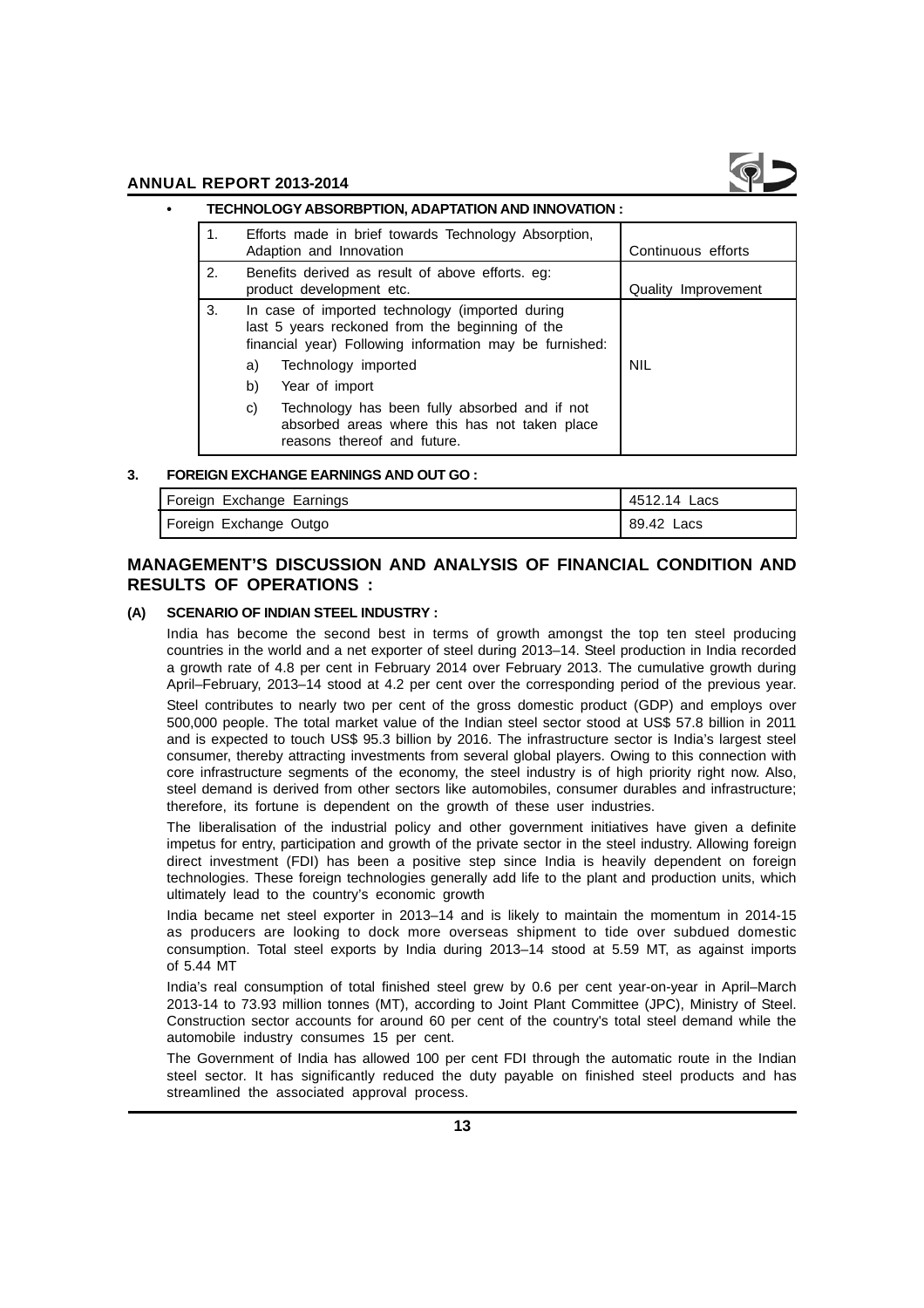- **TECHNOLOGY ABSORBPTION, ADAPTATION AND INNOVATION :**

| | | |
|---|---|---|
| 1. | Efforts made in brief towards Technology Absorption, Adaption and Innovation | Continuous efforts |
| 2. | Benefits derived as result of above efforts. eg: product development etc. | Quality Improvement |
| 3. | In case of imported technology (imported during last 5 years reckoned from the beginning of the financial year) Following information may be furnished: a) Technology imported b) Year of import c) Technology has been fully absorbed and if not absorbed areas where this has not taken place reasons thereof and future. | NIL |

**3. FOREIGN EXCHANGE EARNINGS AND OUT GO :**

| | |
|---|---|
| Foreign Exchange Earnings | 4512.14 Lacs |
| Foreign Exchange Outgo | 89.42 Lacs |

## MANAGEMENT'S DISCUSSION AND ANALYSIS OF FINANCIAL CONDITION AND RESULTS OF OPERATIONS :

**(A) SCENARIO OF INDIAN STEEL INDUSTRY :**

India has become the second best in terms of growth amongst the top ten steel producing countries in the world and a net exporter of steel during 2013–14. Steel production in India recorded a growth rate of 4.8 per cent in February 2014 over February 2013. The cumulative growth during April–February, 2013–14 stood at 4.2 per cent over the corresponding period of the previous year.

Steel contributes to nearly two per cent of the gross domestic product (GDP) and employs over 500,000 people. The total market value of the Indian steel sector stood at US$ 57.8 billion in 2011 and is expected to touch US$ 95.3 billion by 2016. The infrastructure sector is India's largest steel consumer, thereby attracting investments from several global players. Owing to this connection with core infrastructure segments of the economy, the steel industry is of high priority right now. Also, steel demand is derived from other sectors like automobiles, consumer durables and infrastructure; therefore, its fortune is dependent on the growth of these user industries.

The liberalisation of the industrial policy and other government initiatives have given a definite impetus for entry, participation and growth of the private sector in the steel industry. Allowing foreign direct investment (FDI) has been a positive step since India is heavily dependent on foreign technologies. These foreign technologies generally add life to the plant and production units, which ultimately lead to the country's economic growth

India became net steel exporter in 2013–14 and is likely to maintain the momentum in 2014-15 as producers are looking to dock more overseas shipment to tide over subdued domestic consumption. Total steel exports by India during 2013–14 stood at 5.59 MT, as against imports of 5.44 MT

India's real consumption of total finished steel grew by 0.6 per cent year-on-year in April–March 2013-14 to 73.93 million tonnes (MT), according to Joint Plant Committee (JPC), Ministry of Steel. Construction sector accounts for around 60 per cent of the country's total steel demand while the automobile industry consumes 15 per cent.

The Government of India has allowed 100 per cent FDI through the automatic route in the Indian steel sector. It has significantly reduced the duty payable on finished steel products and has streamlined the associated approval process.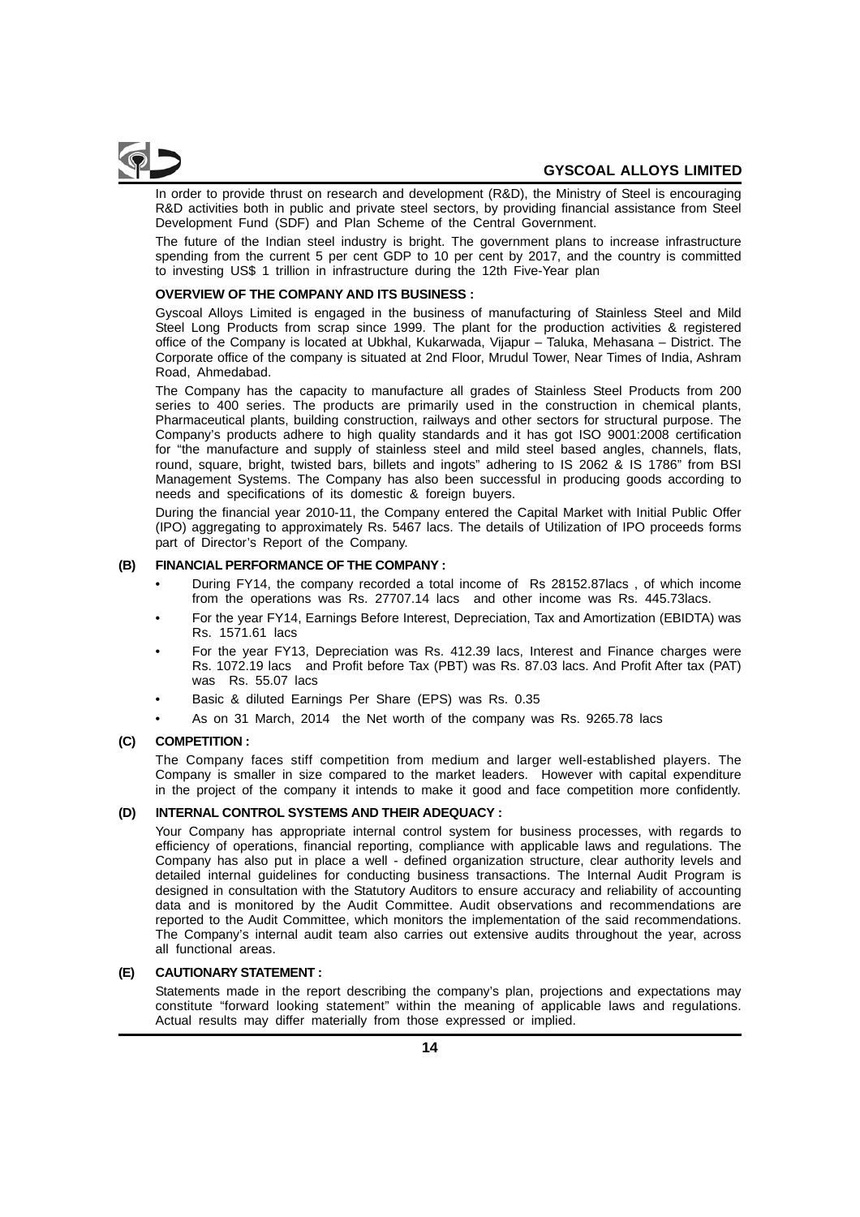In order to provide thrust on research and development (R&D), the Ministry of Steel is encouraging R&D activities both in public and private steel sectors, by providing financial assistance from Steel Development Fund (SDF) and Plan Scheme of the Central Government.

The future of the Indian steel industry is bright. The government plans to increase infrastructure spending from the current 5 per cent GDP to 10 per cent by 2017, and the country is committed to investing US$ 1 trillion in infrastructure during the 12th Five-Year plan

**OVERVIEW OF THE COMPANY AND ITS BUSINESS :**

Gyscoal Alloys Limited is engaged in the business of manufacturing of Stainless Steel and Mild Steel Long Products from scrap since 1999. The plant for the production activities & registered office of the Company is located at Ubkhal, Kukarwada, Vijapur – Taluka, Mehasana – District. The Corporate office of the company is situated at 2nd Floor, Mrudul Tower, Near Times of India, Ashram Road, Ahmedabad.

The Company has the capacity to manufacture all grades of Stainless Steel Products from 200 series to 400 series. The products are primarily used in the construction in chemical plants, Pharmaceutical plants, building construction, railways and other sectors for structural purpose. The Company's products adhere to high quality standards and it has got ISO 9001:2008 certification for "the manufacture and supply of stainless steel and mild steel based angles, channels, flats, round, square, bright, twisted bars, billets and ingots" adhering to IS 2062 & IS 1786" from BSI Management Systems. The Company has also been successful in producing goods according to needs and specifications of its domestic & foreign buyers.

During the financial year 2010-11, the Company entered the Capital Market with Initial Public Offer (IPO) aggregating to approximately Rs. 5467 lacs. The details of Utilization of IPO proceeds forms part of Director's Report of the Company.

**(B) FINANCIAL PERFORMANCE OF THE COMPANY :**

- During FY14, the company recorded a total income of Rs 28152.87lacs , of which income from the operations was Rs. 27707.14 lacs and other income was Rs. 445.73lacs.
- For the year FY14, Earnings Before Interest, Depreciation, Tax and Amortization (EBIDTA) was Rs. 1571.61 lacs
- For the year FY13, Depreciation was Rs. 412.39 lacs, Interest and Finance charges were Rs. 1072.19 lacs and Profit before Tax (PBT) was Rs. 87.03 lacs. And Profit After tax (PAT) was Rs. 55.07 lacs
- Basic & diluted Earnings Per Share (EPS) was Rs. 0.35
- As on 31 March, 2014 the Net worth of the company was Rs. 9265.78 lacs

**(C) COMPETITION :**

The Company faces stiff competition from medium and larger well-established players. The Company is smaller in size compared to the market leaders. However with capital expenditure in the project of the company it intends to make it good and face competition more confidently.

**(D) INTERNAL CONTROL SYSTEMS AND THEIR ADEQUACY :**

Your Company has appropriate internal control system for business processes, with regards to efficiency of operations, financial reporting, compliance with applicable laws and regulations. The Company has also put in place a well - defined organization structure, clear authority levels and detailed internal guidelines for conducting business transactions. The Internal Audit Program is designed in consultation with the Statutory Auditors to ensure accuracy and reliability of accounting data and is monitored by the Audit Committee. Audit observations and recommendations are reported to the Audit Committee, which monitors the implementation of the said recommendations. The Company's internal audit team also carries out extensive audits throughout the year, across all functional areas.

**(E) CAUTIONARY STATEMENT :**

Statements made in the report describing the company's plan, projections and expectations may constitute "forward looking statement" within the meaning of applicable laws and regulations. Actual results may differ materially from those expressed or implied.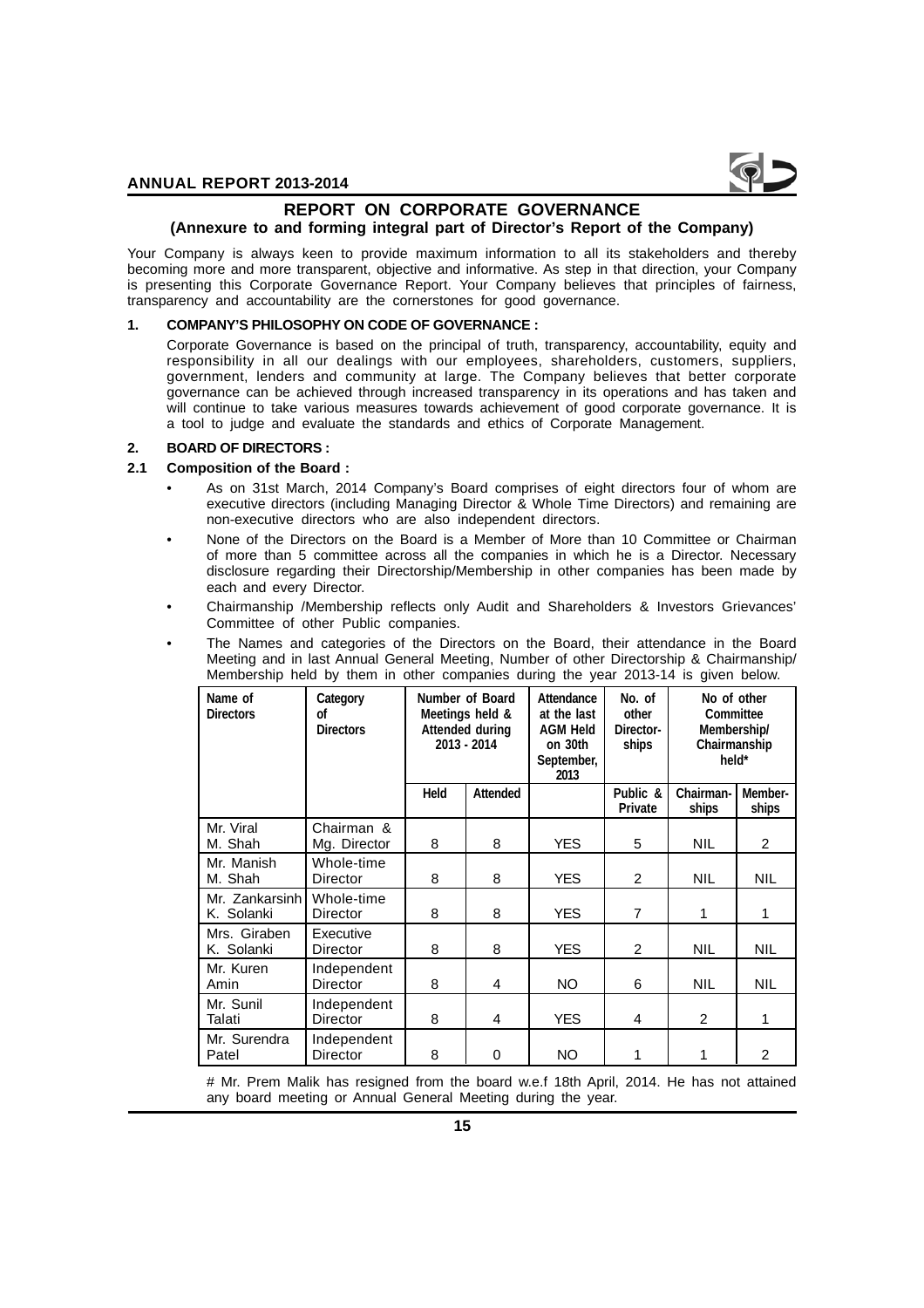# REPORT ON CORPORATE GOVERNANCE

**(Annexure to and forming integral part of Director's Report of the Company)**

Your Company is always keen to provide maximum information to all its stakeholders and thereby becoming more and more transparent, objective and informative. As step in that direction, your Company is presenting this Corporate Governance Report. Your Company believes that principles of fairness, transparency and accountability are the cornerstones for good governance.

## 1. COMPANY'S PHILOSOPHY ON CODE OF GOVERNANCE :

Corporate Governance is based on the principal of truth, transparency, accountability, equity and responsibility in all our dealings with our employees, shareholders, customers, suppliers, government, lenders and community at large. The Company believes that better corporate governance can be achieved through increased transparency in its operations and has taken and will continue to take various measures towards achievement of good corporate governance. It is a tool to judge and evaluate the standards and ethics of Corporate Management.

## 2. BOARD OF DIRECTORS :

### 2.1 Composition of the Board :

- As on 31st March, 2014 Company's Board comprises of eight directors four of whom are executive directors (including Managing Director & Whole Time Directors) and remaining are non-executive directors who are also independent directors.
- None of the Directors on the Board is a Member of More than 10 Committee or Chairman of more than 5 committee across all the companies in which he is a Director. Necessary disclosure regarding their Directorship/Membership in other companies has been made by each and every Director.
- Chairmanship /Membership reflects only Audit and Shareholders & Investors Grievances' Committee of other Public companies.
- The Names and categories of the Directors on the Board, their attendance in the Board Meeting and in last Annual General Meeting, Number of other Directorship & Chairmanship/ Membership held by them in other companies during the year 2013-14 is given below.

| Name of Directors | Category of Directors | Number of Board Meetings held & Attended during 2013 - 2014 | | Attendance at the last AGM Held on 30th September, 2013 | No. of other Director-ships | No of other Committee Membership/ Chairmanship held* | |
|---|---|---|---|---|---|---|---|
| | | Held | Attended | | Public & Private | Chairman-ships | Member-ships |
| Mr. Viral M. Shah | Chairman & Mg. Director | 8 | 8 | YES | 5 | NIL | 2 |
| Mr. Manish M. Shah | Whole-time Director | 8 | 8 | YES | 2 | NIL | NIL |
| Mr. Zankarsinh K. Solanki | Whole-time Director | 8 | 8 | YES | 7 | 1 | 1 |
| Mrs. Giraben K. Solanki | Executive Director | 8 | 8 | YES | 2 | NIL | NIL |
| Mr. Kuren Amin | Independent Director | 8 | 4 | NO | 6 | NIL | NIL |
| Mr. Sunil Talati | Independent Director | 8 | 4 | YES | 4 | 2 | 1 |
| Mr. Surendra Patel | Independent Director | 8 | 0 | NO | 1 | 1 | 2 |

# Mr. Prem Malik has resigned from the board w.e.f 18th April, 2014. He has not attained any board meeting or Annual General Meeting during the year.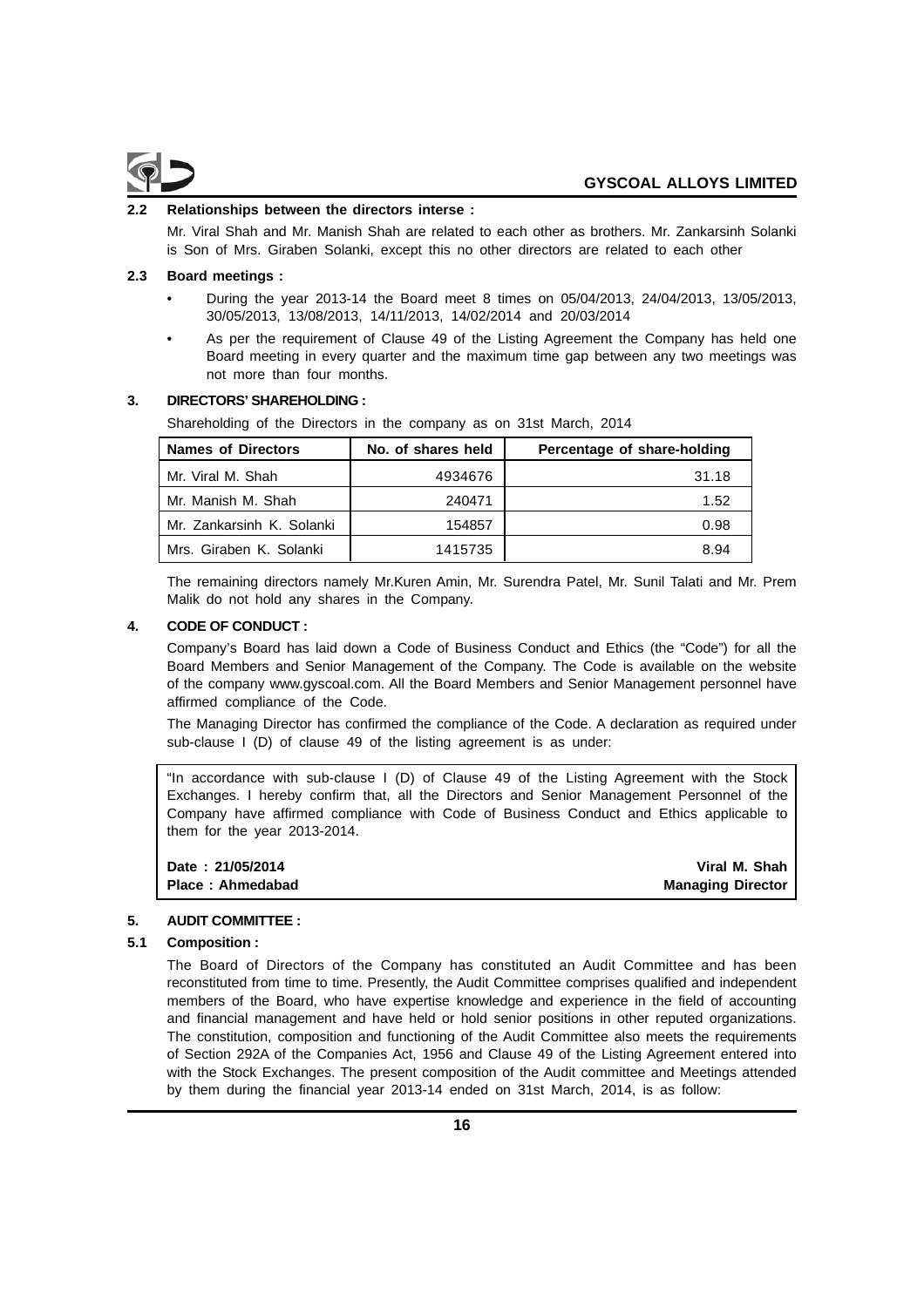### 2.2 Relationships between the directors interse :

Mr. Viral Shah and Mr. Manish Shah are related to each other as brothers. Mr. Zankarsinh Solanki is Son of Mrs. Giraben Solanki, except this no other directors are related to each other

### 2.3 Board meetings :

- During the year 2013-14 the Board meet 8 times on 05/04/2013, 24/04/2013, 13/05/2013, 30/05/2013, 13/08/2013, 14/11/2013, 14/02/2014 and 20/03/2014
- As per the requirement of Clause 49 of the Listing Agreement the Company has held one Board meeting in every quarter and the maximum time gap between any two meetings was not more than four months.

## 3. DIRECTORS' SHAREHOLDING :

Shareholding of the Directors in the company as on 31st March, 2014

| Names of Directors | No. of shares held | Percentage of share-holding |
|---|---|---|
| Mr. Viral M. Shah | 4934676 | 31.18 |
| Mr. Manish M. Shah | 240471 | 1.52 |
| Mr. Zankarsinh K. Solanki | 154857 | 0.98 |
| Mrs. Giraben K. Solanki | 1415735 | 8.94 |

The remaining directors namely Mr.Kuren Amin, Mr. Surendra Patel, Mr. Sunil Talati and Mr. Prem Malik do not hold any shares in the Company.

## 4. CODE OF CONDUCT :

Company's Board has laid down a Code of Business Conduct and Ethics (the "Code") for all the Board Members and Senior Management of the Company. The Code is available on the website of the company www.gyscoal.com. All the Board Members and Senior Management personnel have affirmed compliance of the Code.

The Managing Director has confirmed the compliance of the Code. A declaration as required under sub-clause I (D) of clause 49 of the listing agreement is as under:

"In accordance with sub-clause I (D) of Clause 49 of the Listing Agreement with the Stock Exchanges. I hereby confirm that, all the Directors and Senior Management Personnel of the Company have affirmed compliance with Code of Business Conduct and Ethics applicable to them for the year 2013-2014.

**Date : 21/05/2014**
**Place : Ahmedabad**

**Viral M. Shah**
**Managing Director**

## 5. AUDIT COMMITTEE :

### 5.1 Composition :

The Board of Directors of the Company has constituted an Audit Committee and has been reconstituted from time to time. Presently, the Audit Committee comprises qualified and independent members of the Board, who have expertise knowledge and experience in the field of accounting and financial management and have held or hold senior positions in other reputed organizations. The constitution, composition and functioning of the Audit Committee also meets the requirements of Section 292A of the Companies Act, 1956 and Clause 49 of the Listing Agreement entered into with the Stock Exchanges. The present composition of the Audit committee and Meetings attended by them during the financial year 2013-14 ended on 31st March, 2014, is as follow: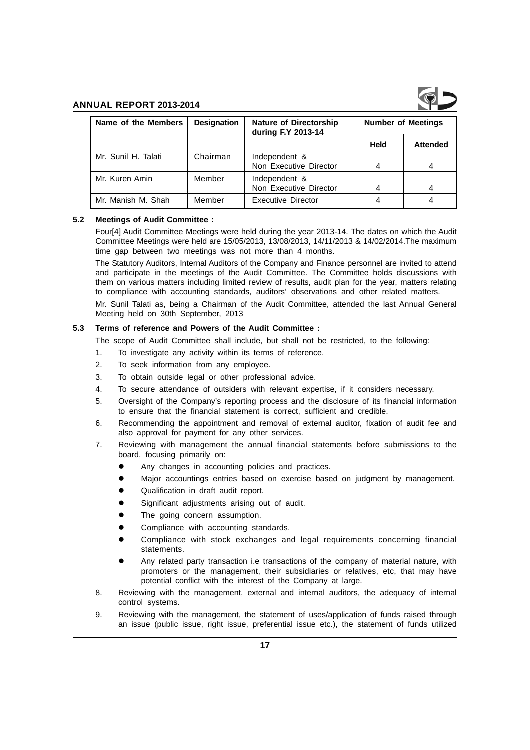| Name of the Members | Designation | Nature of Directorship during F.Y 2013-14 | Number of Meetings | |
|---|---|---|---|---|
| | | | Held | Attended |
| Mr. Sunil H. Talati | Chairman | Independent & Non Executive Director | 4 | 4 |
| Mr. Kuren Amin | Member | Independent & Non Executive Director | 4 | 4 |
| Mr. Manish M. Shah | Member | Executive Director | 4 | 4 |

**5.2 Meetings of Audit Committee :**

Four[4] Audit Committee Meetings were held during the year 2013-14. The dates on which the Audit Committee Meetings were held are 15/05/2013, 13/08/2013, 14/11/2013 & 14/02/2014.The maximum time gap between two meetings was not more than 4 months.

The Statutory Auditors, Internal Auditors of the Company and Finance personnel are invited to attend and participate in the meetings of the Audit Committee. The Committee holds discussions with them on various matters including limited review of results, audit plan for the year, matters relating to compliance with accounting standards, auditors' observations and other related matters.

Mr. Sunil Talati as, being a Chairman of the Audit Committee, attended the last Annual General Meeting held on 30th September, 2013

**5.3 Terms of reference and Powers of the Audit Committee :**

The scope of Audit Committee shall include, but shall not be restricted, to the following:

1. To investigate any activity within its terms of reference.
2. To seek information from any employee.
3. To obtain outside legal or other professional advice.
4. To secure attendance of outsiders with relevant expertise, if it considers necessary.
5. Oversight of the Company's reporting process and the disclosure of its financial information to ensure that the financial statement is correct, sufficient and credible.
6. Recommending the appointment and removal of external auditor, fixation of audit fee and also approval for payment for any other services.
7. Reviewing with management the annual financial statements before submissions to the board, focusing primarily on:
   - Any changes in accounting policies and practices.
   - Major accountings entries based on exercise based on judgment by management.
   - Qualification in draft audit report.
   - Significant adjustments arising out of audit.
   - The going concern assumption.
   - Compliance with accounting standards.
   - Compliance with stock exchanges and legal requirements concerning financial statements.
   - Any related party transaction i.e transactions of the company of material nature, with promoters or the management, their subsidiaries or relatives, etc, that may have potential conflict with the interest of the Company at large.
8. Reviewing with the management, external and internal auditors, the adequacy of internal control systems.
9. Reviewing with the management, the statement of uses/application of funds raised through an issue (public issue, right issue, preferential issue etc.), the statement of funds utilized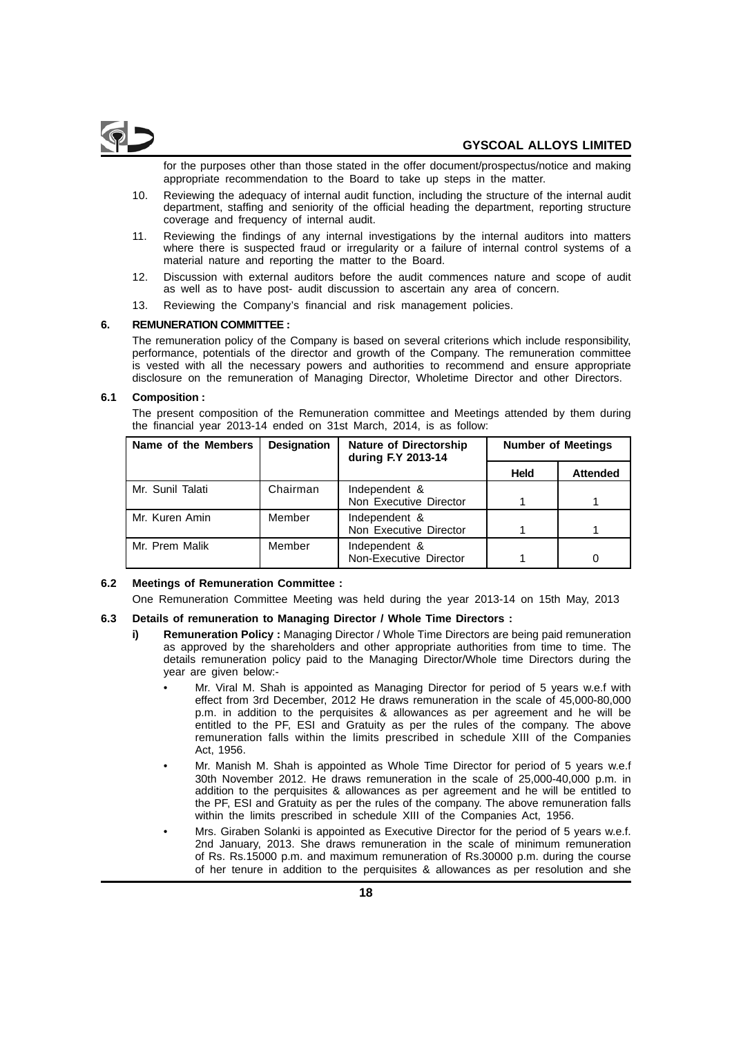for the purposes other than those stated in the offer document/prospectus/notice and making appropriate recommendation to the Board to take up steps in the matter.

10. Reviewing the adequacy of internal audit function, including the structure of the internal audit department, staffing and seniority of the official heading the department, reporting structure coverage and frequency of internal audit.
11. Reviewing the findings of any internal investigations by the internal auditors into matters where there is suspected fraud or irregularity or a failure of internal control systems of a material nature and reporting the matter to the Board.
12. Discussion with external auditors before the audit commences nature and scope of audit as well as to have post- audit discussion to ascertain any area of concern.
13. Reviewing the Company's financial and risk management policies.

## 6. REMUNERATION COMMITTEE :

The remuneration policy of the Company is based on several criterions which include responsibility, performance, potentials of the director and growth of the Company. The remuneration committee is vested with all the necessary powers and authorities to recommend and ensure appropriate disclosure on the remuneration of Managing Director, Wholetime Director and other Directors.

### 6.1 Composition :

The present composition of the Remuneration committee and Meetings attended by them during the financial year 2013-14 ended on 31st March, 2014, is as follow:

| Name of the Members | Designation | Nature of Directorship during F.Y 2013-14 | Number of Meetings | |
|---|---|---|---|---|
| | | | Held | Attended |
| Mr. Sunil Talati | Chairman | Independent & Non Executive Director | 1 | 1 |
| Mr. Kuren Amin | Member | Independent & Non Executive Director | 1 | 1 |
| Mr. Prem Malik | Member | Independent & Non-Executive Director | 1 | 0 |

### 6.2 Meetings of Remuneration Committee :

One Remuneration Committee Meeting was held during the year 2013-14 on 15th May, 2013

### 6.3 Details of remuneration to Managing Director / Whole Time Directors :

**i) Remuneration Policy :** Managing Director / Whole Time Directors are being paid remuneration as approved by the shareholders and other appropriate authorities from time to time. The details remuneration policy paid to the Managing Director/Whole time Directors during the year are given below:-

- Mr. Viral M. Shah is appointed as Managing Director for period of 5 years w.e.f with effect from 3rd December, 2012 He draws remuneration in the scale of 45,000-80,000 p.m. in addition to the perquisites & allowances as per agreement and he will be entitled to the PF, ESI and Gratuity as per the rules of the company. The above remuneration falls within the limits prescribed in schedule XIII of the Companies Act, 1956.
- Mr. Manish M. Shah is appointed as Whole Time Director for period of 5 years w.e.f 30th November 2012. He draws remuneration in the scale of 25,000-40,000 p.m. in addition to the perquisites & allowances as per agreement and he will be entitled to the PF, ESI and Gratuity as per the rules of the company. The above remuneration falls within the limits prescribed in schedule XIII of the Companies Act, 1956.
- Mrs. Giraben Solanki is appointed as Executive Director for the period of 5 years w.e.f. 2nd January, 2013. She draws remuneration in the scale of minimum remuneration of Rs. Rs.15000 p.m. and maximum remuneration of Rs.30000 p.m. during the course of her tenure in addition to the perquisites & allowances as per resolution and she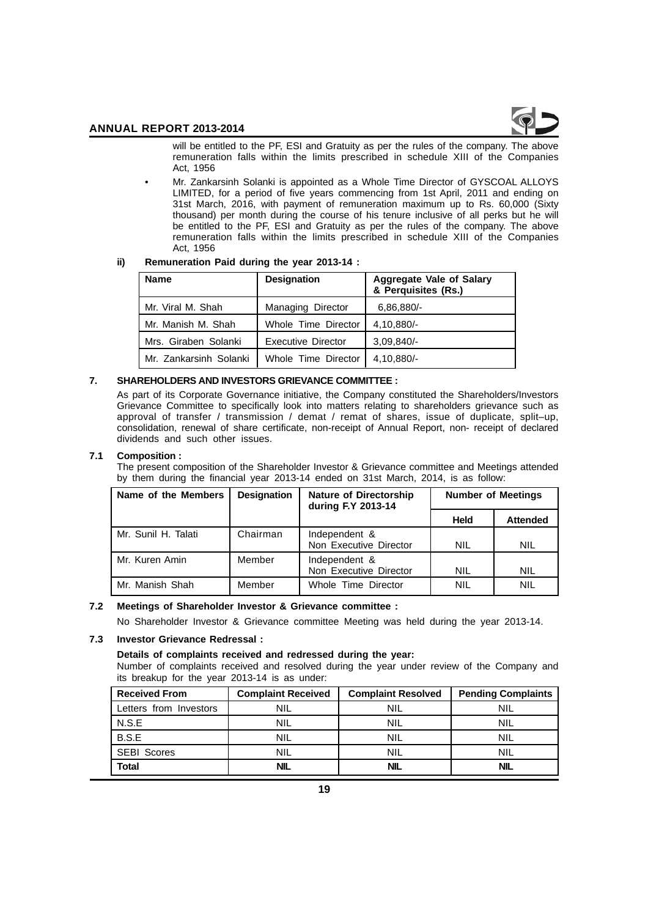will be entitled to the PF, ESI and Gratuity as per the rules of the company. The above remuneration falls within the limits prescribed in schedule XIII of the Companies Act, 1956

- Mr. Zankarsinh Solanki is appointed as a Whole Time Director of GYSCOAL ALLOYS LIMITED, for a period of five years commencing from 1st April, 2011 and ending on 31st March, 2016, with payment of remuneration maximum up to Rs. 60,000 (Sixty thousand) per month during the course of his tenure inclusive of all perks but he will be entitled to the PF, ESI and Gratuity as per the rules of the company. The above remuneration falls within the limits prescribed in schedule XIII of the Companies Act, 1956

**ii) Remuneration Paid during the year 2013-14 :**

| Name | Designation | Aggregate Vale of Salary & Perquisites (Rs.) |
|---|---|---|
| Mr. Viral M. Shah | Managing Director | 6,86,880/- |
| Mr. Manish M. Shah | Whole Time Director | 4,10,880/- |
| Mrs. Giraben Solanki | Executive Director | 3,09,840/- |
| Mr. Zankarsinh Solanki | Whole Time Director | 4,10,880/- |

## 7. SHAREHOLDERS AND INVESTORS GRIEVANCE COMMITTEE :

As part of its Corporate Governance initiative, the Company constituted the Shareholders/Investors Grievance Committee to specifically look into matters relating to shareholders grievance such as approval of transfer / transmission / demat / remat of shares, issue of duplicate, split–up, consolidation, renewal of share certificate, non-receipt of Annual Report, non- receipt of declared dividends and such other issues.

### 7.1 Composition :

The present composition of the Shareholder Investor & Grievance committee and Meetings attended by them during the financial year 2013-14 ended on 31st March, 2014, is as follow:

| Name of the Members | Designation | Nature of Directorship during F.Y 2013-14 | Number of Meetings | |
|---|---|---|---|---|
| | | | Held | Attended |
| Mr. Sunil H. Talati | Chairman | Independent & Non Executive Director | NIL | NIL |
| Mr. Kuren Amin | Member | Independent & Non Executive Director | NIL | NIL |
| Mr. Manish Shah | Member | Whole Time Director | NIL | NIL |

### 7.2 Meetings of Shareholder Investor & Grievance committee :

No Shareholder Investor & Grievance committee Meeting was held during the year 2013-14.

### 7.3 Investor Grievance Redressal :

**Details of complaints received and redressed during the year:**

Number of complaints received and resolved during the year under review of the Company and its breakup for the year 2013-14 is as under:

| Received From | Complaint Received | Complaint Resolved | Pending Complaints |
|---|---|---|---|
| Letters from Investors | NIL | NIL | NIL |
| N.S.E | NIL | NIL | NIL |
| B.S.E | NIL | NIL | NIL |
| SEBI Scores | NIL | NIL | NIL |
| **Total** | **NIL** | **NIL** | **NIL** |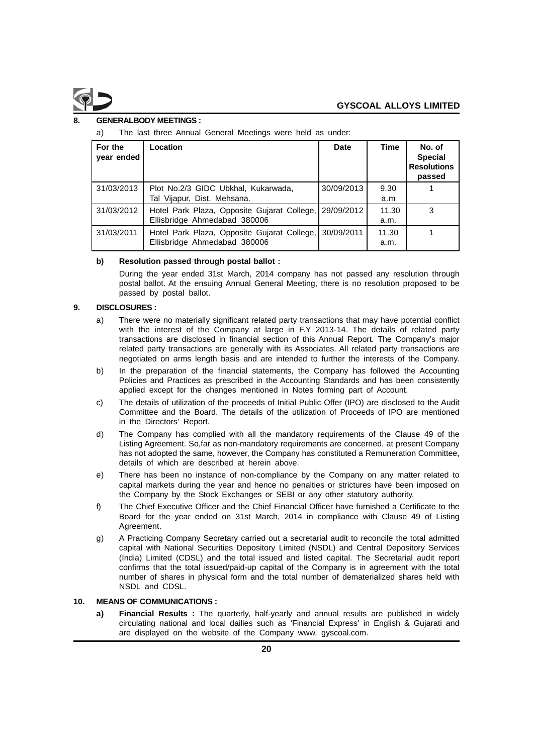## 8. GENERALBODY MEETINGS :

a) The last three Annual General Meetings were held as under:

| For the year ended | Location | Date | Time | No. of Special Resolutions passed |
|---|---|---|---|---|
| 31/03/2013 | Plot No.2/3 GIDC Ubkhal, Kukarwada, Tal Vijapur, Dist. Mehsana. | 30/09/2013 | 9.30 a.m | 1 |
| 31/03/2012 | Hotel Park Plaza, Opposite Gujarat College, Ellisbridge Ahmedabad 380006 | 29/09/2012 | 11.30 a.m. | 3 |
| 31/03/2011 | Hotel Park Plaza, Opposite Gujarat College, Ellisbridge Ahmedabad 380006 | 30/09/2011 | 11.30 a.m. | 1 |

**b) Resolution passed through postal ballot :**

During the year ended 31st March, 2014 company has not passed any resolution through postal ballot. At the ensuing Annual General Meeting, there is no resolution proposed to be passed by postal ballot.

## 9. DISCLOSURES :

a) There were no materially significant related party transactions that may have potential conflict with the interest of the Company at large in F.Y 2013-14. The details of related party transactions are disclosed in financial section of this Annual Report. The Company's major related party transactions are generally with its Associates. All related party transactions are negotiated on arms length basis and are intended to further the interests of the Company.

b) In the preparation of the financial statements, the Company has followed the Accounting Policies and Practices as prescribed in the Accounting Standards and has been consistently applied except for the changes mentioned in Notes forming part of Account.

c) The details of utilization of the proceeds of Initial Public Offer (IPO) are disclosed to the Audit Committee and the Board. The details of the utilization of Proceeds of IPO are mentioned in the Directors' Report.

d) The Company has complied with all the mandatory requirements of the Clause 49 of the Listing Agreement. So,far as non-mandatory requirements are concerned, at present Company has not adopted the same, however, the Company has constituted a Remuneration Committee, details of which are described at herein above.

e) There has been no instance of non-compliance by the Company on any matter related to capital markets during the year and hence no penalties or strictures have been imposed on the Company by the Stock Exchanges or SEBI or any other statutory authority.

f) The Chief Executive Officer and the Chief Financial Officer have furnished a Certificate to the Board for the year ended on 31st March, 2014 in compliance with Clause 49 of Listing Agreement.

g) A Practicing Company Secretary carried out a secretarial audit to reconcile the total admitted capital with National Securities Depository Limited (NSDL) and Central Depository Services (India) Limited (CDSL) and the total issued and listed capital. The Secretarial audit report confirms that the total issued/paid-up capital of the Company is in agreement with the total number of shares in physical form and the total number of dematerialized shares held with NSDL and CDSL.

## 10. MEANS OF COMMUNICATIONS :

**a) Financial Results :** The quarterly, half-yearly and annual results are published in widely circulating national and local dailies such as 'Financial Express' in English & Gujarati and are displayed on the website of the Company www. gyscoal.com.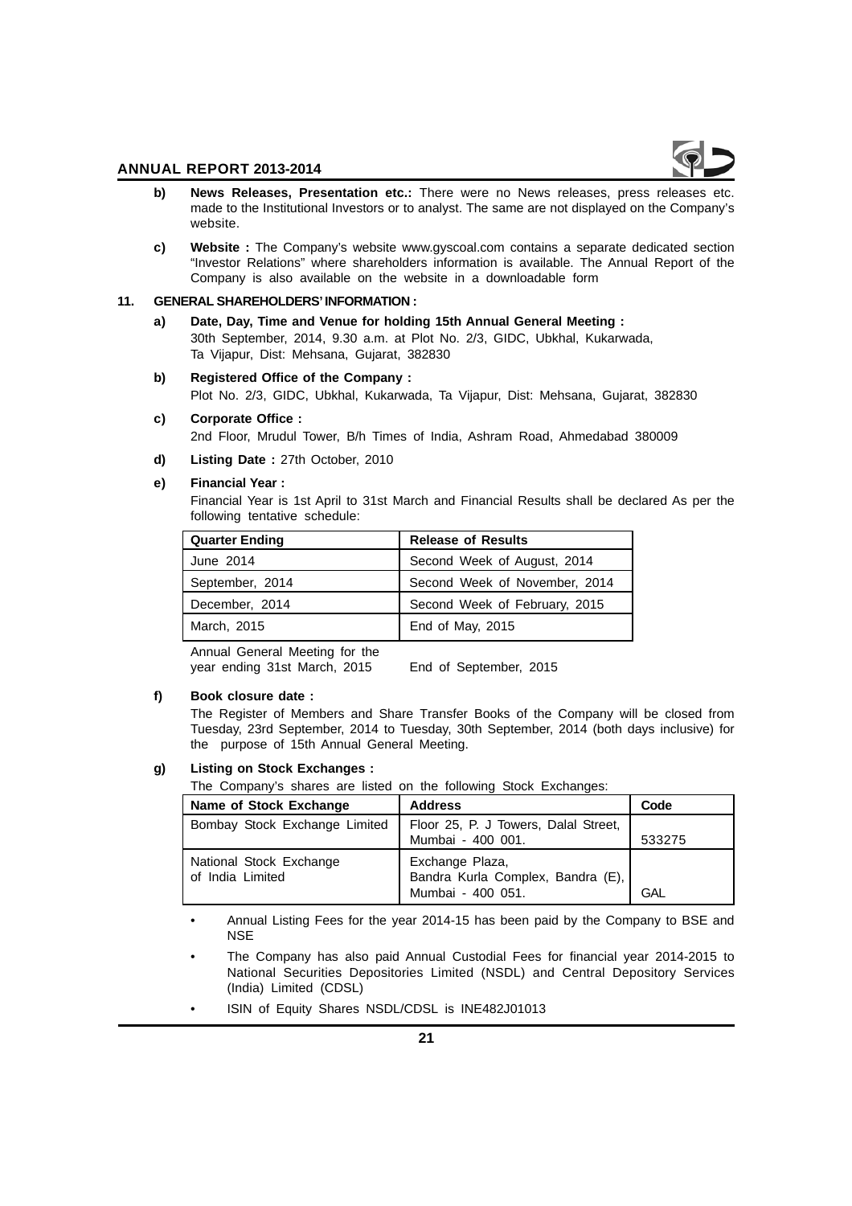b) **News Releases, Presentation etc.:** There were no News releases, press releases etc. made to the Institutional Investors or to analyst. The same are not displayed on the Company's website.

c) **Website :** The Company's website www.gyscoal.com contains a separate dedicated section "Investor Relations" where shareholders information is available. The Annual Report of the Company is also available on the website in a downloadable form

## 11. GENERAL SHAREHOLDERS' INFORMATION :

a) **Date, Day, Time and Venue for holding 15th Annual General Meeting :**
30th September, 2014, 9.30 a.m. at Plot No. 2/3, GIDC, Ubkhal, Kukarwada, Ta Vijapur, Dist: Mehsana, Gujarat, 382830

b) **Registered Office of the Company :**
Plot No. 2/3, GIDC, Ubkhal, Kukarwada, Ta Vijapur, Dist: Mehsana, Gujarat, 382830

c) **Corporate Office :**
2nd Floor, Mrudul Tower, B/h Times of India, Ashram Road, Ahmedabad 380009

d) **Listing Date :** 27th October, 2010

e) **Financial Year :**
Financial Year is 1st April to 31st March and Financial Results shall be declared As per the following tentative schedule:

| Quarter Ending | Release of Results |
|---|---|
| June 2014 | Second Week of August, 2014 |
| September, 2014 | Second Week of November, 2014 |
| December, 2014 | Second Week of February, 2015 |
| March, 2015 | End of May, 2015 |
| Annual General Meeting for the year ending 31st March, 2015 | End of September, 2015 |

f) **Book closure date :**
The Register of Members and Share Transfer Books of the Company will be closed from Tuesday, 23rd September, 2014 to Tuesday, 30th September, 2014 (both days inclusive) for the purpose of 15th Annual General Meeting.

g) **Listing on Stock Exchanges :**
The Company's shares are listed on the following Stock Exchanges:

| Name of Stock Exchange | Address | Code |
|---|---|---|
| Bombay Stock Exchange Limited | Floor 25, P. J Towers, Dalal Street, Mumbai - 400 001. | 533275 |
| National Stock Exchange of India Limited | Exchange Plaza, Bandra Kurla Complex, Bandra (E), Mumbai - 400 051. | GAL |

- Annual Listing Fees for the year 2014-15 has been paid by the Company to BSE and NSE
- The Company has also paid Annual Custodial Fees for financial year 2014-2015 to National Securities Depositories Limited (NSDL) and Central Depository Services (India) Limited (CDSL)
- ISIN of Equity Shares NSDL/CDSL is INE482J01013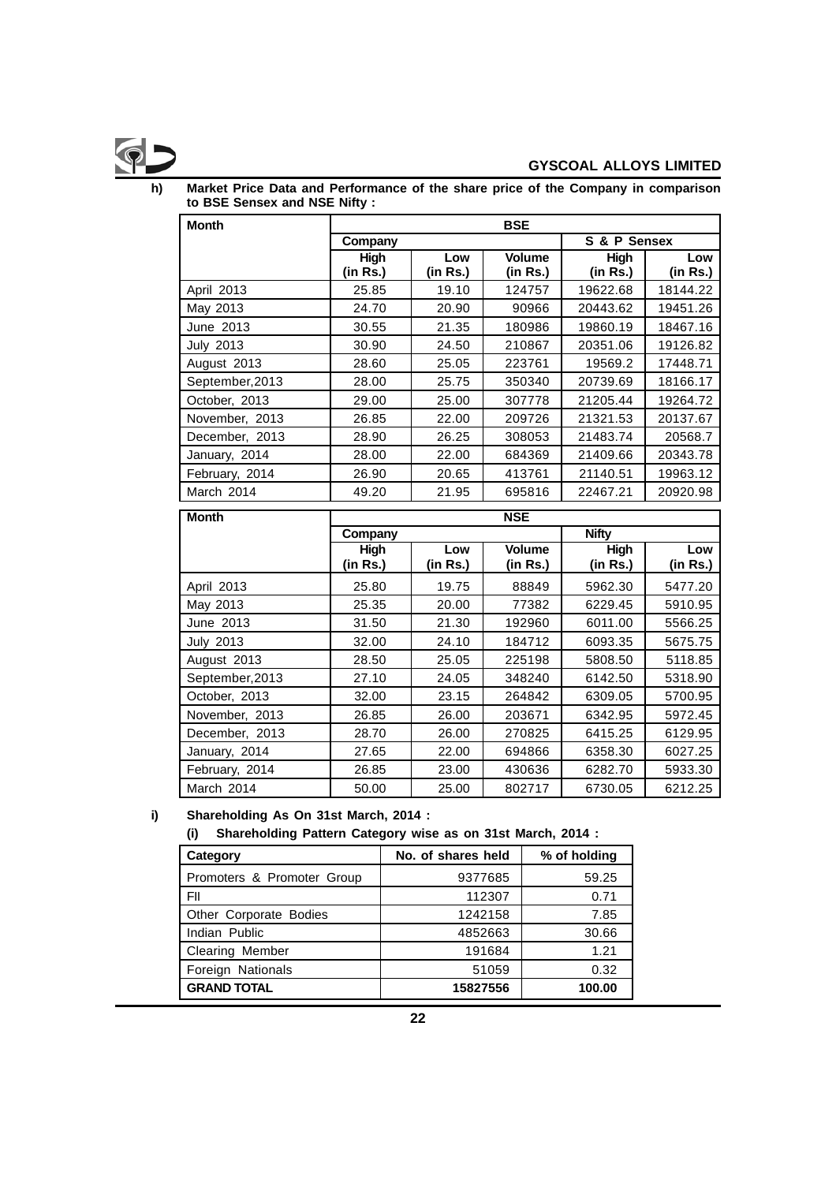**h) Market Price Data and Performance of the share price of the Company in comparison to BSE Sensex and NSE Nifty :**

| Month | BSE | | | | |
|---|---|---|---|---|---|
| | Company | | | S & P Sensex | |
| | High (in Rs.) | Low (in Rs.) | Volume (in Rs.) | High (in Rs.) | Low (in Rs.) |
| April 2013 | 25.85 | 19.10 | 124757 | 19622.68 | 18144.22 |
| May 2013 | 24.70 | 20.90 | 90966 | 20443.62 | 19451.26 |
| June 2013 | 30.55 | 21.35 | 180986 | 19860.19 | 18467.16 |
| July 2013 | 30.90 | 24.50 | 210867 | 20351.06 | 19126.82 |
| August 2013 | 28.60 | 25.05 | 223761 | 19569.2 | 17448.71 |
| September,2013 | 28.00 | 25.75 | 350340 | 20739.69 | 18166.17 |
| October, 2013 | 29.00 | 25.00 | 307778 | 21205.44 | 19264.72 |
| November, 2013 | 26.85 | 22.00 | 209726 | 21321.53 | 20137.67 |
| December, 2013 | 28.90 | 26.25 | 308053 | 21483.74 | 20568.7 |
| January, 2014 | 28.00 | 22.00 | 684369 | 21409.66 | 20343.78 |
| February, 2014 | 26.90 | 20.65 | 413761 | 21140.51 | 19963.12 |
| March 2014 | 49.20 | 21.95 | 695816 | 22467.21 | 20920.98 |

| Month | NSE | | | | |
|---|---|---|---|---|---|
| | Company | | | Nifty | |
| | High (in Rs.) | Low (in Rs.) | Volume (in Rs.) | High (in Rs.) | Low (in Rs.) |
| April 2013 | 25.80 | 19.75 | 88849 | 5962.30 | 5477.20 |
| May 2013 | 25.35 | 20.00 | 77382 | 6229.45 | 5910.95 |
| June 2013 | 31.50 | 21.30 | 192960 | 6011.00 | 5566.25 |
| July 2013 | 32.00 | 24.10 | 184712 | 6093.35 | 5675.75 |
| August 2013 | 28.50 | 25.05 | 225198 | 5808.50 | 5118.85 |
| September,2013 | 27.10 | 24.05 | 348240 | 6142.50 | 5318.90 |
| October, 2013 | 32.00 | 23.15 | 264842 | 6309.05 | 5700.95 |
| November, 2013 | 26.85 | 26.00 | 203671 | 6342.95 | 5972.45 |
| December, 2013 | 28.70 | 26.00 | 270825 | 6415.25 | 6129.95 |
| January, 2014 | 27.65 | 22.00 | 694866 | 6358.30 | 6027.25 |
| February, 2014 | 26.85 | 23.00 | 430636 | 6282.70 | 5933.30 |
| March 2014 | 50.00 | 25.00 | 802717 | 6730.05 | 6212.25 |

**i) Shareholding As On 31st March, 2014 :**

**(i) Shareholding Pattern Category wise as on 31st March, 2014 :**

| Category | No. of shares held | % of holding |
|---|---|---|
| Promoters & Promoter Group | 9377685 | 59.25 |
| FII | 112307 | 0.71 |
| Other Corporate Bodies | 1242158 | 7.85 |
| Indian Public | 4852663 | 30.66 |
| Clearing Member | 191684 | 1.21 |
| Foreign Nationals | 51059 | 0.32 |
| **GRAND TOTAL** | **15827556** | **100.00** |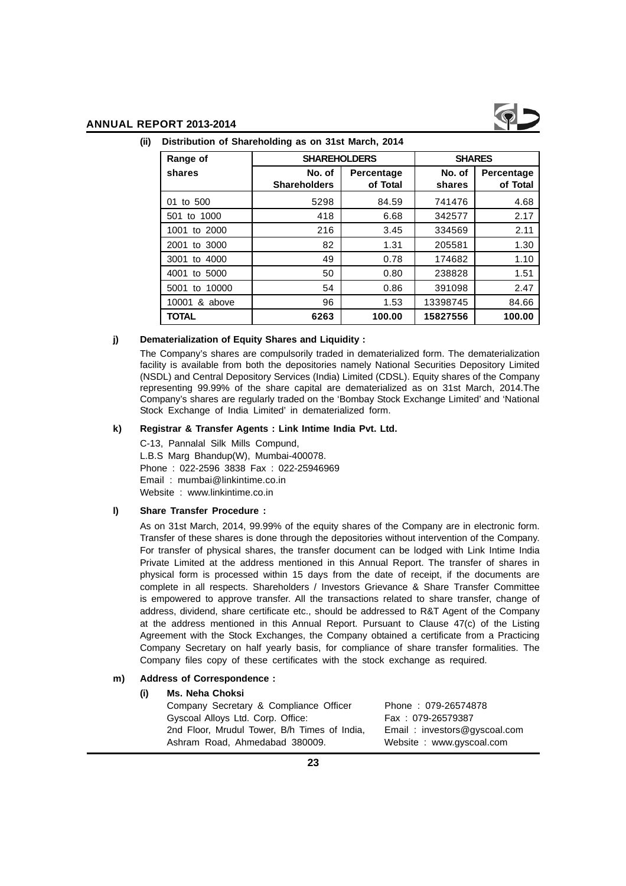**(ii) Distribution of Shareholding as on 31st March, 2014**

| Range of shares | SHAREHOLDERS | | SHARES | |
|---|---|---|---|---|
| | No. of Shareholders | Percentage of Total | No. of shares | Percentage of Total |
| 01 to 500 | 5298 | 84.59 | 741476 | 4.68 |
| 501 to 1000 | 418 | 6.68 | 342577 | 2.17 |
| 1001 to 2000 | 216 | 3.45 | 334569 | 2.11 |
| 2001 to 3000 | 82 | 1.31 | 205581 | 1.30 |
| 3001 to 4000 | 49 | 0.78 | 174682 | 1.10 |
| 4001 to 5000 | 50 | 0.80 | 238828 | 1.51 |
| 5001 to 10000 | 54 | 0.86 | 391098 | 2.47 |
| 10001 & above | 96 | 1.53 | 13398745 | 84.66 |
| **TOTAL** | **6263** | **100.00** | **15827556** | **100.00** |

**j) Dematerialization of Equity Shares and Liquidity :**

The Company's shares are compulsorily traded in dematerialized form. The dematerialization facility is available from both the depositories namely National Securities Depository Limited (NSDL) and Central Depository Services (India) Limited (CDSL). Equity shares of the Company representing 99.99% of the share capital are dematerialized as on 31st March, 2014.The Company's shares are regularly traded on the 'Bombay Stock Exchange Limited' and 'National Stock Exchange of India Limited' in dematerialized form.

**k) Registrar & Transfer Agents : Link Intime India Pvt. Ltd.**

C-13, Pannalal Silk Mills Compund,
L.B.S Marg Bhandup(W), Mumbai-400078.
Phone : 022-2596 3838 Fax : 022-25946969
Email : mumbai@linkintime.co.in
Website : www.linkintime.co.in

**l) Share Transfer Procedure :**

As on 31st March, 2014, 99.99% of the equity shares of the Company are in electronic form. Transfer of these shares is done through the depositories without intervention of the Company. For transfer of physical shares, the transfer document can be lodged with Link Intime India Private Limited at the address mentioned in this Annual Report. The transfer of shares in physical form is processed within 15 days from the date of receipt, if the documents are complete in all respects. Shareholders / Investors Grievance & Share Transfer Committee is empowered to approve transfer. All the transactions related to share transfer, change of address, dividend, share certificate etc., should be addressed to R&T Agent of the Company at the address mentioned in this Annual Report. Pursuant to Clause 47(c) of the Listing Agreement with the Stock Exchanges, the Company obtained a certificate from a Practicing Company Secretary on half yearly basis, for compliance of share transfer formalities. The Company files copy of these certificates with the stock exchange as required.

**m) Address of Correspondence :**

**(i) Ms. Neha Choksi**

Company Secretary & Compliance Officer
Gyscoal Alloys Ltd. Corp. Office:
2nd Floor, Mrudul Tower, B/h Times of India,
Ashram Road, Ahmedabad 380009.

Phone : 079-26574878
Fax : 079-26579387
Email : investors@gyscoal.com
Website : www.gyscoal.com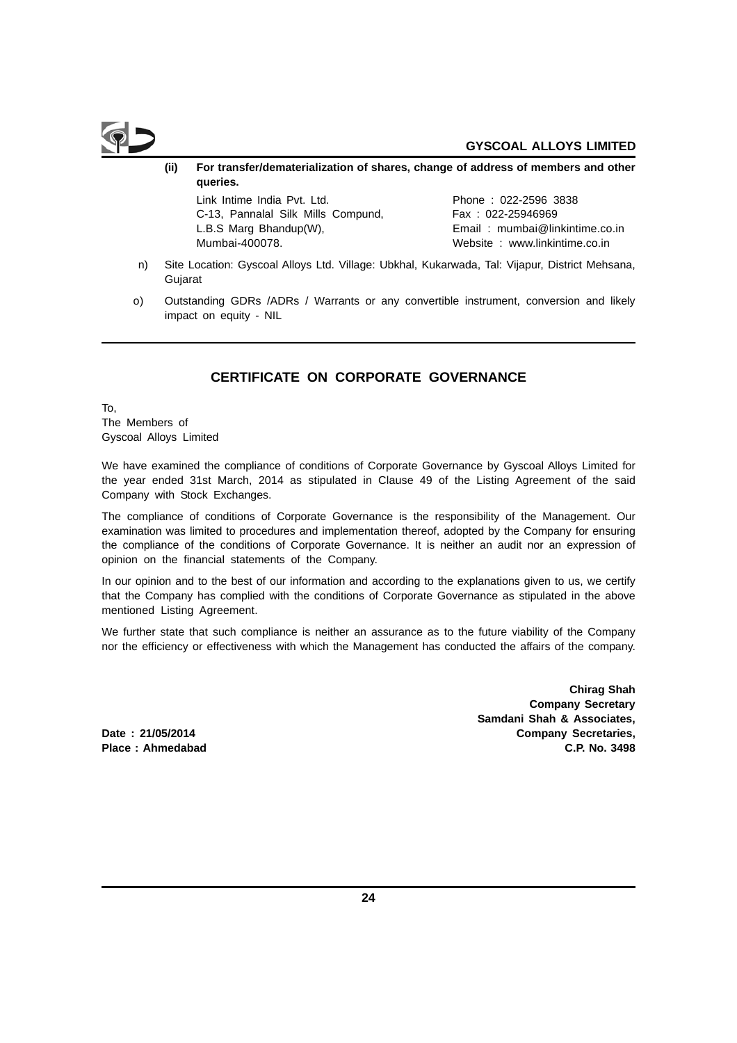**(ii) For transfer/dematerialization of shares, change of address of members and other queries.**

Link Intime India Pvt. Ltd.
C-13, Pannalal Silk Mills Compund,
L.B.S Marg Bhandup(W),
Mumbai-400078.

Phone : 022-2596 3838
Fax : 022-25946969
Email : mumbai@linkintime.co.in
Website : www.linkintime.co.in

n) Site Location: Gyscoal Alloys Ltd. Village: Ubkhal, Kukarwada, Tal: Vijapur, District Mehsana, Gujarat

o) Outstanding GDRs /ADRs / Warrants or any convertible instrument, conversion and likely impact on equity - NIL

## CERTIFICATE ON CORPORATE GOVERNANCE

To,
The Members of
Gyscoal Alloys Limited

We have examined the compliance of conditions of Corporate Governance by Gyscoal Alloys Limited for the year ended 31st March, 2014 as stipulated in Clause 49 of the Listing Agreement of the said Company with Stock Exchanges.

The compliance of conditions of Corporate Governance is the responsibility of the Management. Our examination was limited to procedures and implementation thereof, adopted by the Company for ensuring the compliance of the conditions of Corporate Governance. It is neither an audit nor an expression of opinion on the financial statements of the Company.

In our opinion and to the best of our information and according to the explanations given to us, we certify that the Company has complied with the conditions of Corporate Governance as stipulated in the above mentioned Listing Agreement.

We further state that such compliance is neither an assurance as to the future viability of the Company nor the efficiency or effectiveness with which the Management has conducted the affairs of the company.

**Chirag Shah**
**Company Secretary**
**Samdani Shah & Associates,**
**Company Secretaries,**
**C.P. No. 3498**

**Date : 21/05/2014**
**Place : Ahmedabad**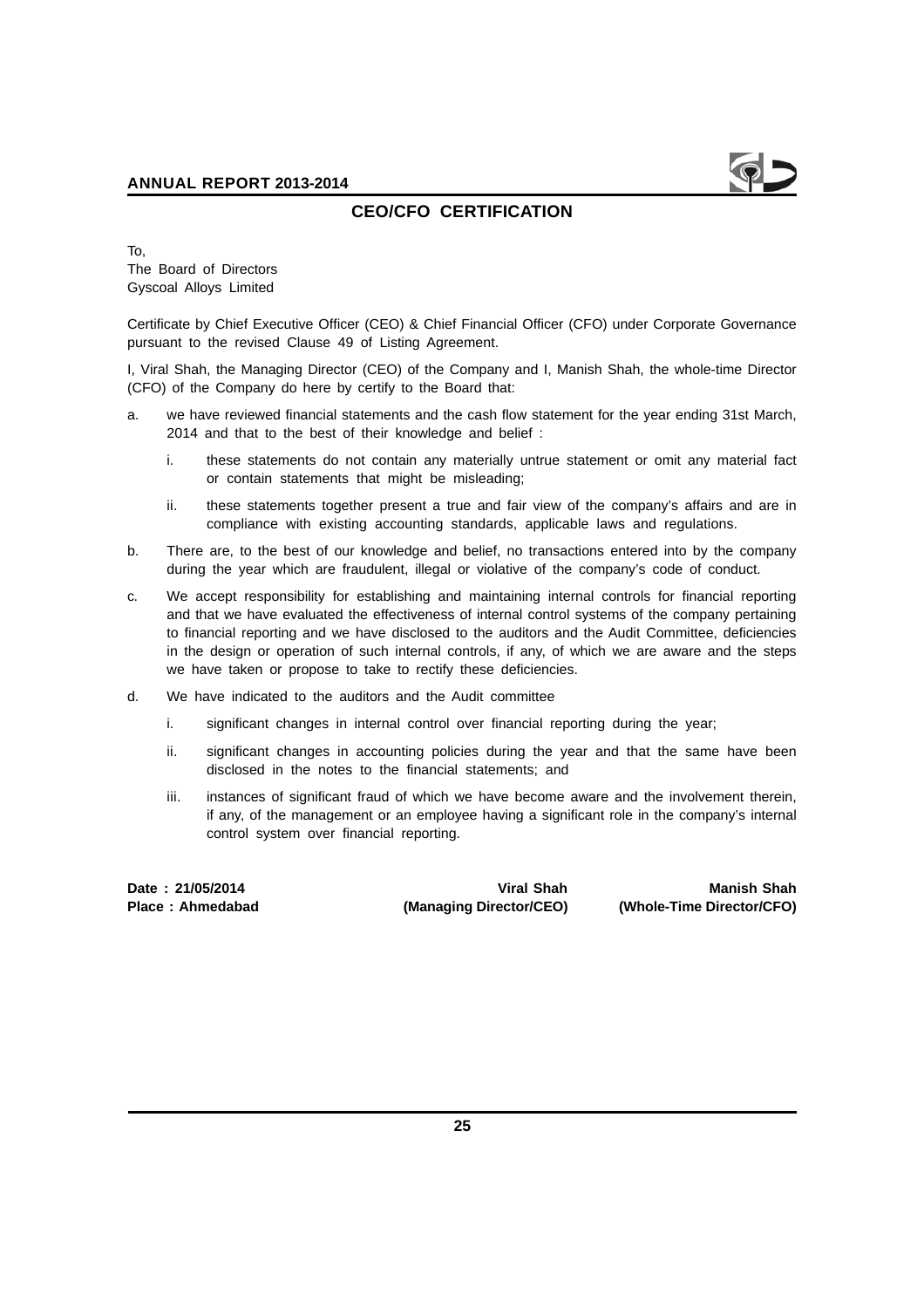## CEO/CFO CERTIFICATION

To,
The Board of Directors
Gyscoal Alloys Limited

Certificate by Chief Executive Officer (CEO) & Chief Financial Officer (CFO) under Corporate Governance pursuant to the revised Clause 49 of Listing Agreement.

I, Viral Shah, the Managing Director (CEO) of the Company and I, Manish Shah, the whole-time Director (CFO) of the Company do here by certify to the Board that:

a. we have reviewed financial statements and the cash flow statement for the year ending 31st March, 2014 and that to the best of their knowledge and belief :

   i. these statements do not contain any materially untrue statement or omit any material fact or contain statements that might be misleading;

   ii. these statements together present a true and fair view of the company's affairs and are in compliance with existing accounting standards, applicable laws and regulations.

b. There are, to the best of our knowledge and belief, no transactions entered into by the company during the year which are fraudulent, illegal or violative of the company's code of conduct.

c. We accept responsibility for establishing and maintaining internal controls for financial reporting and that we have evaluated the effectiveness of internal control systems of the company pertaining to financial reporting and we have disclosed to the auditors and the Audit Committee, deficiencies in the design or operation of such internal controls, if any, of which we are aware and the steps we have taken or propose to take to rectify these deficiencies.

d. We have indicated to the auditors and the Audit committee

   i. significant changes in internal control over financial reporting during the year;

   ii. significant changes in accounting policies during the year and that the same have been disclosed in the notes to the financial statements; and

   iii. instances of significant fraud of which we have become aware and the involvement therein, if any, of the management or an employee having a significant role in the company's internal control system over financial reporting.

**Date : 21/05/2014**
**Place : Ahmedabad**

**Viral Shah**
**(Managing Director/CEO)**

**Manish Shah**
**(Whole-Time Director/CFO)**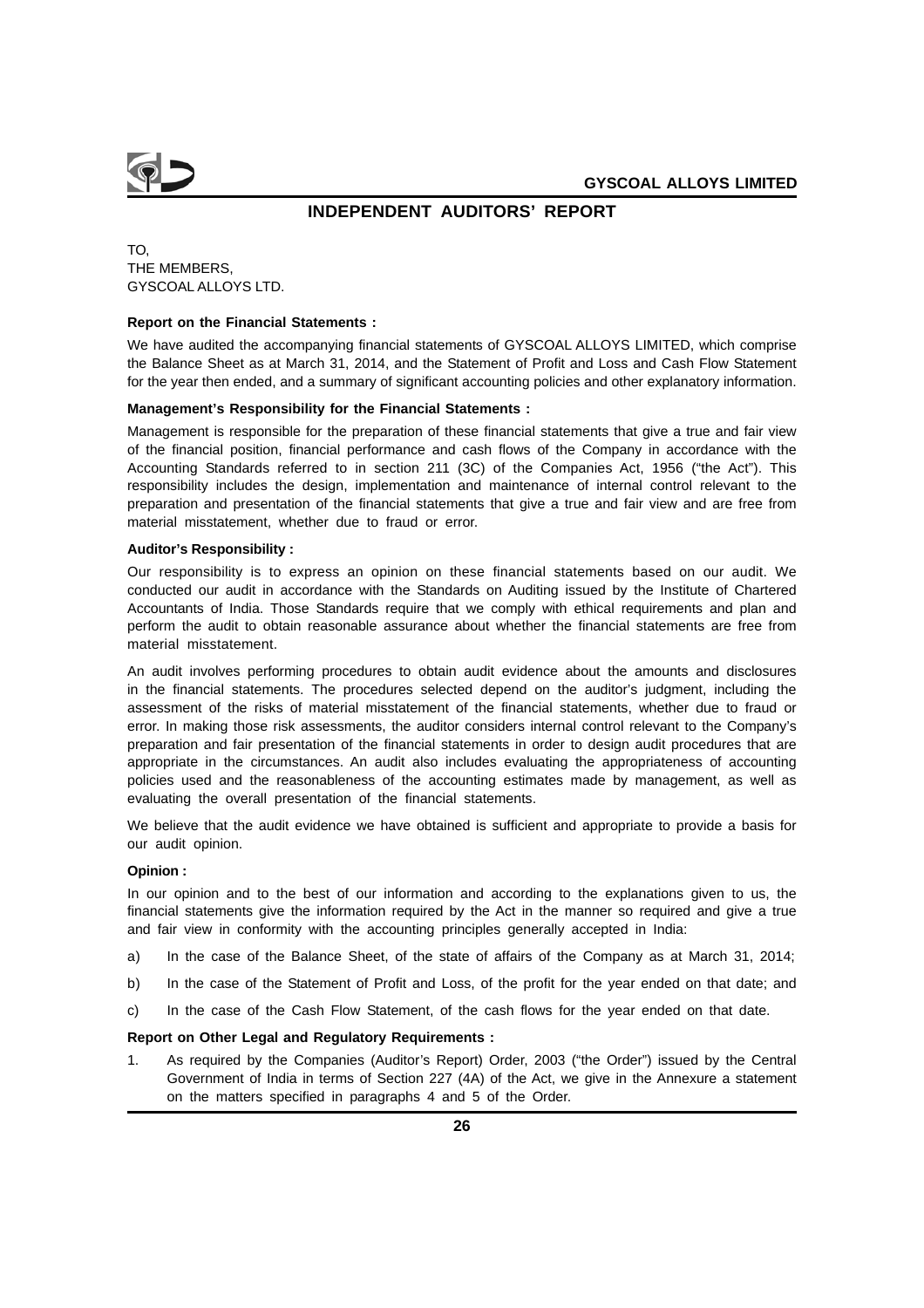# INDEPENDENT AUDITORS' REPORT

TO,
THE MEMBERS,
GYSCOAL ALLOYS LTD.

**Report on the Financial Statements :**

We have audited the accompanying financial statements of GYSCOAL ALLOYS LIMITED, which comprise the Balance Sheet as at March 31, 2014, and the Statement of Profit and Loss and Cash Flow Statement for the year then ended, and a summary of significant accounting policies and other explanatory information.

**Management's Responsibility for the Financial Statements :**

Management is responsible for the preparation of these financial statements that give a true and fair view of the financial position, financial performance and cash flows of the Company in accordance with the Accounting Standards referred to in section 211 (3C) of the Companies Act, 1956 ("the Act"). This responsibility includes the design, implementation and maintenance of internal control relevant to the preparation and presentation of the financial statements that give a true and fair view and are free from material misstatement, whether due to fraud or error.

**Auditor's Responsibility :**

Our responsibility is to express an opinion on these financial statements based on our audit. We conducted our audit in accordance with the Standards on Auditing issued by the Institute of Chartered Accountants of India. Those Standards require that we comply with ethical requirements and plan and perform the audit to obtain reasonable assurance about whether the financial statements are free from material misstatement.

An audit involves performing procedures to obtain audit evidence about the amounts and disclosures in the financial statements. The procedures selected depend on the auditor's judgment, including the assessment of the risks of material misstatement of the financial statements, whether due to fraud or error. In making those risk assessments, the auditor considers internal control relevant to the Company's preparation and fair presentation of the financial statements in order to design audit procedures that are appropriate in the circumstances. An audit also includes evaluating the appropriateness of accounting policies used and the reasonableness of the accounting estimates made by management, as well as evaluating the overall presentation of the financial statements.

We believe that the audit evidence we have obtained is sufficient and appropriate to provide a basis for our audit opinion.

**Opinion :**

In our opinion and to the best of our information and according to the explanations given to us, the financial statements give the information required by the Act in the manner so required and give a true and fair view in conformity with the accounting principles generally accepted in India:

a) In the case of the Balance Sheet, of the state of affairs of the Company as at March 31, 2014;

b) In the case of the Statement of Profit and Loss, of the profit for the year ended on that date; and

c) In the case of the Cash Flow Statement, of the cash flows for the year ended on that date.

**Report on Other Legal and Regulatory Requirements :**

1. As required by the Companies (Auditor's Report) Order, 2003 ("the Order") issued by the Central Government of India in terms of Section 227 (4A) of the Act, we give in the Annexure a statement on the matters specified in paragraphs 4 and 5 of the Order.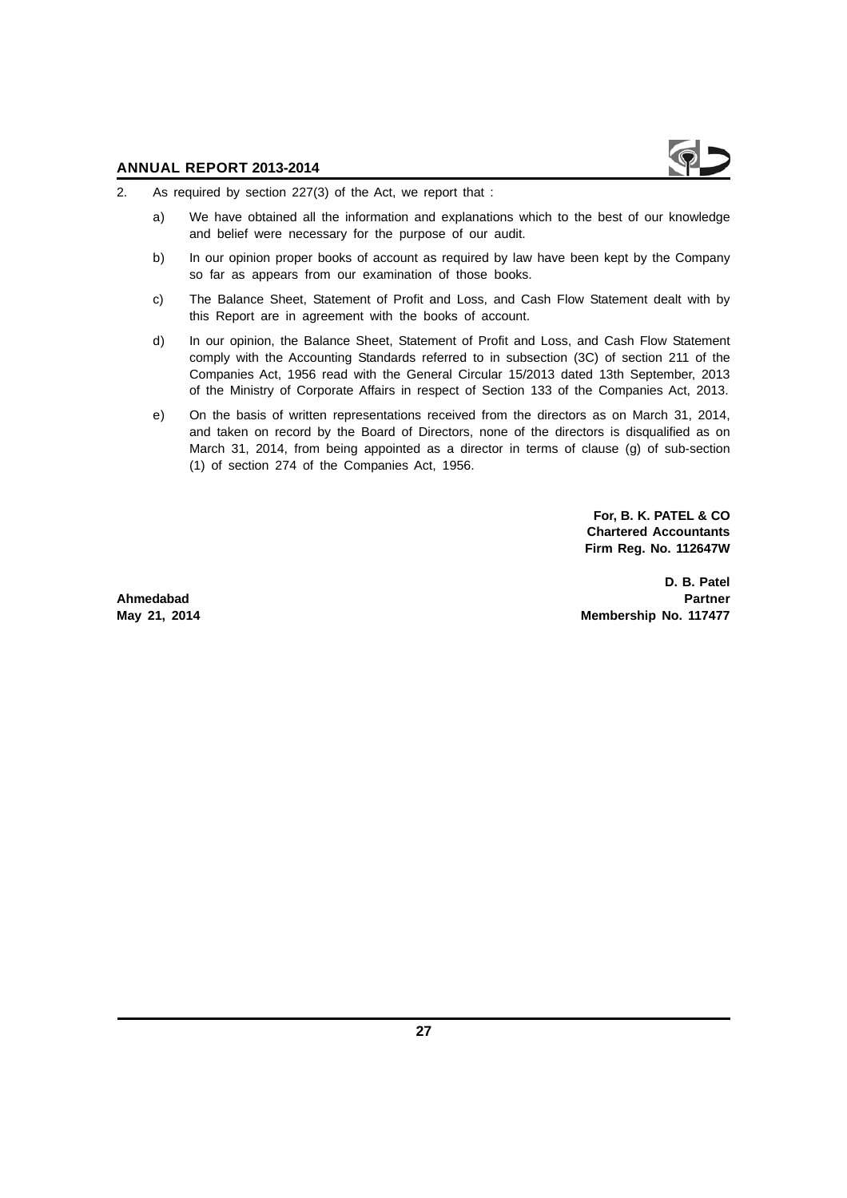2. As required by section 227(3) of the Act, we report that :

   a) We have obtained all the information and explanations which to the best of our knowledge and belief were necessary for the purpose of our audit.

   b) In our opinion proper books of account as required by law have been kept by the Company so far as appears from our examination of those books.

   c) The Balance Sheet, Statement of Profit and Loss, and Cash Flow Statement dealt with by this Report are in agreement with the books of account.

   d) In our opinion, the Balance Sheet, Statement of Profit and Loss, and Cash Flow Statement comply with the Accounting Standards referred to in subsection (3C) of section 211 of the Companies Act, 1956 read with the General Circular 15/2013 dated 13th September, 2013 of the Ministry of Corporate Affairs in respect of Section 133 of the Companies Act, 2013.

   e) On the basis of written representations received from the directors as on March 31, 2014, and taken on record by the Board of Directors, none of the directors is disqualified as on March 31, 2014, from being appointed as a director in terms of clause (g) of sub-section (1) of section 274 of the Companies Act, 1956.

**For, B. K. PATEL & CO**
**Chartered Accountants**
**Firm Reg. No. 112647W**

**D. B. Patel**
**Partner**
**Membership No. 117477**

**Ahmedabad**
**May 21, 2014**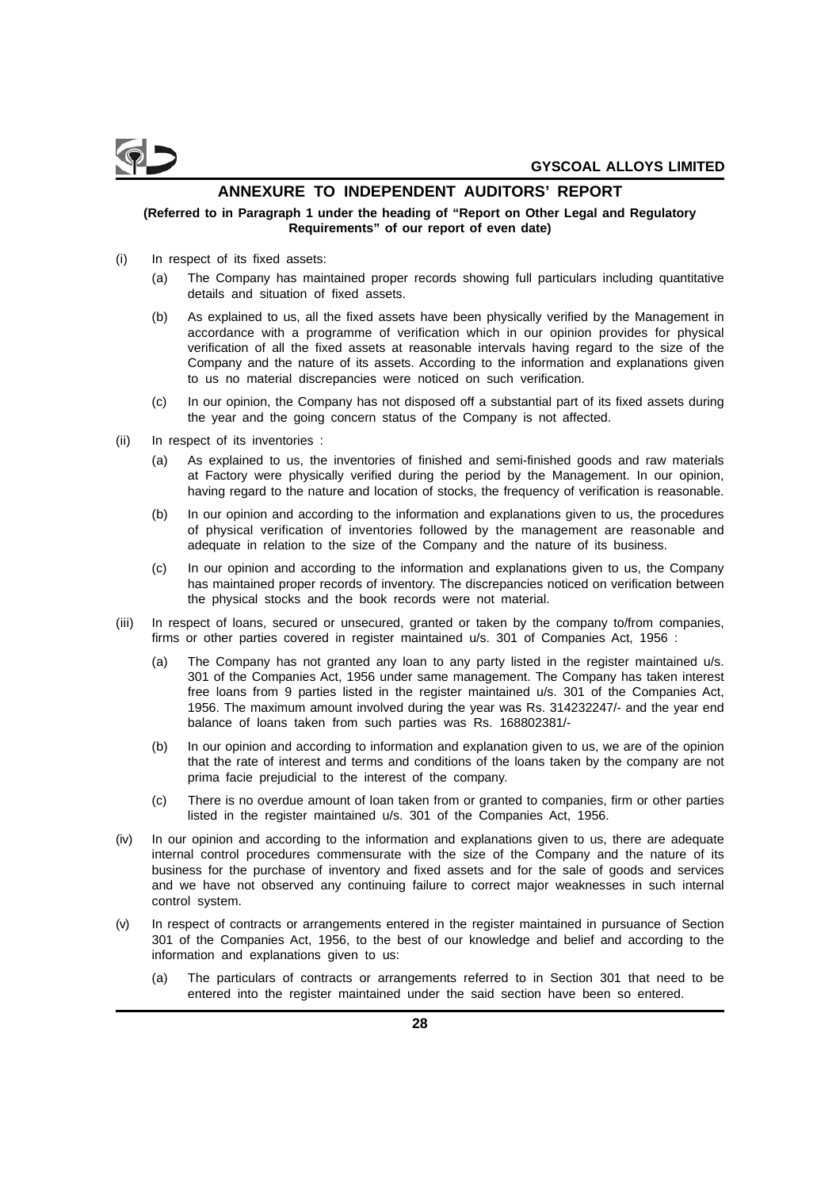## ANNEXURE TO INDEPENDENT AUDITORS' REPORT

**(Referred to in Paragraph 1 under the heading of "Report on Other Legal and Regulatory Requirements" of our report of even date)**

(i) In respect of its fixed assets:

   (a) The Company has maintained proper records showing full particulars including quantitative details and situation of fixed assets.

   (b) As explained to us, all the fixed assets have been physically verified by the Management in accordance with a programme of verification which in our opinion provides for physical verification of all the fixed assets at reasonable intervals having regard to the size of the Company and the nature of its assets. According to the information and explanations given to us no material discrepancies were noticed on such verification.

   (c) In our opinion, the Company has not disposed off a substantial part of its fixed assets during the year and the going concern status of the Company is not affected.

(ii) In respect of its inventories :

   (a) As explained to us, the inventories of finished and semi-finished goods and raw materials at Factory were physically verified during the period by the Management. In our opinion, having regard to the nature and location of stocks, the frequency of verification is reasonable.

   (b) In our opinion and according to the information and explanations given to us, the procedures of physical verification of inventories followed by the management are reasonable and adequate in relation to the size of the Company and the nature of its business.

   (c) In our opinion and according to the information and explanations given to us, the Company has maintained proper records of inventory. The discrepancies noticed on verification between the physical stocks and the book records were not material.

(iii) In respect of loans, secured or unsecured, granted or taken by the company to/from companies, firms or other parties covered in register maintained u/s. 301 of Companies Act, 1956 :

   (a) The Company has not granted any loan to any party listed in the register maintained u/s. 301 of the Companies Act, 1956 under same management. The Company has taken interest free loans from 9 parties listed in the register maintained u/s. 301 of the Companies Act, 1956. The maximum amount involved during the year was Rs. 314232247/- and the year end balance of loans taken from such parties was Rs. 168802381/-

   (b) In our opinion and according to information and explanation given to us, we are of the opinion that the rate of interest and terms and conditions of the loans taken by the company are not prima facie prejudicial to the interest of the company.

   (c) There is no overdue amount of loan taken from or granted to companies, firm or other parties listed in the register maintained u/s. 301 of the Companies Act, 1956.

(iv) In our opinion and according to the information and explanations given to us, there are adequate internal control procedures commensurate with the size of the Company and the nature of its business for the purchase of inventory and fixed assets and for the sale of goods and services and we have not observed any continuing failure to correct major weaknesses in such internal control system.

(v) In respect of contracts or arrangements entered in the register maintained in pursuance of Section 301 of the Companies Act, 1956, to the best of our knowledge and belief and according to the information and explanations given to us:

   (a) The particulars of contracts or arrangements referred to in Section 301 that need to be entered into the register maintained under the said section have been so entered.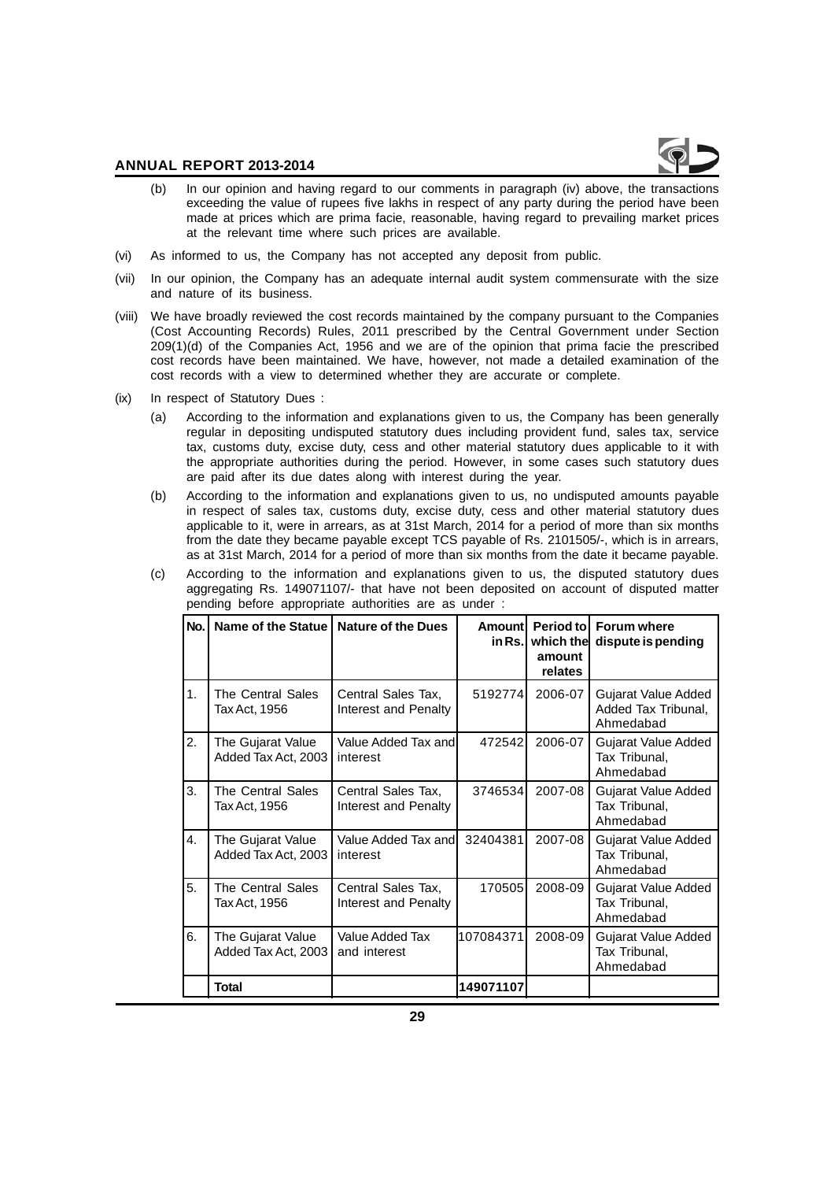(b) In our opinion and having regard to our comments in paragraph (iv) above, the transactions exceeding the value of rupees five lakhs in respect of any party during the period have been made at prices which are prima facie, reasonable, having regard to prevailing market prices at the relevant time where such prices are available.

(vi) As informed to us, the Company has not accepted any deposit from public.

(vii) In our opinion, the Company has an adequate internal audit system commensurate with the size and nature of its business.

(viii) We have broadly reviewed the cost records maintained by the company pursuant to the Companies (Cost Accounting Records) Rules, 2011 prescribed by the Central Government under Section 209(1)(d) of the Companies Act, 1956 and we are of the opinion that prima facie the prescribed cost records have been maintained. We have, however, not made a detailed examination of the cost records with a view to determined whether they are accurate or complete.

(ix) In respect of Statutory Dues :

(a) According to the information and explanations given to us, the Company has been generally regular in depositing undisputed statutory dues including provident fund, sales tax, service tax, customs duty, excise duty, cess and other material statutory dues applicable to it with the appropriate authorities during the period. However, in some cases such statutory dues are paid after its due dates along with interest during the year.

(b) According to the information and explanations given to us, no undisputed amounts payable in respect of sales tax, customs duty, excise duty, cess and other material statutory dues applicable to it, were in arrears, as at 31st March, 2014 for a period of more than six months from the date they became payable except TCS payable of Rs. 2101505/-, which is in arrears, as at 31st March, 2014 for a period of more than six months from the date it became payable.

(c) According to the information and explanations given to us, the disputed statutory dues aggregating Rs. 149071107/- that have not been deposited on account of disputed matter pending before appropriate authorities are as under :

| No. | Name of the Statue | Nature of the Dues | Amount in Rs. | Period to which the amount relates | Forum where dispute is pending |
|---|---|---|---|---|---|
| 1. | The Central Sales Tax Act, 1956 | Central Sales Tax, Interest and Penalty | 5192774 | 2006-07 | Gujarat Value Added Added Tax Tribunal, Ahmedabad |
| 2. | The Gujarat Value Added Tax Act, 2003 | Value Added Tax and interest | 472542 | 2006-07 | Gujarat Value Added Tax Tribunal, Ahmedabad |
| 3. | The Central Sales Tax Act, 1956 | Central Sales Tax, Interest and Penalty | 3746534 | 2007-08 | Gujarat Value Added Tax Tribunal, Ahmedabad |
| 4. | The Gujarat Value Added Tax Act, 2003 | Value Added Tax and interest | 32404381 | 2007-08 | Gujarat Value Added Tax Tribunal, Ahmedabad |
| 5. | The Central Sales Tax Act, 1956 | Central Sales Tax, Interest and Penalty | 170505 | 2008-09 | Gujarat Value Added Tax Tribunal, Ahmedabad |
| 6. | The Gujarat Value Added Tax Act, 2003 | Value Added Tax and interest | 107084371 | 2008-09 | Gujarat Value Added Tax Tribunal, Ahmedabad |
| | **Total** | | **149071107** | | |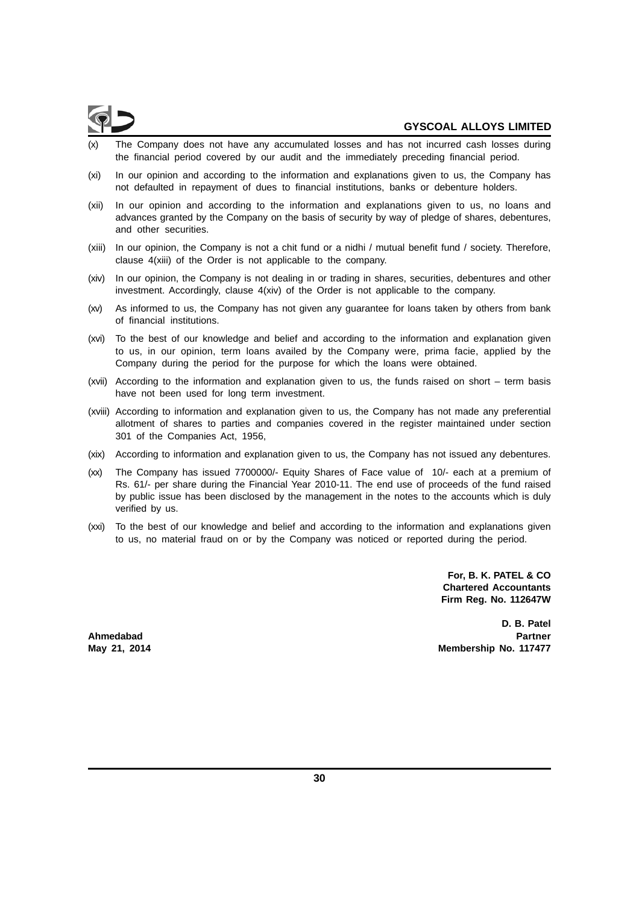(x) The Company does not have any accumulated losses and has not incurred cash losses during the financial period covered by our audit and the immediately preceding financial period.

(xi) In our opinion and according to the information and explanations given to us, the Company has not defaulted in repayment of dues to financial institutions, banks or debenture holders.

(xii) In our opinion and according to the information and explanations given to us, no loans and advances granted by the Company on the basis of security by way of pledge of shares, debentures, and other securities.

(xiii) In our opinion, the Company is not a chit fund or a nidhi / mutual benefit fund / society. Therefore, clause 4(xiii) of the Order is not applicable to the company.

(xiv) In our opinion, the Company is not dealing in or trading in shares, securities, debentures and other investment. Accordingly, clause 4(xiv) of the Order is not applicable to the company.

(xv) As informed to us, the Company has not given any guarantee for loans taken by others from bank of financial institutions.

(xvi) To the best of our knowledge and belief and according to the information and explanation given to us, in our opinion, term loans availed by the Company were, prima facie, applied by the Company during the period for the purpose for which the loans were obtained.

(xvii) According to the information and explanation given to us, the funds raised on short – term basis have not been used for long term investment.

(xviii) According to information and explanation given to us, the Company has not made any preferential allotment of shares to parties and companies covered in the register maintained under section 301 of the Companies Act, 1956,

(xix) According to information and explanation given to us, the Company has not issued any debentures.

(xx) The Company has issued 7700000/- Equity Shares of Face value of 10/- each at a premium of Rs. 61/- per share during the Financial Year 2010-11. The end use of proceeds of the fund raised by public issue has been disclosed by the management in the notes to the accounts which is duly verified by us.

(xxi) To the best of our knowledge and belief and according to the information and explanations given to us, no material fraud on or by the Company was noticed or reported during the period.

**For, B. K. PATEL & CO**
**Chartered Accountants**
**Firm Reg. No. 112647W**

**D. B. Patel**
**Partner**
**Membership No. 117477**

**Ahmedabad**
**May 21, 2014**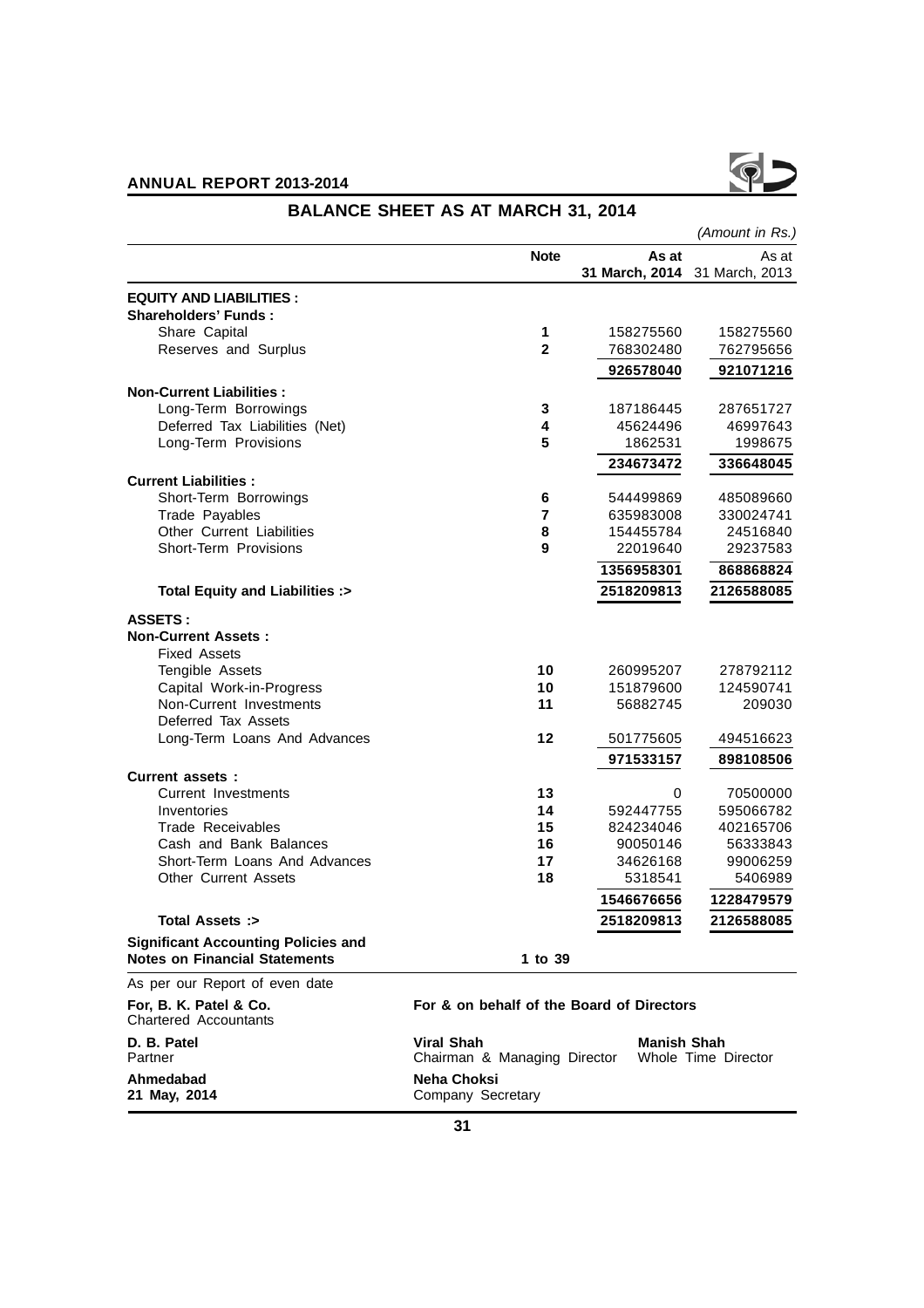# BALANCE SHEET AS AT MARCH 31, 2014

*(Amount in Rs.)*

| | Note | As at 31 March, 2014 | As at 31 March, 2013 |
|---|---|---|---|
| **EQUITY AND LIABILITIES :** | | | |
| **Shareholders' Funds :** | | | |
| Share Capital | 1 | 158275560 | 158275560 |
| Reserves and Surplus | 2 | 768302480 | 762795656 |
| | | **926578040** | **921071216** |
| **Non-Current Liabilities :** | | | |
| Long-Term Borrowings | 3 | 187186445 | 287651727 |
| Deferred Tax Liabilities (Net) | 4 | 45624496 | 46997643 |
| Long-Term Provisions | 5 | 1862531 | 1998675 |
| | | **234673472** | **336648045** |
| **Current Liabilities :** | | | |
| Short-Term Borrowings | 6 | 544499869 | 485089660 |
| Trade Payables | 7 | 635983008 | 330024741 |
| Other Current Liabilities | 8 | 154455784 | 24516840 |
| Short-Term Provisions | 9 | 22019640 | 29237583 |
| | | **1356958301** | **868868824** |
| **Total Equity and Liabilities :>** | | **2518209813** | **2126588085** |
| **ASSETS :** | | | |
| **Non-Current Assets :** | | | |
| Fixed Assets | | | |
| Tangible Assets | 10 | 260995207 | 278792112 |
| Capital Work-in-Progress | 10 | 151879600 | 124590741 |
| Non-Current Investments | 11 | 56882745 | 209030 |
| Deferred Tax Assets | | | |
| Long-Term Loans And Advances | 12 | 501775605 | 494516623 |
| | | **971533157** | **898108506** |
| **Current assets :** | | | |
| Current Investments | 13 | 0 | 70500000 |
| Inventories | 14 | 592447755 | 595066782 |
| Trade Receivables | 15 | 824234046 | 402165706 |
| Cash and Bank Balances | 16 | 90050146 | 56333843 |
| Short-Term Loans And Advances | 17 | 34626168 | 99006259 |
| Other Current Assets | 18 | 5318541 | 5406989 |
| | | **1546676656** | **1228479579** |
| **Total Assets :>** | | **2518209813** | **2126588085** |
| **Significant Accounting Policies and Notes on Financial Statements** | 1 to 39 | | |

As per our Report of even date

**For, B. K. Patel & Co.**
Chartered Accountants

**D. B. Patel**
Partner

**Ahmedabad**
**21 May, 2014**

**For & on behalf of the Board of Directors**

**Viral Shah**
Chairman & Managing Director

**Manish Shah**
Whole Time Director

**Neha Choksi**
Company Secretary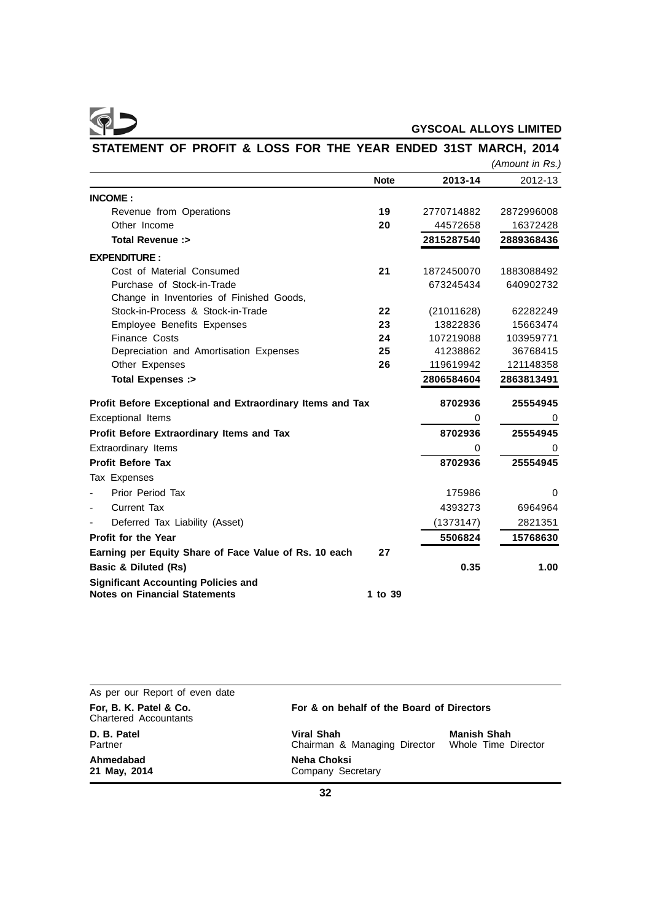**GYSCOAL ALLOYS LIMITED**

## STATEMENT OF PROFIT & LOSS FOR THE YEAR ENDED 31ST MARCH, 2014

*(Amount in Rs.)*

| | Note | 2013-14 | 2012-13 |
|---|---|---|---|
| **INCOME :** | | | |
| Revenue from Operations | 19 | 2770714882 | 2872996008 |
| Other Income | 20 | 44572658 | 16372428 |
| **Total Revenue :>** | | **2815287540** | **2889368436** |
| **EXPENDITURE :** | | | |
| Cost of Material Consumed | 21 | 1872450070 | 1883088492 |
| Purchase of Stock-in-Trade | | 673245434 | 640902732 |
| Change in Inventories of Finished Goods, Stock-in-Process & Stock-in-Trade | 22 | (21011628) | 62282249 |
| Employee Benefits Expenses | 23 | 13822836 | 15663474 |
| Finance Costs | 24 | 107219088 | 103959771 |
| Depreciation and Amortisation Expenses | 25 | 41238862 | 36768415 |
| Other Expenses | 26 | 119619942 | 121148358 |
| **Total Expenses :>** | | **2806584604** | **2863813491** |
| **Profit Before Exceptional and Extraordinary Items and Tax** | | **8702936** | **25554945** |
| Exceptional Items | | 0 | 0 |
| **Profit Before Extraordinary Items and Tax** | | **8702936** | **25554945** |
| Extraordinary Items | | 0 | 0 |
| **Profit Before Tax** | | **8702936** | **25554945** |
| Tax Expenses | | | |
| - Prior Period Tax | | 175986 | 0 |
| - Current Tax | | 4393273 | 6964964 |
| - Deferred Tax Liability (Asset) | | (1373147) | 2821351 |
| **Profit for the Year** | | **5506824** | **15768630** |
| **Earning per Equity Share of Face Value of Rs. 10 each** | **27** | | |
| **Basic & Diluted (Rs)** | | **0.35** | **1.00** |
| **Significant Accounting Policies and Notes on Financial Statements** | **1 to 39** | | |

As per our Report of even date

**For, B. K. Patel & Co.**
Chartered Accountants

**D. B. Patel**
Partner

**Ahmedabad**
**21 May, 2014**

**For & on behalf of the Board of Directors**

**Viral Shah**
Chairman & Managing Director

**Manish Shah**
Whole Time Director

**Neha Choksi**
Company Secretary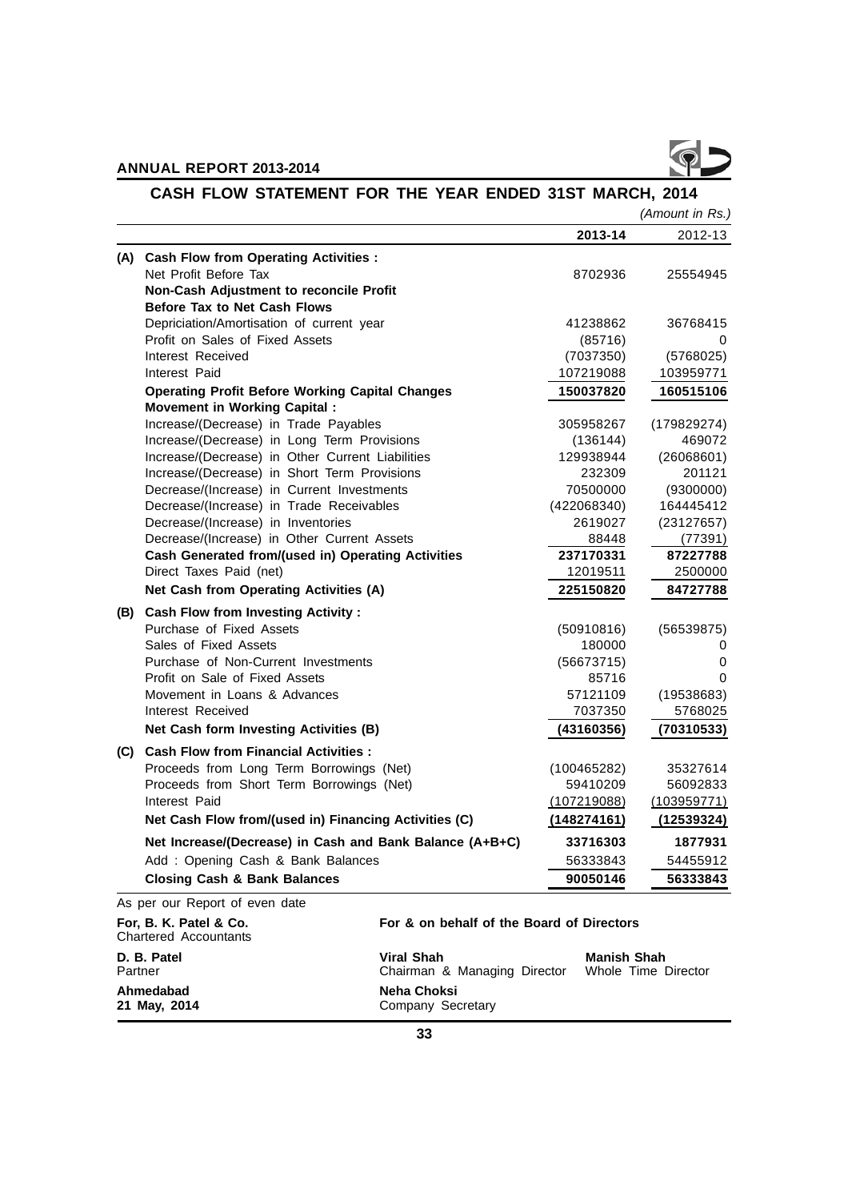# CASH FLOW STATEMENT FOR THE YEAR ENDED 31ST MARCH, 2014

*(Amount in Rs.)*

| | | 2013-14 | 2012-13 |
|---|---|---|---|
| **(A)** | **Cash Flow from Operating Activities :** | | |
| | Net Profit Before Tax | 8702936 | 25554945 |
| | **Non-Cash Adjustment to reconcile Profit Before Tax to Net Cash Flows** | | |
| | Depriciation/Amortisation of current year | 41238862 | 36768415 |
| | Profit on Sales of Fixed Assets | (85716) | 0 |
| | Interest Received | (7037350) | (5768025) |
| | Interest Paid | 107219088 | 103959771 |
| | **Operating Profit Before Working Capital Changes** | **150037820** | **160515106** |
| | **Movement in Working Capital :** | | |
| | Increase/(Decrease) in Trade Payables | 305958267 | (179829274) |
| | Increase/(Decrease) in Long Term Provisions | (136144) | 469072 |
| | Increase/(Decrease) in Other Current Liabilities | 129938944 | (26068601) |
| | Increase/(Decrease) in Short Term Provisions | 232309 | 201121 |
| | Decrease/(Increase) in Current Investments | 70500000 | (9300000) |
| | Decrease/(Increase) in Trade Receivables | (422068340) | 164445412 |
| | Decrease/(Increase) in Inventories | 2619027 | (23127657) |
| | Decrease/(Increase) in Other Current Assets | 88448 | (77391) |
| | **Cash Generated from/(used in) Operating Activities** | **237170331** | **87227788** |
| | Direct Taxes Paid (net) | 12019511 | 2500000 |
| | **Net Cash from Operating Activities (A)** | **225150820** | **84727788** |
| **(B)** | **Cash Flow from Investing Activity :** | | |
| | Purchase of Fixed Assets | (50910816) | (56539875) |
| | Sales of Fixed Assets | 180000 | 0 |
| | Purchase of Non-Current Investments | (56673715) | 0 |
| | Profit on Sale of Fixed Assets | 85716 | 0 |
| | Movement in Loans & Advances | 57121109 | (19538683) |
| | Interest Received | 7037350 | 5768025 |
| | **Net Cash form Investing Activities (B)** | **(43160356)** | **(70310533)** |
| **(C)** | **Cash Flow from Financial Activities :** | | |
| | Proceeds from Long Term Borrowings (Net) | (100465282) | 35327614 |
| | Proceeds from Short Term Borrowings (Net) | 59410209 | 56092833 |
| | Interest Paid | (107219088) | (103959771) |
| | **Net Cash Flow from/(used in) Financing Activities (C)** | **(148274161)** | **(12539324)** |
| | **Net Increase/(Decrease) in Cash and Bank Balance (A+B+C)** | **33716303** | **1877931** |
| | Add : Opening Cash & Bank Balances | 56333843 | 54455912 |
| | **Closing Cash & Bank Balances** | **90050146** | **56333843** |

As per our Report of even date

**For, B. K. Patel & Co.**
Chartered Accountants

**D. B. Patel**
Partner

**Ahmedabad**
**21 May, 2014**

**For & on behalf of the Board of Directors**

**Viral Shah**
Chairman & Managing Director

**Manish Shah**
Whole Time Director

**Neha Choksi**
Company Secretary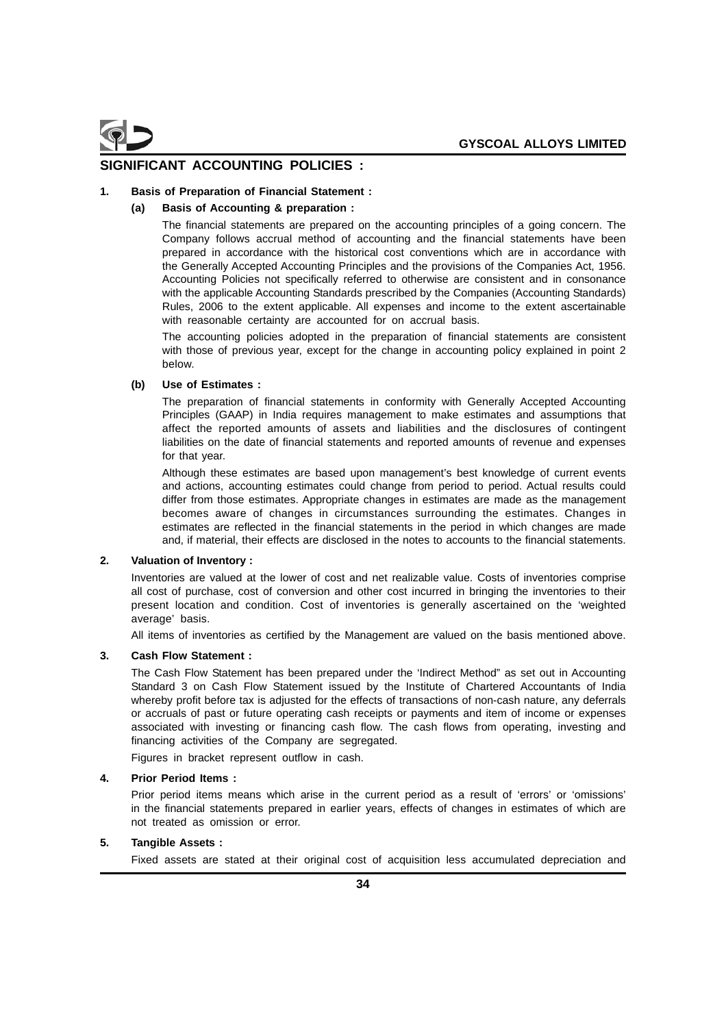## SIGNIFICANT ACCOUNTING POLICIES :

**1. Basis of Preparation of Financial Statement :**

**(a) Basis of Accounting & preparation :**

The financial statements are prepared on the accounting principles of a going concern. The Company follows accrual method of accounting and the financial statements have been prepared in accordance with the historical cost conventions which are in accordance with the Generally Accepted Accounting Principles and the provisions of the Companies Act, 1956. Accounting Policies not specifically referred to otherwise are consistent and in consonance with the applicable Accounting Standards prescribed by the Companies (Accounting Standards) Rules, 2006 to the extent applicable. All expenses and income to the extent ascertainable with reasonable certainty are accounted for on accrual basis.

The accounting policies adopted in the preparation of financial statements are consistent with those of previous year, except for the change in accounting policy explained in point 2 below.

**(b) Use of Estimates :**

The preparation of financial statements in conformity with Generally Accepted Accounting Principles (GAAP) in India requires management to make estimates and assumptions that affect the reported amounts of assets and liabilities and the disclosures of contingent liabilities on the date of financial statements and reported amounts of revenue and expenses for that year.

Although these estimates are based upon management's best knowledge of current events and actions, accounting estimates could change from period to period. Actual results could differ from those estimates. Appropriate changes in estimates are made as the management becomes aware of changes in circumstances surrounding the estimates. Changes in estimates are reflected in the financial statements in the period in which changes are made and, if material, their effects are disclosed in the notes to accounts to the financial statements.

**2. Valuation of Inventory :**

Inventories are valued at the lower of cost and net realizable value. Costs of inventories comprise all cost of purchase, cost of conversion and other cost incurred in bringing the inventories to their present location and condition. Cost of inventories is generally ascertained on the 'weighted average' basis.

All items of inventories as certified by the Management are valued on the basis mentioned above.

**3. Cash Flow Statement :**

The Cash Flow Statement has been prepared under the 'Indirect Method" as set out in Accounting Standard 3 on Cash Flow Statement issued by the Institute of Chartered Accountants of India whereby profit before tax is adjusted for the effects of transactions of non-cash nature, any deferrals or accruals of past or future operating cash receipts or payments and item of income or expenses associated with investing or financing cash flow. The cash flows from operating, investing and financing activities of the Company are segregated.

Figures in bracket represent outflow in cash.

**4. Prior Period Items :**

Prior period items means which arise in the current period as a result of 'errors' or 'omissions' in the financial statements prepared in earlier years, effects of changes in estimates of which are not treated as omission or error.

**5. Tangible Assets :**

Fixed assets are stated at their original cost of acquisition less accumulated depreciation and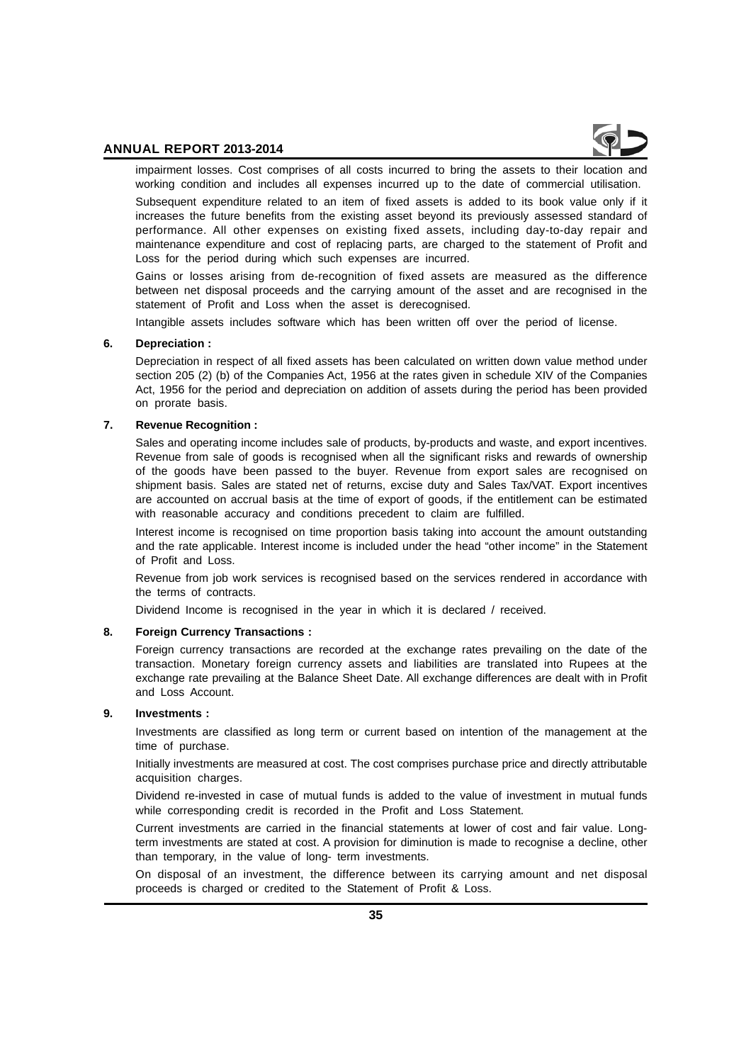impairment losses. Cost comprises of all costs incurred to bring the assets to their location and working condition and includes all expenses incurred up to the date of commercial utilisation.

Subsequent expenditure related to an item of fixed assets is added to its book value only if it increases the future benefits from the existing asset beyond its previously assessed standard of performance. All other expenses on existing fixed assets, including day-to-day repair and maintenance expenditure and cost of replacing parts, are charged to the statement of Profit and Loss for the period during which such expenses are incurred.

Gains or losses arising from de-recognition of fixed assets are measured as the difference between net disposal proceeds and the carrying amount of the asset and are recognised in the statement of Profit and Loss when the asset is derecognised.

Intangible assets includes software which has been written off over the period of license.

**6. Depreciation :**

Depreciation in respect of all fixed assets has been calculated on written down value method under section 205 (2) (b) of the Companies Act, 1956 at the rates given in schedule XIV of the Companies Act, 1956 for the period and depreciation on addition of assets during the period has been provided on prorate basis.

**7. Revenue Recognition :**

Sales and operating income includes sale of products, by-products and waste, and export incentives. Revenue from sale of goods is recognised when all the significant risks and rewards of ownership of the goods have been passed to the buyer. Revenue from export sales are recognised on shipment basis. Sales are stated net of returns, excise duty and Sales Tax/VAT. Export incentives are accounted on accrual basis at the time of export of goods, if the entitlement can be estimated with reasonable accuracy and conditions precedent to claim are fulfilled.

Interest income is recognised on time proportion basis taking into account the amount outstanding and the rate applicable. Interest income is included under the head "other income" in the Statement of Profit and Loss.

Revenue from job work services is recognised based on the services rendered in accordance with the terms of contracts.

Dividend Income is recognised in the year in which it is declared / received.

**8. Foreign Currency Transactions :**

Foreign currency transactions are recorded at the exchange rates prevailing on the date of the transaction. Monetary foreign currency assets and liabilities are translated into Rupees at the exchange rate prevailing at the Balance Sheet Date. All exchange differences are dealt with in Profit and Loss Account.

**9. Investments :**

Investments are classified as long term or current based on intention of the management at the time of purchase.

Initially investments are measured at cost. The cost comprises purchase price and directly attributable acquisition charges.

Dividend re-invested in case of mutual funds is added to the value of investment in mutual funds while corresponding credit is recorded in the Profit and Loss Statement.

Current investments are carried in the financial statements at lower of cost and fair value. Long-term investments are stated at cost. A provision for diminution is made to recognise a decline, other than temporary, in the value of long- term investments.

On disposal of an investment, the difference between its carrying amount and net disposal proceeds is charged or credited to the Statement of Profit & Loss.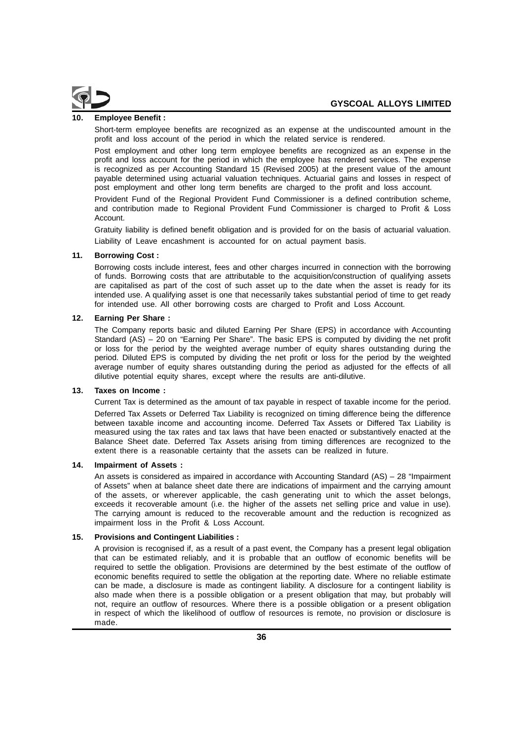**10. Employee Benefit :**

Short-term employee benefits are recognized as an expense at the undiscounted amount in the profit and loss account of the period in which the related service is rendered.

Post employment and other long term employee benefits are recognized as an expense in the profit and loss account for the period in which the employee has rendered services. The expense is recognized as per Accounting Standard 15 (Revised 2005) at the present value of the amount payable determined using actuarial valuation techniques. Actuarial gains and losses in respect of post employment and other long term benefits are charged to the profit and loss account.

Provident Fund of the Regional Provident Fund Commissioner is a defined contribution scheme, and contribution made to Regional Provident Fund Commissioner is charged to Profit & Loss Account.

Gratuity liability is defined benefit obligation and is provided for on the basis of actuarial valuation.

Liability of Leave encashment is accounted for on actual payment basis.

**11. Borrowing Cost :**

Borrowing costs include interest, fees and other charges incurred in connection with the borrowing of funds. Borrowing costs that are attributable to the acquisition/construction of qualifying assets are capitalised as part of the cost of such asset up to the date when the asset is ready for its intended use. A qualifying asset is one that necessarily takes substantial period of time to get ready for intended use. All other borrowing costs are charged to Profit and Loss Account.

**12. Earning Per Share :**

The Company reports basic and diluted Earning Per Share (EPS) in accordance with Accounting Standard (AS) – 20 on "Earning Per Share". The basic EPS is computed by dividing the net profit or loss for the period by the weighted average number of equity shares outstanding during the period. Diluted EPS is computed by dividing the net profit or loss for the period by the weighted average number of equity shares outstanding during the period as adjusted for the effects of all dilutive potential equity shares, except where the results are anti-dilutive.

**13. Taxes on Income :**

Current Tax is determined as the amount of tax payable in respect of taxable income for the period.

Deferred Tax Assets or Deferred Tax Liability is recognized on timing difference being the difference between taxable income and accounting income. Deferred Tax Assets or Differed Tax Liability is measured using the tax rates and tax laws that have been enacted or substantively enacted at the Balance Sheet date. Deferred Tax Assets arising from timing differences are recognized to the extent there is a reasonable certainty that the assets can be realized in future.

**14. Impairment of Assets :**

An assets is considered as impaired in accordance with Accounting Standard (AS) – 28 "Impairment of Assets" when at balance sheet date there are indications of impairment and the carrying amount of the assets, or wherever applicable, the cash generating unit to which the asset belongs, exceeds it recoverable amount (i.e. the higher of the assets net selling price and value in use). The carrying amount is reduced to the recoverable amount and the reduction is recognized as impairment loss in the Profit & Loss Account.

**15. Provisions and Contingent Liabilities :**

A provision is recognised if, as a result of a past event, the Company has a present legal obligation that can be estimated reliably, and it is probable that an outflow of economic benefits will be required to settle the obligation. Provisions are determined by the best estimate of the outflow of economic benefits required to settle the obligation at the reporting date. Where no reliable estimate can be made, a disclosure is made as contingent liability. A disclosure for a contingent liability is also made when there is a possible obligation or a present obligation that may, but probably will not, require an outflow of resources. Where there is a possible obligation or a present obligation in respect of which the likelihood of outflow of resources is remote, no provision or disclosure is made.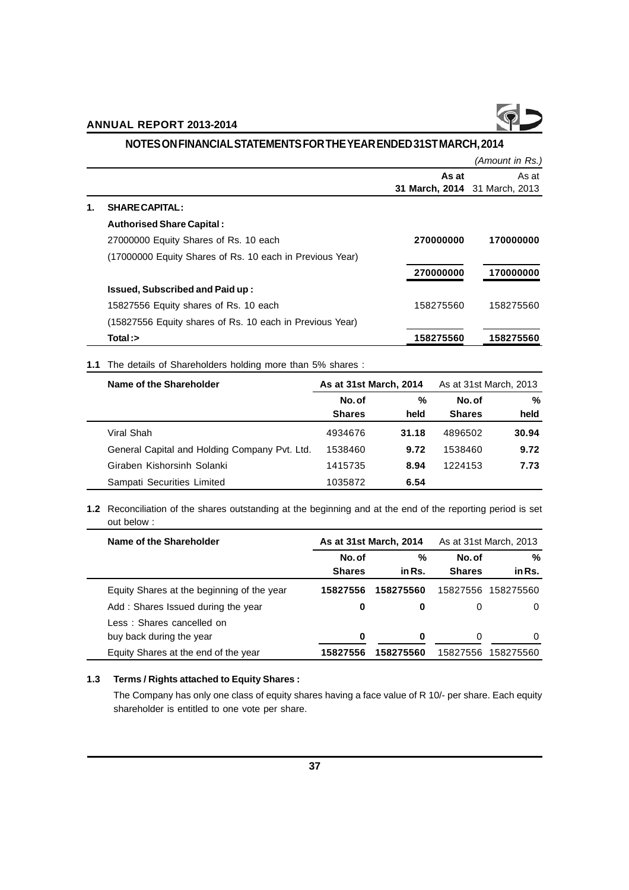## NOTES ON FINANCIAL STATEMENTS FOR THE YEAR ENDED 31ST MARCH, 2014

*(Amount in Rs.)*

| | | As at 31 March, 2014 | As at 31 March, 2013 |
|---|---|---|---|
| **1.** | **SHARE CAPITAL :** | | |
| | **Authorised Share Capital :** | | |
| | 27000000 Equity Shares of Rs. 10 each | **270000000** | **170000000** |
| | (17000000 Equity Shares of Rs. 10 each in Previous Year) | | |
| | | **270000000** | **170000000** |
| | **Issued, Subscribed and Paid up :** | | |
| | 15827556 Equity shares of Rs. 10 each | 158275560 | 158275560 |
| | (15827556 Equity shares of Rs. 10 each in Previous Year) | | |
| | **Total :>** | **158275560** | **158275560** |

**1.1** The details of Shareholders holding more than 5% shares :

| Name of the Shareholder | As at 31st March, 2014 | | As at 31st March, 2013 | |
|---|---|---|---|---|
| | No. of Shares | % held | No. of Shares | % held |
| Viral Shah | 4934676 | **31.18** | 4896502 | **30.94** |
| General Capital and Holding Company Pvt. Ltd. | 1538460 | **9.72** | 1538460 | **9.72** |
| Giraben Kishorsinh Solanki | 1415735 | **8.94** | 1224153 | **7.73** |
| Sampati Securities Limited | 1035872 | **6.54** | | |

**1.2** Reconciliation of the shares outstanding at the beginning and at the end of the reporting period is set out below :

| Name of the Shareholder | As at 31st March, 2014 | | As at 31st March, 2013 | |
|---|---|---|---|---|
| | No. of Shares | % in Rs. | No. of Shares | % in Rs. |
| Equity Shares at the beginning of the year | **15827556** | **158275560** | 15827556 | 158275560 |
| Add : Shares Issued during the year | **0** | **0** | 0 | 0 |
| Less : Shares cancelled on buy back during the year | **0** | **0** | 0 | 0 |
| Equity Shares at the end of the year | **15827556** | **158275560** | 15827556 | 158275560 |

**1.3 Terms / Rights attached to Equity Shares :**

The Company has only one class of equity shares having a face value of R 10/- per share. Each equity shareholder is entitled to one vote per share.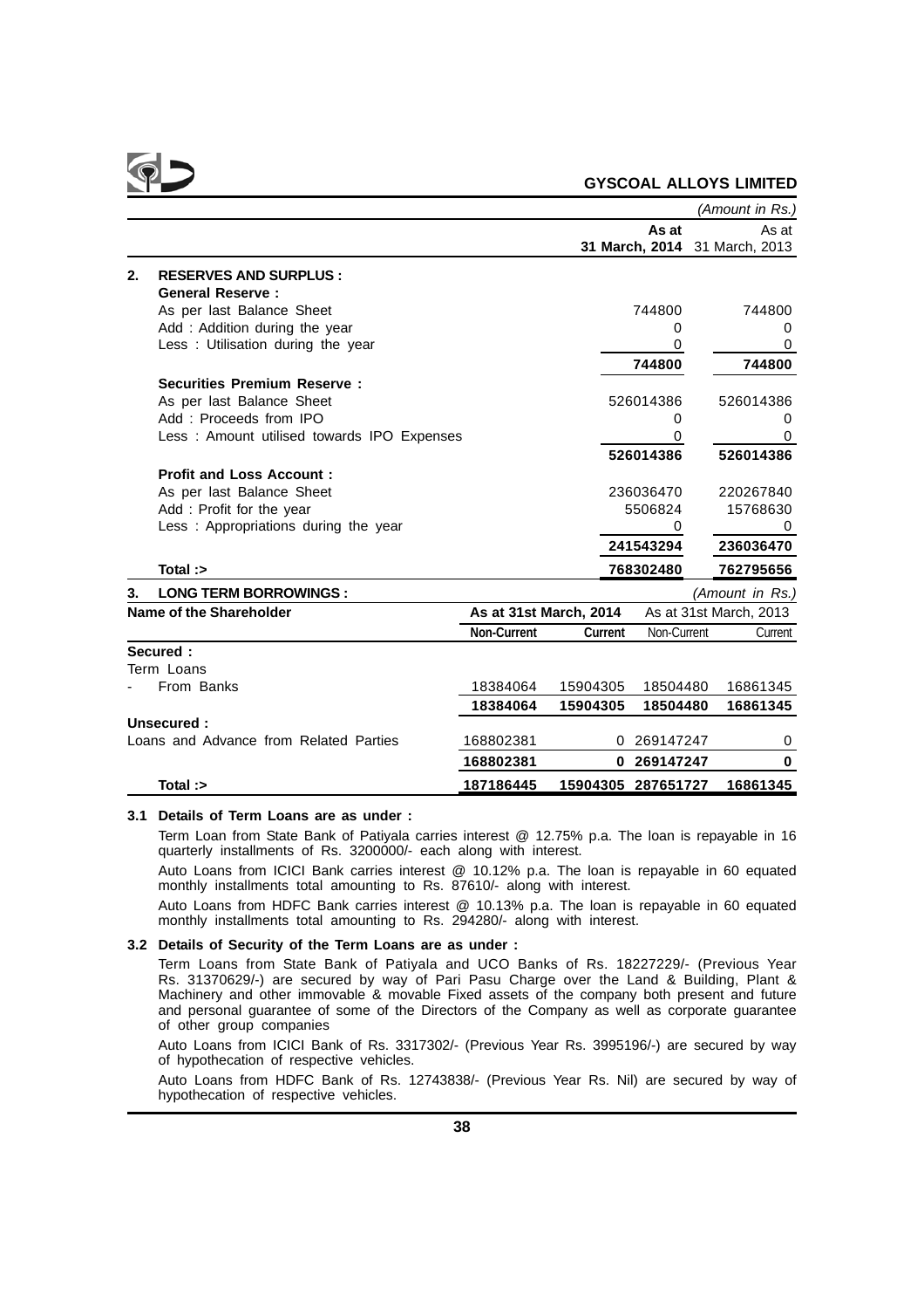## 2. RESERVES AND SURPLUS :

*(Amount in Rs.)*

| | As at 31 March, 2014 | As at 31 March, 2013 |
|---|---|---|
| **General Reserve :** | | |
| As per last Balance Sheet | 744800 | 744800 |
| Add : Addition during the year | 0 | 0 |
| Less : Utilisation during the year | 0 | 0 |
| | **744800** | **744800** |
| **Securities Premium Reserve :** | | |
| As per last Balance Sheet | 526014386 | 526014386 |
| Add : Proceeds from IPO | 0 | 0 |
| Less : Amount utilised towards IPO Expenses | 0 | 0 |
| | **526014386** | **526014386** |
| **Profit and Loss Account :** | | |
| As per last Balance Sheet | 236036470 | 220267840 |
| Add : Profit for the year | 5506824 | 15768630 |
| Less : Appropriations during the year | 0 | 0 |
| | **241543294** | **236036470** |
| **Total :>** | **768302480** | **762795656** |

## 3. LONG TERM BORROWINGS :

*(Amount in Rs.)*

| Name of the Shareholder | As at 31st March, 2014 | | As at 31st March, 2013 | |
|---|---|---|---|---|
| | Non-Current | Current | Non-Current | Current |
| **Secured :** | | | | |
| Term Loans | | | | |
| - From Banks | 18384064 | 15904305 | 18504480 | 16861345 |
| | **18384064** | **15904305** | **18504480** | **16861345** |
| **Unsecured :** | | | | |
| Loans and Advance from Related Parties | 168802381 | 0 | 269147247 | 0 |
| | **168802381** | **0** | **269147247** | **0** |
| **Total :>** | **187186445** | **15904305** | **287651727** | **16861345** |

### 3.1 Details of Term Loans are as under :

Term Loan from State Bank of Patiyala carries interest @ 12.75% p.a. The loan is repayable in 16 quarterly installments of Rs. 3200000/- each along with interest.

Auto Loans from ICICI Bank carries interest @ 10.12% p.a. The loan is repayable in 60 equated monthly installments total amounting to Rs. 87610/- along with interest.

Auto Loans from HDFC Bank carries interest @ 10.13% p.a. The loan is repayable in 60 equated monthly installments total amounting to Rs. 294280/- along with interest.

### 3.2 Details of Security of the Term Loans are as under :

Term Loans from State Bank of Patiyala and UCO Banks of Rs. 18227229/- (Previous Year Rs. 31370629/-) are secured by way of Pari Pasu Charge over the Land & Building, Plant & Machinery and other immovable & movable Fixed assets of the company both present and future and personal guarantee of some of the Directors of the Company as well as corporate guarantee of other group companies

Auto Loans from ICICI Bank of Rs. 3317302/- (Previous Year Rs. 3995196/-) are secured by way of hypothecation of respective vehicles.

Auto Loans from HDFC Bank of Rs. 12743838/- (Previous Year Rs. Nil) are secured by way of hypothecation of respective vehicles.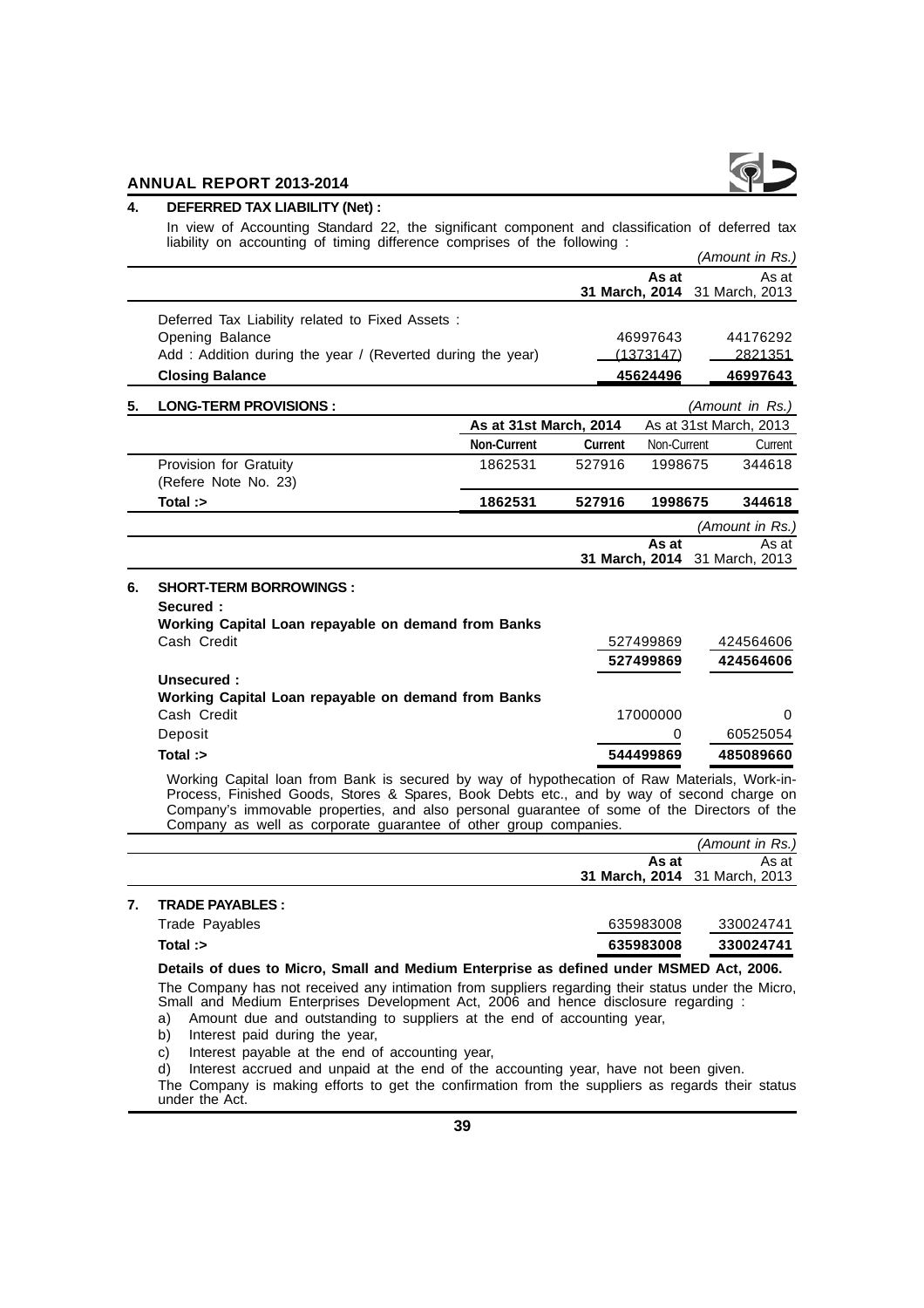## 4. DEFERRED TAX LIABILITY (Net) :

In view of Accounting Standard 22, the significant component and classification of deferred tax liability on accounting of timing difference comprises of the following :

*(Amount in Rs.)*

| | As at 31 March, 2014 | As at 31 March, 2013 |
|---|---|---|
| Deferred Tax Liability related to Fixed Assets : | | |
| Opening Balance | 46997643 | 44176292 |
| Add : Addition during the year / (Reverted during the year) | (1373147) | 2821351 |
| **Closing Balance** | **45624496** | **46997643** |

## 5. LONG-TERM PROVISIONS :

*(Amount in Rs.)*

| | As at 31st March, 2014 | | As at 31st March, 2013 | |
|---|---|---|---|---|
| | Non-Current | Current | Non-Current | Current |
| Provision for Gratuity (Refere Note No. 23) | 1862531 | 527916 | 1998675 | 344618 |
| **Total :>** | **1862531** | **527916** | **1998675** | **344618** |

## 6. SHORT-TERM BORROWINGS :

*(Amount in Rs.)*

| | As at 31 March, 2014 | As at 31 March, 2013 |
|---|---|---|
| **Secured :** | | |
| **Working Capital Loan repayable on demand from Banks** | | |
| Cash Credit | 527499869 | 424564606 |
| | **527499869** | **424564606** |
| **Unsecured :** | | |
| **Working Capital Loan repayable on demand from Banks** | | |
| Cash Credit | 17000000 | 0 |
| Deposit | 0 | 60525054 |
| **Total :>** | **544499869** | **485089660** |

Working Capital loan from Bank is secured by way of hypothecation of Raw Materials, Work-in-Process, Finished Goods, Stores & Spares, Book Debts etc., and by way of second charge on Company's immovable properties, and also personal guarantee of some of the Directors of the Company as well as corporate guarantee of other group companies.

## 7. TRADE PAYABLES :

*(Amount in Rs.)*

| | As at 31 March, 2014 | As at 31 March, 2013 |
|---|---|---|
| Trade Payables | 635983008 | 330024741 |
| **Total :>** | **635983008** | **330024741** |

**Details of dues to Micro, Small and Medium Enterprise as defined under MSMED Act, 2006.**

The Company has not received any intimation from suppliers regarding their status under the Micro, Small and Medium Enterprises Development Act, 2006 and hence disclosure regarding :

a) Amount due and outstanding to suppliers at the end of accounting year,

b) Interest paid during the year,

c) Interest payable at the end of accounting year,

d) Interest accrued and unpaid at the end of the accounting year, have not been given.

The Company is making efforts to get the confirmation from the suppliers as regards their status under the Act.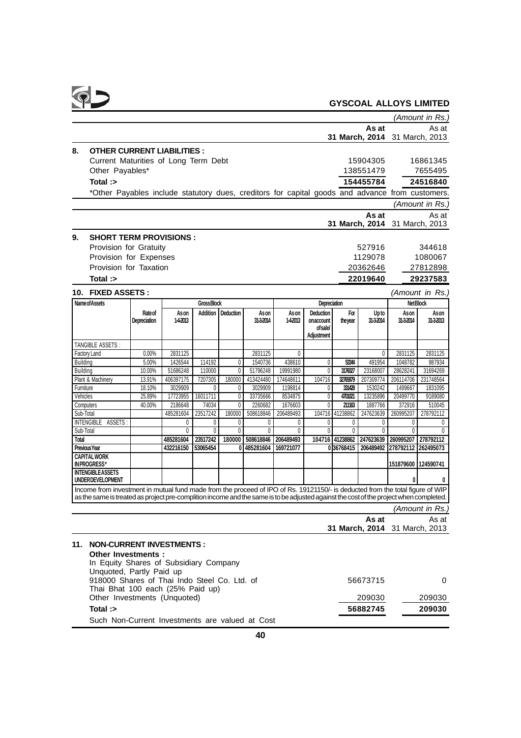(Amount in Rs.)

| | As at 31 March, 2014 | As at 31 March, 2013 |
|---|---|---|
| **8. OTHER CURRENT LIABILITIES :** | | |
| Current Maturities of Long Term Debt | 15904305 | 16861345 |
| Other Payables* | 138551479 | 7655495 |
| **Total :>** | **154455784** | **24516840** |

*Other Payables include statutory dues, creditors for capital goods and advance from customers.

(Amount in Rs.)

| | As at 31 March, 2014 | As at 31 March, 2013 |
|---|---|---|
| **9. SHORT TERM PROVISIONS :** | | |
| Provision for Gratuity | 527916 | 344618 |
| Provision for Expenses | 1129078 | 1080067 |
| Provision for Taxation | 20362646 | 27812898 |
| **Total :>** | **22019640** | **29237583** |

## 10. FIXED ASSETS :

(Amount in Rs.)

| Name of Assets | Rate of Depreciation | Gross Block | | | | Depreciation | | | | Net Block | |
|---|---|---|---|---|---|---|---|---|---|---|---|
| | | As on 1-4-2013 | Addition | Deduction | As on 31-3-2014 | As on 1-4-2013 | Deduction on account of sale/ Adjustment | For the year | Up to 31-3-2014 | As on 31-3-2014 | As on 31-3-2013 |
| TANGIBLE ASSETS : | | | | | | | | | | | |
| Factory Land | 0.00% | 2831125 | | | 2831125 | 0 | | | 0 | 2831125 | 2831125 |
| Building | 5.00% | 1426544 | 114192 | 0 | 1540736 | 438610 | 0 | 53344 | 491954 | 1048782 | 987934 |
| Building | 10.00% | 51686248 | 110000 | 0 | 51796248 | 19991980 | 0 | 3176027 | 23168007 | 28628241 | 31694269 |
| Plant & Machinery | 13.91% | 406397175 | 7207305 | 180000 | 413424480 | 174648611 | 104716 | 32765879 | 207309774 | 206114706 | 231748564 |
| Furniture | 18.10% | 3029909 | 0 | 0 | 3029909 | 1198814 | 0 | 331428 | 1530242 | 1499667 | 1831095 |
| Vehicles | 25.89% | 17723955 | 16011711 | 0 | 33735666 | 8534875 | 0 | 4701021 | 13235896 | 20499770 | 9189080 |
| Computers | 40.00% | 2186648 | 74034 | 0 | 2260682 | 1676603 | 0 | 211163 | 1887766 | 372916 | 510045 |
| Sub-Total | | 485281604 | 23517242 | 180000 | 508618846 | 206489493 | 104716 | 41238862 | 247623639 | 260995207 | 278792112 |
| INTENGIBLE ASSETS : | | 0 | 0 | 0 | 0 | 0 | 0 | 0 | 0 | 0 | 0 |
| Sub-Total | | 0 | 0 | 0 | 0 | 0 | 0 | 0 | 0 | 0 | 0 |
| **Total** | | **485281604** | **23517242** | **180000** | **508618846** | **206489493** | **104716** | **41238862** | **247623639** | **260995207** | **278792112** |
| **Previous Year** | | **432216150** | **53065454** | **0** | **485281604** | **169721077** | **0** | **36768415** | **206489492** | **278792112** | **262495073** |
| **CAPITAL WORK IN PROGRESS*** | | | | | | | | | | **151879600** | **124590741** |
| **INTENGIBLE ASSETS UNDER DEVELOPMENT** | | | | | | | | | | **0** | **0** |

Income from investment in mutual fund made from the proceed of IPO of Rs. 19121150/- is deducted from the total figure of WIP as the same is treated as project pre-complition income and the same is to be adjusted against the cost of the project when completed.

(Amount in Rs.)

| | As at 31 March, 2014 | As at 31 March, 2013 |
|---|---|---|
| **11. NON-CURRENT INVESTMENTS :** | | |
| **Other Investments :** | | |
| In Equity Shares of Subsidiary Company | | |
| Unquoted, Partly Paid up | | |
| 918000 Shares of Thai Indo Steel Co. Ltd. of Thai Bhat 100 each (25% Paid up) | 56673715 | 0 |
| Other Investments (Unquoted) | 209030 | 209030 |
| **Total :>** | **56882745** | **209030** |

Such Non-Current Investments are valued at Cost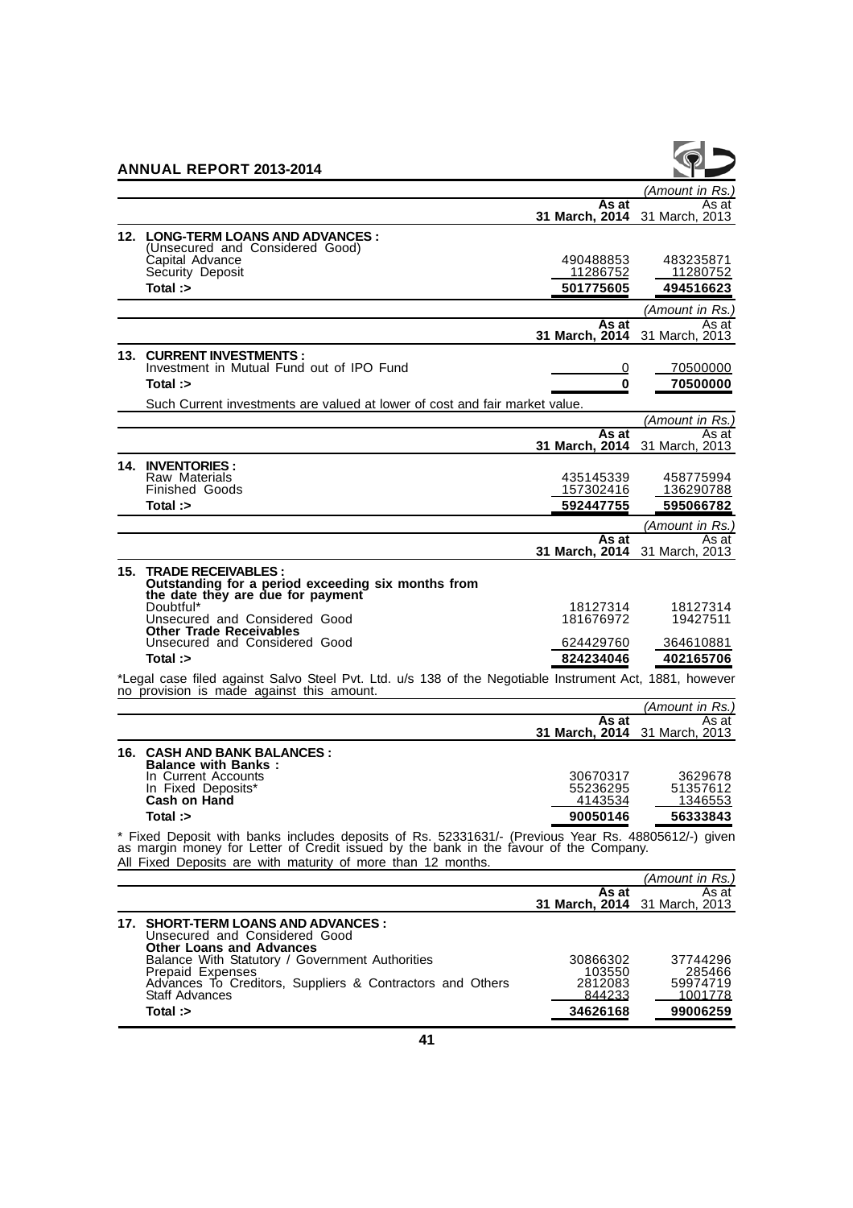(Amount in Rs.)

| | As at 31 March, 2014 | As at 31 March, 2013 |
|---|---|---|
| **12. LONG-TERM LOANS AND ADVANCES :** | | |
| (Unsecured and Considered Good) | | |
| Capital Advance | 490488853 | 483235871 |
| Security Deposit | 11286752 | 11280752 |
| **Total :>** | **501775605** | **494516623** |

(Amount in Rs.)

| | As at 31 March, 2014 | As at 31 March, 2013 |
|---|---|---|
| **13. CURRENT INVESTMENTS :** | | |
| Investment in Mutual Fund out of IPO Fund | 0 | 70500000 |
| **Total :>** | **0** | **70500000** |

Such Current investments are valued at lower of cost and fair market value.

(Amount in Rs.)

| | As at 31 March, 2014 | As at 31 March, 2013 |
|---|---|---|
| **14. INVENTORIES :** | | |
| Raw Materials | 435145339 | 458775994 |
| Finished Goods | 157302416 | 136290788 |
| **Total :>** | **592447755** | **595066782** |

(Amount in Rs.)

| | As at 31 March, 2014 | As at 31 March, 2013 |
|---|---|---|
| **15. TRADE RECEIVABLES :** | | |
| **Outstanding for a period exceeding six months from the date they are due for payment** | | |
| Doubtful* | 18127314 | 18127314 |
| Unsecured and Considered Good | 181676972 | 19427511 |
| **Other Trade Receivables** | | |
| Unsecured and Considered Good | 624429760 | 364610881 |
| **Total :>** | **824234046** | **402165706** |

*Legal case filed against Salvo Steel Pvt. Ltd. u/s 138 of the Negotiable Instrument Act, 1881, however no provision is made against this amount.

(Amount in Rs.)

| | As at 31 March, 2014 | As at 31 March, 2013 |
|---|---|---|
| **16. CASH AND BANK BALANCES :** | | |
| **Balance with Banks :** | | |
| In Current Accounts | 30670317 | 3629678 |
| In Fixed Deposits* | 55236295 | 51357612 |
| **Cash on Hand** | 4143534 | 1346553 |
| **Total :>** | **90050146** | **56333843** |

* Fixed Deposit with banks includes deposits of Rs. 52331631/- (Previous Year Rs. 48805612/-) given as margin money for Letter of Credit issued by the bank in the favour of the Company.
All Fixed Deposits are with maturity of more than 12 months.

(Amount in Rs.)

| | As at 31 March, 2014 | As at 31 March, 2013 |
|---|---|---|
| **17. SHORT-TERM LOANS AND ADVANCES :** | | |
| Unsecured and Considered Good | | |
| **Other Loans and Advances** | | |
| Balance With Statutory / Government Authorities | 30866302 | 37744296 |
| Prepaid Expenses | 103550 | 285466 |
| Advances To Creditors, Suppliers & Contractors and Others | 2812083 | 59974719 |
| Staff Advances | 844233 | 1001778 |
| **Total :>** | **34626168** | **99006259** |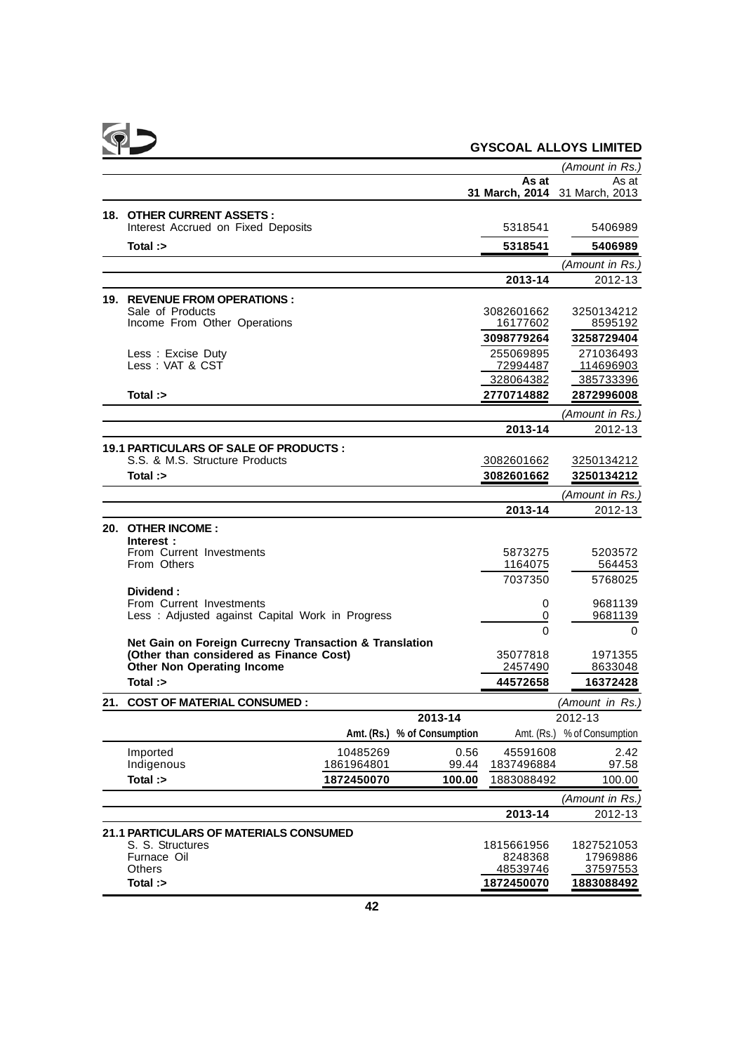(Amount in Rs.)

| | As at 31 March, 2014 | As at 31 March, 2013 |
|---|---|---|
| **18. OTHER CURRENT ASSETS :** | | |
| Interest Accrued on Fixed Deposits | 5318541 | 5406989 |
| **Total :>** | **5318541** | **5406989** |

(Amount in Rs.)

| | 2013-14 | 2012-13 |
|---|---|---|
| **19. REVENUE FROM OPERATIONS :** | | |
| Sale of Products | 3082601662 | 3250134212 |
| Income From Other Operations | 16177602 | 8595192 |
| | **3098779264** | **3258729404** |
| Less : Excise Duty | 255069895 | 271036493 |
| Less : VAT & CST | 72994487 | 114696903 |
| | 328064382 | 385733396 |
| **Total :>** | **2770714882** | **2872996008** |

(Amount in Rs.)

| | 2013-14 | 2012-13 |
|---|---|---|
| **19.1 PARTICULARS OF SALE OF PRODUCTS :** | | |
| S.S. & M.S. Structure Products | 3082601662 | 3250134212 |
| **Total :>** | **3082601662** | **3250134212** |

(Amount in Rs.)

| | 2013-14 | 2012-13 |
|---|---|---|
| **20. OTHER INCOME :** | | |
| **Interest :** | | |
| From Current Investments | 5873275 | 5203572 |
| From Others | 1164075 | 564453 |
| | 7037350 | 5768025 |
| **Dividend :** | | |
| From Current Investments | 0 | 9681139 |
| Less : Adjusted against Capital Work in Progress | 0 | 9681139 |
| | 0 | 0 |
| **Net Gain on Foreign Currecny Transaction & Translation (Other than considered as Finance Cost)** | 35077818 | 1971355 |
| **Other Non Operating Income** | 2457490 | 8633048 |
| **Total :>** | **44572658** | **16372428** |

**21. COST OF MATERIAL CONSUMED :**

(Amount in Rs.)

| | 2013-14 | | 2012-13 | |
|---|---|---|---|---|
| | Amt. (Rs.) | % of Consumption | Amt. (Rs.) | % of Consumption |
| Imported | 10485269 | 0.56 | 45591608 | 2.42 |
| Indigenous | 1861964801 | 99.44 | 1837496884 | 97.58 |
| **Total :>** | **1872450070** | **100.00** | 1883088492 | 100.00 |

(Amount in Rs.)

| | 2013-14 | 2012-13 |
|---|---|---|
| **21.1 PARTICULARS OF MATERIALS CONSUMED** | | |
| S. S. Structures | 1815661956 | 1827521053 |
| Furnace Oil | 8248368 | 17969886 |
| Others | 48539746 | 37597553 |
| **Total :>** | **1872450070** | **1883088492** |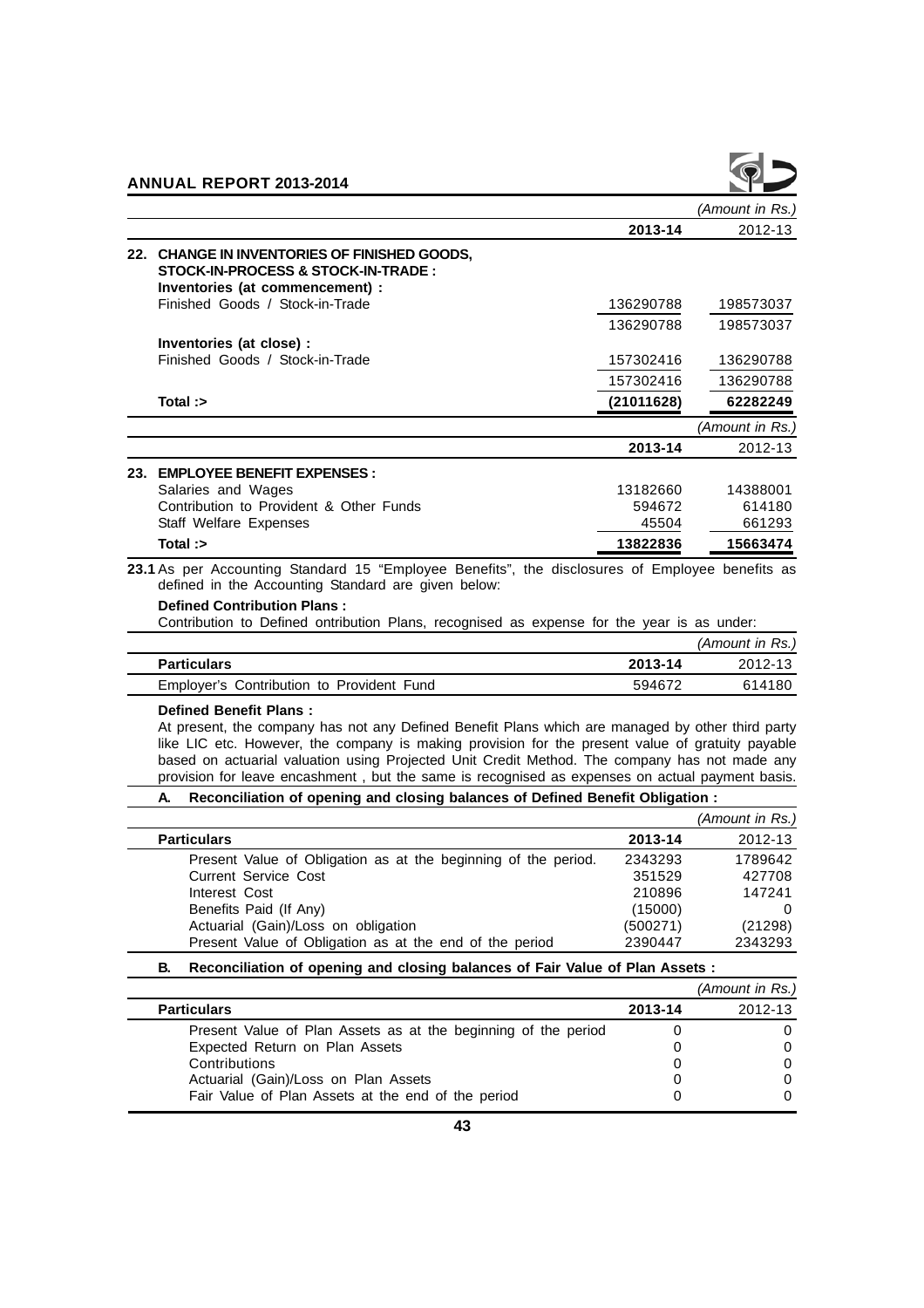| | | *(Amount in Rs.)* |
|---|---|---|
| | **2013-14** | 2012-13 |
| **22. CHANGE IN INVENTORIES OF FINISHED GOODS, STOCK-IN-PROCESS & STOCK-IN-TRADE :** | | |
| **Inventories (at commencement) :** | | |
| Finished Goods / Stock-in-Trade | 136290788 | 198573037 |
| | 136290788 | 198573037 |
| **Inventories (at close) :** | | |
| Finished Goods / Stock-in-Trade | 157302416 | 136290788 |
| | 157302416 | 136290788 |
| **Total :>** | **(21011628)** | **62282249** |

| | | *(Amount in Rs.)* |
|---|---|---|
| | **2013-14** | 2012-13 |
| **23. EMPLOYEE BENEFIT EXPENSES :** | | |
| Salaries and Wages | 13182660 | 14388001 |
| Contribution to Provident & Other Funds | 594672 | 614180 |
| Staff Welfare Expenses | 45504 | 661293 |
| **Total :>** | **13822836** | **15663474** |

**23.1** As per Accounting Standard 15 "Employee Benefits", the disclosures of Employee benefits as defined in the Accounting Standard are given below:

**Defined Contribution Plans :**

Contribution to Defined ontribution Plans, recognised as expense for the year is as under:

| | | *(Amount in Rs.)* |
|---|---|---|
| **Particulars** | **2013-14** | 2012-13 |
| Employer's Contribution to Provident Fund | 594672 | 614180 |

**Defined Benefit Plans :**

At present, the company has not any Defined Benefit Plans which are managed by other third party like LIC etc. However, the company is making provision for the present value of gratuity payable based on actuarial valuation using Projected Unit Credit Method. The company has not made any provision for leave encashment , but the same is recognised as expenses on actual payment basis.

**A. Reconciliation of opening and closing balances of Defined Benefit Obligation :**

| | | *(Amount in Rs.)* |
|---|---|---|
| **Particulars** | **2013-14** | 2012-13 |
| Present Value of Obligation as at the beginning of the period. | 2343293 | 1789642 |
| Current Service Cost | 351529 | 427708 |
| Interest Cost | 210896 | 147241 |
| Benefits Paid (If Any) | (15000) | 0 |
| Actuarial (Gain)/Loss on obligation | (500271) | (21298) |
| Present Value of Obligation as at the end of the period | 2390447 | 2343293 |

**B. Reconciliation of opening and closing balances of Fair Value of Plan Assets :**

| | | *(Amount in Rs.)* |
|---|---|---|
| **Particulars** | **2013-14** | 2012-13 |
| Present Value of Plan Assets as at the beginning of the period | 0 | 0 |
| Expected Return on Plan Assets | 0 | 0 |
| Contributions | 0 | 0 |
| Actuarial (Gain)/Loss on Plan Assets | 0 | 0 |
| Fair Value of Plan Assets at the end of the period | 0 | 0 |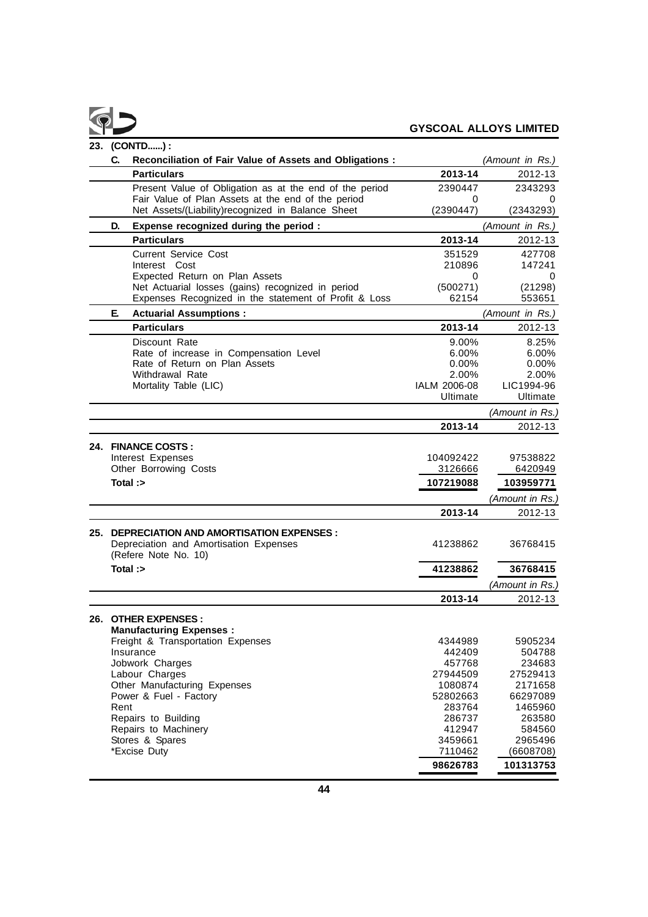## 23. (CONTD......) :

**C. Reconciliation of Fair Value of Assets and Obligations :** *(Amount in Rs.)*

| Particulars | 2013-14 | 2012-13 |
|---|---|---|
| Present Value of Obligation as at the end of the period | 2390447 | 2343293 |
| Fair Value of Plan Assets at the end of the period | 0 | 0 |
| Net Assets/(Liability)recognized in Balance Sheet | (2390447) | (2343293) |

**D. Expense recognized during the period :** *(Amount in Rs.)*

| Particulars | 2013-14 | 2012-13 |
|---|---|---|
| Current Service Cost | 351529 | 427708 |
| Interest Cost | 210896 | 147241 |
| Expected Return on Plan Assets | 0 | 0 |
| Net Actuarial losses (gains) recognized in period | (500271) | (21298) |
| Expenses Recognized in the statement of Profit & Loss | 62154 | 553651 |

**E. Actuarial Assumptions :** *(Amount in Rs.)*

| Particulars | 2013-14 | 2012-13 |
|---|---|---|
| Discount Rate | 9.00% | 8.25% |
| Rate of increase in Compensation Level | 6.00% | 6.00% |
| Rate of Return on Plan Assets | 0.00% | 0.00% |
| Withdrawal Rate | 2.00% | 2.00% |
| Mortality Table (LIC) | IALM 2006-08 Ultimate | LIC1994-96 Ultimate |

*(Amount in Rs.)*

| | 2013-14 | 2012-13 |
|---|---|---|
| **24. FINANCE COSTS :** | | |
| Interest Expenses | 104092422 | 97538822 |
| Other Borrowing Costs | 3126666 | 6420949 |
| **Total :>** | **107219088** | **103959771** |

*(Amount in Rs.)*

| | 2013-14 | 2012-13 |
|---|---|---|
| **25. DEPRECIATION AND AMORTISATION EXPENSES :** | | |
| Depreciation and Amortisation Expenses (Refere Note No. 10) | 41238862 | 36768415 |
| **Total :>** | **41238862** | **36768415** |

*(Amount in Rs.)*

| | 2013-14 | 2012-13 |
|---|---|---|
| **26. OTHER EXPENSES :** | | |
| **Manufacturing Expenses :** | | |
| Freight & Transportation Expenses | 4344989 | 5905234 |
| Insurance | 442409 | 504788 |
| Jobwork Charges | 457768 | 234683 |
| Labour Charges | 27944509 | 27529413 |
| Other Manufacturing Expenses | 1080874 | 2171658 |
| Power & Fuel - Factory | 52802663 | 66297089 |
| Rent | 283764 | 1465960 |
| Repairs to Building | 286737 | 263580 |
| Repairs to Machinery | 412947 | 584560 |
| Stores & Spares | 3459661 | 2965496 |
| *Excise Duty | 7110462 | (6608708) |
| | **98626783** | **101313753** |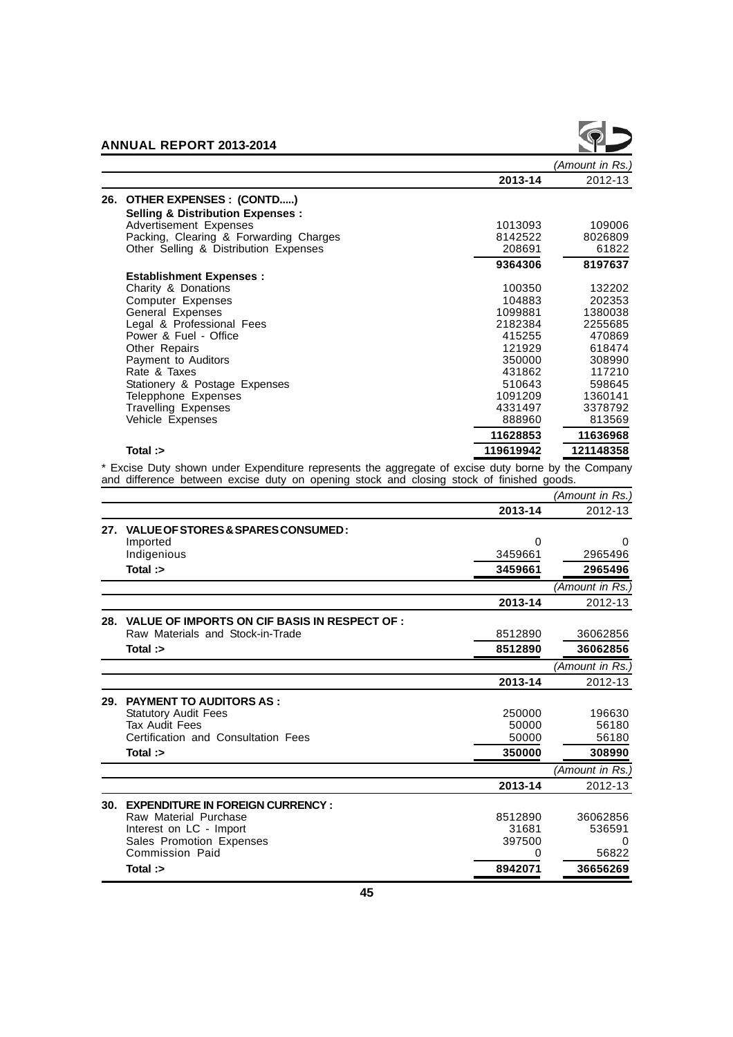| | 2013-14 | 2012-13 |
|---|---|---|
| | | *(Amount in Rs.)* |
| **26. OTHER EXPENSES : (CONTD.....)** | | |
| **Selling & Distribution Expenses :** | | |
| Advertisement Expenses | 1013093 | 109006 |
| Packing, Clearing & Forwarding Charges | 8142522 | 8026809 |
| Other Selling & Distribution Expenses | 208691 | 61822 |
| | **9364306** | **8197637** |
| **Establishment Expenses :** | | |
| Charity & Donations | 100350 | 132202 |
| Computer Expenses | 104883 | 202353 |
| General Expenses | 1099881 | 1380038 |
| Legal & Professional Fees | 2182384 | 2255685 |
| Power & Fuel - Office | 415255 | 470869 |
| Other Repairs | 121929 | 618474 |
| Payment to Auditors | 350000 | 308990 |
| Rate & Taxes | 431862 | 117210 |
| Stationery & Postage Expenses | 510643 | 598645 |
| Telepphone Expenses | 1091209 | 1360141 |
| Travelling Expenses | 4331497 | 3378792 |
| Vehicle Expenses | 888960 | 813569 |
| | **11628853** | **11636968** |
| **Total :>** | **119619942** | **121148358** |

* Excise Duty shown under Expenditure represents the aggregate of excise duty borne by the Company and difference between excise duty on opening stock and closing stock of finished goods.

| | 2013-14 | 2012-13 |
|---|---|---|
| | | *(Amount in Rs.)* |
| **27. VALUE OF STORES & SPARES CONSUMED :** | | |
| Imported | 0 | 0 |
| Indigenious | 3459661 | 2965496 |
| **Total :>** | **3459661** | **2965496** |

| | 2013-14 | 2012-13 |
|---|---|---|
| | | *(Amount in Rs.)* |
| **28. VALUE OF IMPORTS ON CIF BASIS IN RESPECT OF :** | | |
| Raw Materials and Stock-in-Trade | 8512890 | 36062856 |
| **Total :>** | **8512890** | **36062856** |

| | 2013-14 | 2012-13 |
|---|---|---|
| | | *(Amount in Rs.)* |
| **29. PAYMENT TO AUDITORS AS :** | | |
| Statutory Audit Fees | 250000 | 196630 |
| Tax Audit Fees | 50000 | 56180 |
| Certification and Consultation Fees | 50000 | 56180 |
| **Total :>** | **350000** | **308990** |

| | 2013-14 | 2012-13 |
|---|---|---|
| | | *(Amount in Rs.)* |
| **30. EXPENDITURE IN FOREIGN CURRENCY :** | | |
| Raw Material Purchase | 8512890 | 36062856 |
| Interest on LC - Import | 31681 | 536591 |
| Sales Promotion Expenses | 397500 | 0 |
| Commission Paid | 0 | 56822 |
| **Total :>** | **8942071** | **36656269** |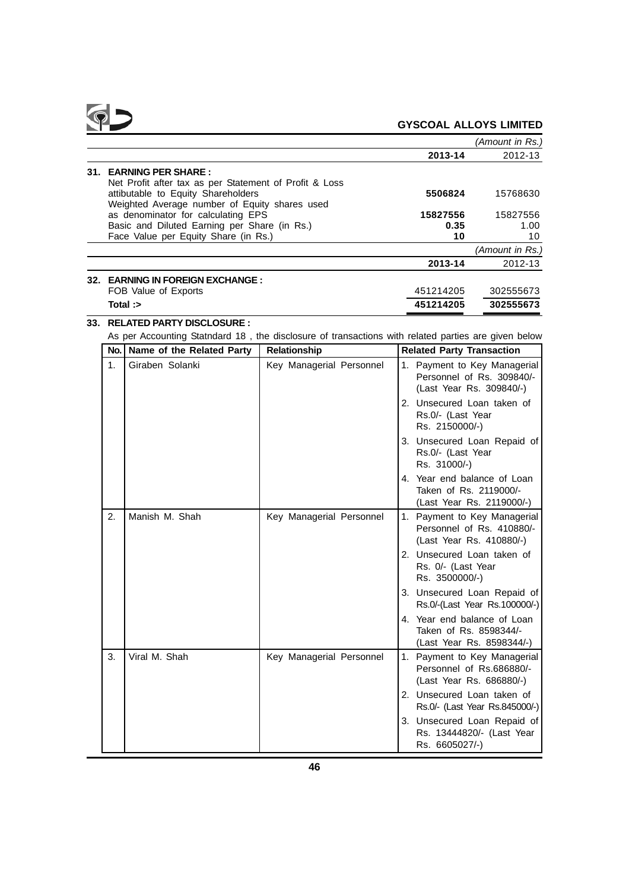*(Amount in Rs.)*

| | 2013-14 | 2012-13 |
|---|---|---|
| **31. EARNING PER SHARE :** | | |
| Net Profit after tax as per Statement of Profit & Loss attibutable to Equity Shareholders | **5506824** | 15768630 |
| Weighted Average number of Equity shares used as denominator for calculating EPS | **15827556** | 15827556 |
| Basic and Diluted Earning per Share (in Rs.) | **0.35** | 1.00 |
| Face Value per Equity Share (in Rs.) | **10** | 10 |

*(Amount in Rs.)*

| | 2013-14 | 2012-13 |
|---|---|---|
| **32. EARNING IN FOREIGN EXCHANGE :** | | |
| FOB Value of Exports | 451214205 | 302555673 |
| **Total :>** | **451214205** | **302555673** |

**33. RELATED PARTY DISCLOSURE :**

As per Accounting Statndard 18 , the disclosure of transactions with related parties are given below

| No. | Name of the Related Party | Relationship | Related Party Transaction |
|---|---|---|---|
| 1. | Giraben Solanki | Key Managerial Personnel | 1. Payment to Key Managerial Personnel of Rs. 309840/- (Last Year Rs. 309840/-) |
| | | | 2. Unsecured Loan taken of Rs.0/- (Last Year Rs. 2150000/-) |
| | | | 3. Unsecured Loan Repaid of Rs.0/- (Last Year Rs. 31000/-) |
| | | | 4. Year end balance of Loan Taken of Rs. 2119000/- (Last Year Rs. 2119000/-) |
| 2. | Manish M. Shah | Key Managerial Personnel | 1. Payment to Key Managerial Personnel of Rs. 410880/- (Last Year Rs. 410880/-) |
| | | | 2. Unsecured Loan taken of Rs. 0/- (Last Year Rs. 3500000/-) |
| | | | 3. Unsecured Loan Repaid of Rs.0/-(Last Year Rs.100000/-) |
| | | | 4. Year end balance of Loan Taken of Rs. 8598344/- (Last Year Rs. 8598344/-) |
| 3. | Viral M. Shah | Key Managerial Personnel | 1. Payment to Key Managerial Personnel of Rs.686880/- (Last Year Rs. 686880/-) |
| | | | 2. Unsecured Loan taken of Rs.0/- (Last Year Rs.845000/-) |
| | | | 3. Unsecured Loan Repaid of Rs. 13444820/- (Last Year Rs. 6605027/-) |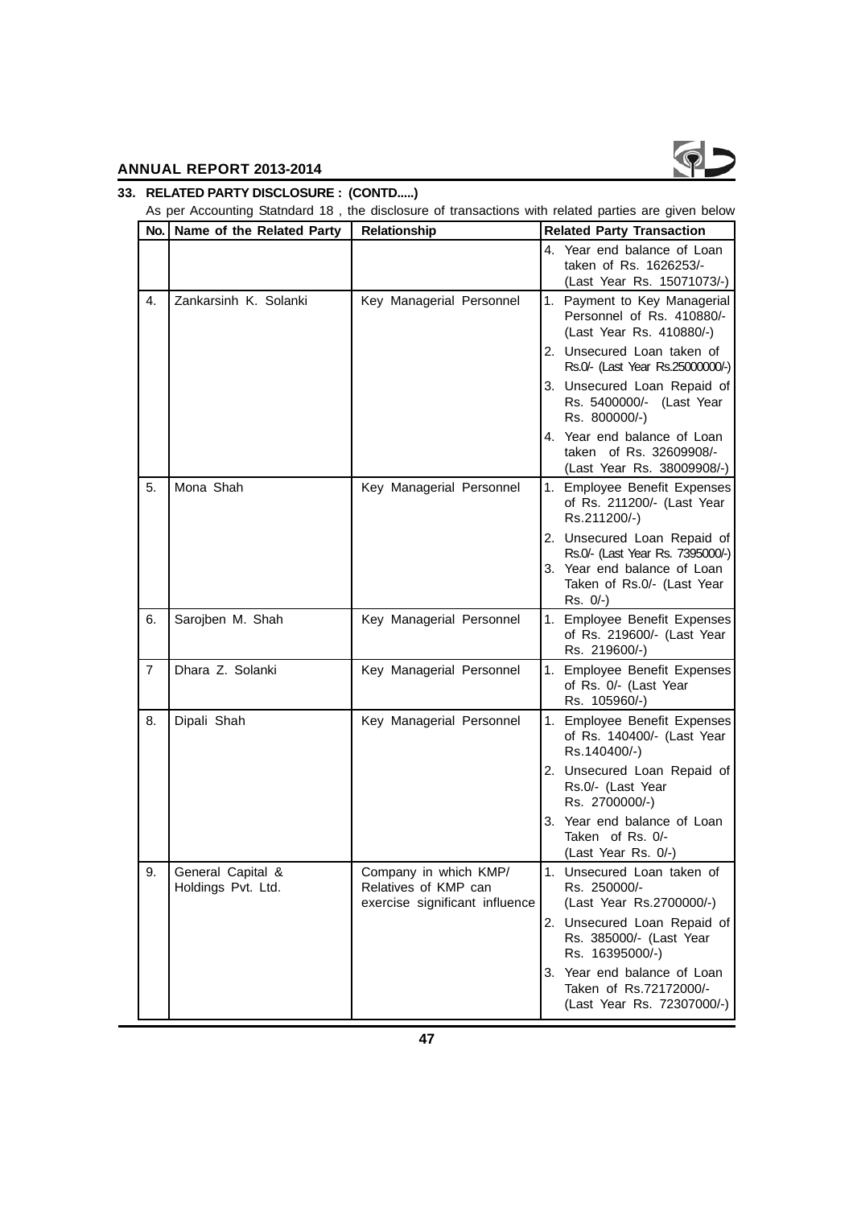## 33. RELATED PARTY DISCLOSURE : (CONTD.....)

As per Accounting Statndard 18 , the disclosure of transactions with related parties are given below

| No. | Name of the Related Party | Relationship | Related Party Transaction |
|---|---|---|---|
| | | | 4. Year end balance of Loan taken of Rs. 1626253/- (Last Year Rs. 15071073/-) |
| 4. | Zankarsinh K. Solanki | Key Managerial Personnel | 1. Payment to Key Managerial Personnel of Rs. 410880/- (Last Year Rs. 410880/-) |
| | | | 2. Unsecured Loan taken of Rs.0/- (Last Year Rs.25000000/-) |
| | | | 3. Unsecured Loan Repaid of Rs. 5400000/- (Last Year Rs. 800000/-) |
| | | | 4. Year end balance of Loan taken of Rs. 32609908/- (Last Year Rs. 38009908/-) |
| 5. | Mona Shah | Key Managerial Personnel | 1. Employee Benefit Expenses of Rs. 211200/- (Last Year Rs.211200/-) |
| | | | 2. Unsecured Loan Repaid of Rs.0/- (Last Year Rs. 7395000/-) 3. Year end balance of Loan Taken of Rs.0/- (Last Year Rs. 0/-) |
| 6. | Sarojben M. Shah | Key Managerial Personnel | 1. Employee Benefit Expenses of Rs. 219600/- (Last Year Rs. 219600/-) |
| 7 | Dhara Z. Solanki | Key Managerial Personnel | 1. Employee Benefit Expenses of Rs. 0/- (Last Year Rs. 105960/-) |
| 8. | Dipali Shah | Key Managerial Personnel | 1. Employee Benefit Expenses of Rs. 140400/- (Last Year Rs.140400/-) |
| | | | 2. Unsecured Loan Repaid of Rs.0/- (Last Year Rs. 2700000/-) |
| | | | 3. Year end balance of Loan Taken of Rs. 0/- (Last Year Rs. 0/-) |
| 9. | General Capital & Holdings Pvt. Ltd. | Company in which KMP/ Relatives of KMP can exercise significant influence | 1. Unsecured Loan taken of Rs. 250000/- (Last Year Rs.2700000/-) |
| | | | 2. Unsecured Loan Repaid of Rs. 385000/- (Last Year Rs. 16395000/-) |
| | | | 3. Year end balance of Loan Taken of Rs.72172000/- (Last Year Rs. 72307000/-) |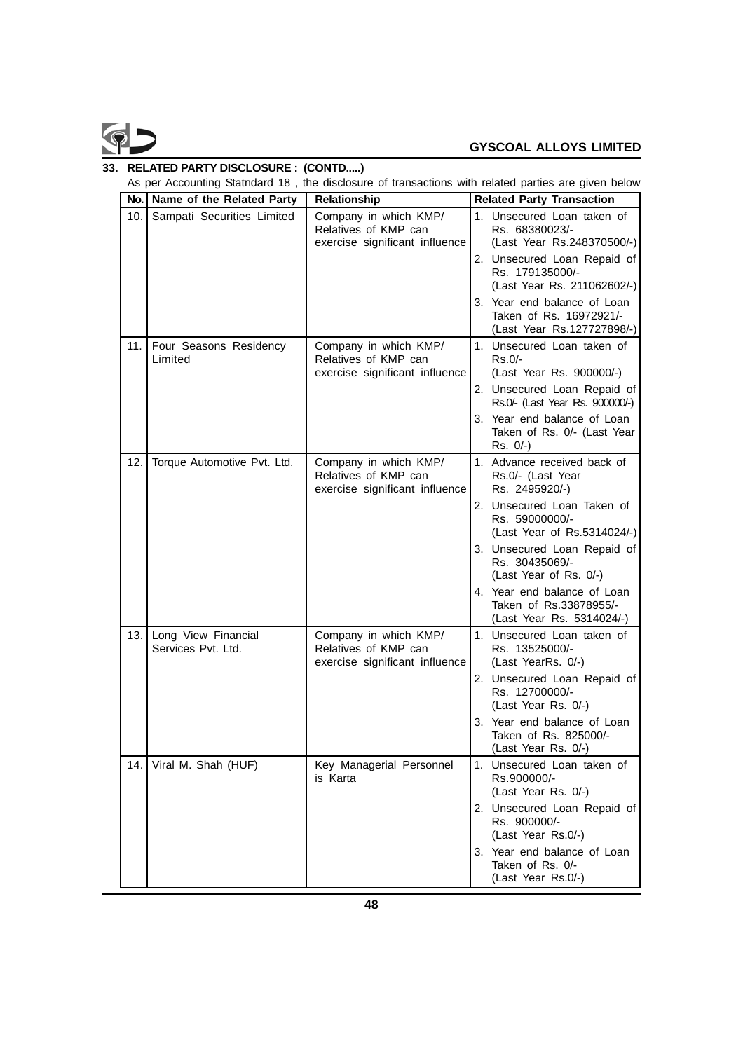## 33. RELATED PARTY DISCLOSURE : (CONTD.....)

As per Accounting Statndard 18 , the disclosure of transactions with related parties are given below

| No. | Name of the Related Party | Relationship | Related Party Transaction |
|---|---|---|---|
| 10. | Sampati Securities Limited | Company in which KMP/ Relatives of KMP can exercise significant influence | 1. Unsecured Loan taken of Rs. 68380023/- (Last Year Rs.248370500/-)<br>2. Unsecured Loan Repaid of Rs. 179135000/- (Last Year Rs. 211062602/-)<br>3. Year end balance of Loan Taken of Rs. 16972921/- (Last Year Rs.127727898/-) |
| 11. | Four Seasons Residency Limited | Company in which KMP/ Relatives of KMP can exercise significant influence | 1. Unsecured Loan taken of Rs.0/- (Last Year Rs. 900000/-)<br>2. Unsecured Loan Repaid of Rs.0/- (Last Year Rs. 900000/-)<br>3. Year end balance of Loan Taken of Rs. 0/- (Last Year Rs. 0/-) |
| 12. | Torque Automotive Pvt. Ltd. | Company in which KMP/ Relatives of KMP can exercise significant influence | 1. Advance received back of Rs.0/- (Last Year Rs. 2495920/-)<br>2. Unsecured Loan Taken of Rs. 59000000/- (Last Year of Rs.5314024/-)<br>3. Unsecured Loan Repaid of Rs. 30435069/- (Last Year of Rs. 0/-)<br>4. Year end balance of Loan Taken of Rs.33878955/- (Last Year Rs. 5314024/-) |
| 13. | Long View Financial Services Pvt. Ltd. | Company in which KMP/ Relatives of KMP can exercise significant influence | 1. Unsecured Loan taken of Rs. 13525000/- (Last YearRs. 0/-)<br>2. Unsecured Loan Repaid of Rs. 12700000/- (Last Year Rs. 0/-)<br>3. Year end balance of Loan Taken of Rs. 825000/- (Last Year Rs. 0/-) |
| 14. | Viral M. Shah (HUF) | Key Managerial Personnel is Karta | 1. Unsecured Loan taken of Rs.900000/- (Last Year Rs. 0/-)<br>2. Unsecured Loan Repaid of Rs. 900000/- (Last Year Rs.0/-)<br>3. Year end balance of Loan Taken of Rs. 0/- (Last Year Rs.0/-) |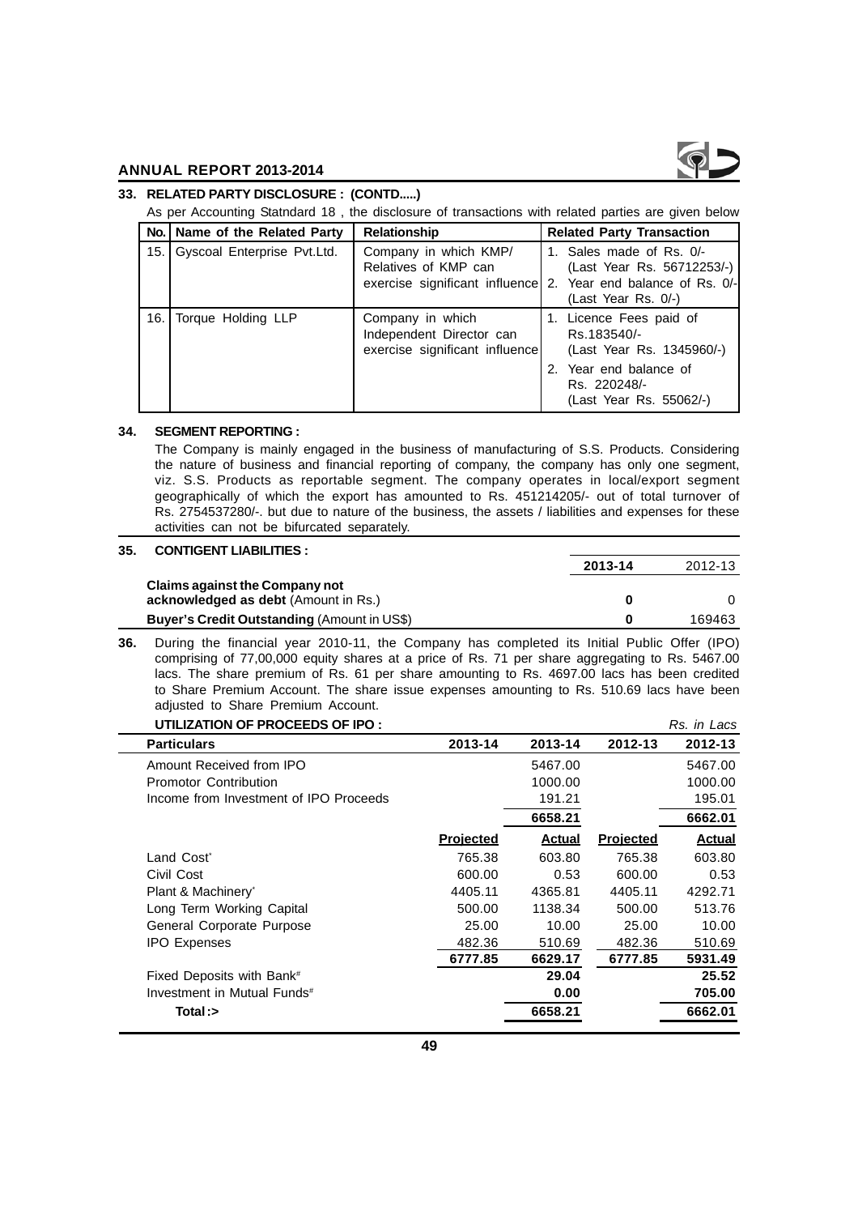### 33. RELATED PARTY DISCLOSURE : (CONTD.....)

As per Accounting Statndard 18 , the disclosure of transactions with related parties are given below

| No. | Name of the Related Party | Relationship | Related Party Transaction |
|---|---|---|---|
| 15. | Gyscoal Enterprise Pvt.Ltd. | Company in which KMP/ Relatives of KMP can exercise significant influence | 1. Sales made of Rs. 0/- (Last Year Rs. 56712253/-) 2. Year end balance of Rs. 0/- (Last Year Rs. 0/-) |
| 16. | Torque Holding LLP | Company in which Independent Director can exercise significant influence | 1. Licence Fees paid of Rs.183540/- (Last Year Rs. 1345960/-) 2. Year end balance of Rs. 220248/- (Last Year Rs. 55062/-) |

### 34. SEGMENT REPORTING :

The Company is mainly engaged in the business of manufacturing of S.S. Products. Considering the nature of business and financial reporting of company, the company has only one segment, viz. S.S. Products as reportable segment. The company operates in local/export segment geographically of which the export has amounted to Rs. 451214205/- out of total turnover of Rs. 2754537280/-. but due to nature of the business, the assets / liabilities and expenses for these activities can not be bifurcated separately.

### 35. CONTIGENT LIABILITIES :

| | 2013-14 | 2012-13 |
|---|---|---|
| **Claims against the Company not acknowledged as debt** (Amount in Rs.) | **0** | 0 |
| **Buyer's Credit Outstanding** (Amount in US$) | **0** | 169463 |

**36.** During the financial year 2010-11, the Company has completed its Initial Public Offer (IPO) comprising of 77,00,000 equity shares at a price of Rs. 71 per share aggregating to Rs. 5467.00 lacs. The share premium of Rs. 61 per share amounting to Rs. 4697.00 lacs has been credited to Share Premium Account. The share issue expenses amounting to Rs. 510.69 lacs have been adjusted to Share Premium Account.

**UTILIZATION OF PROCEEDS OF IPO :** *Rs. in Lacs*

| Particulars | 2013-14 | 2013-14 | 2012-13 | 2012-13 |
|---|---|---|---|---|
| Amount Received from IPO | | 5467.00 | | 5467.00 |
| Promotor Contribution | | 1000.00 | | 1000.00 |
| Income from Investment of IPO Proceeds | | 191.21 | | 195.01 |
| | | **6658.21** | | **6662.01** |
| | **Projected** | **Actual** | **Projected** | **Actual** |
| Land Cost* | 765.38 | 603.80 | 765.38 | 603.80 |
| Civil Cost | 600.00 | 0.53 | 600.00 | 0.53 |
| Plant & Machinery* | 4405.11 | 4365.81 | 4405.11 | 4292.71 |
| Long Term Working Capital | 500.00 | 1138.34 | 500.00 | 513.76 |
| General Corporate Purpose | 25.00 | 10.00 | 25.00 | 10.00 |
| IPO Expenses | 482.36 | 510.69 | 482.36 | 510.69 |
| | **6777.85** | **6629.17** | **6777.85** | **5931.49** |
| Fixed Deposits with Bank# | | **29.04** | | **25.52** |
| Investment in Mutual Funds# | | **0.00** | | **705.00** |
| **Total :>** | | **6658.21** | | **6662.01** |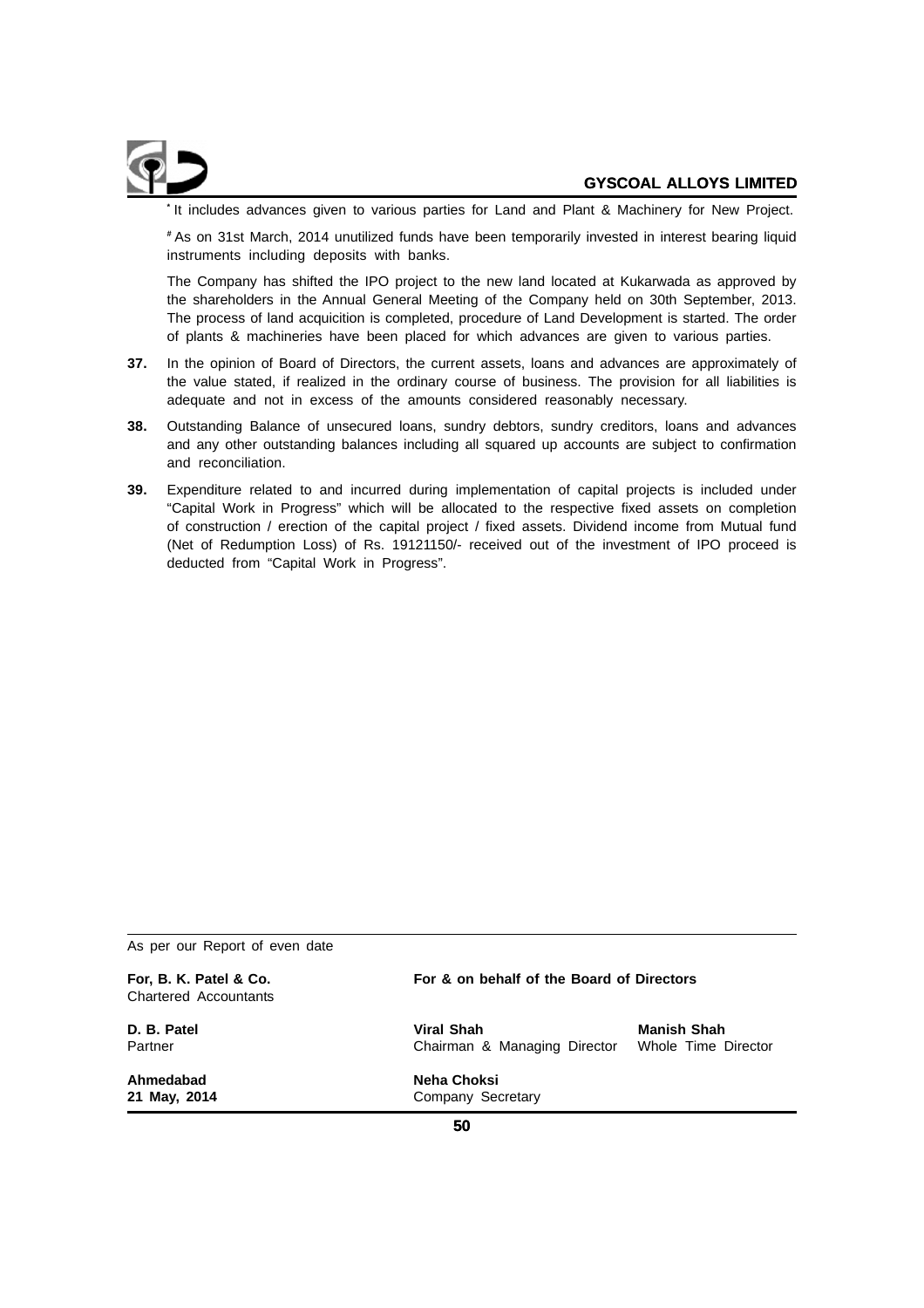* It includes advances given to various parties for Land and Plant & Machinery for New Project.

# As on 31st March, 2014 unutilized funds have been temporarily invested in interest bearing liquid instruments including deposits with banks.

The Company has shifted the IPO project to the new land located at Kukarwada as approved by the shareholders in the Annual General Meeting of the Company held on 30th September, 2013. The process of land acquicition is completed, procedure of Land Development is started. The order of plants & machineries have been placed for which advances are given to various parties.

**37.** In the opinion of Board of Directors, the current assets, loans and advances are approximately of the value stated, if realized in the ordinary course of business. The provision for all liabilities is adequate and not in excess of the amounts considered reasonably necessary.

**38.** Outstanding Balance of unsecured loans, sundry debtors, sundry creditors, loans and advances and any other outstanding balances including all squared up accounts are subject to confirmation and reconciliation.

**39.** Expenditure related to and incurred during implementation of capital projects is included under "Capital Work in Progress" which will be allocated to the respective fixed assets on completion of construction / erection of the capital project / fixed assets. Dividend income from Mutual fund (Net of Redumption Loss) of Rs. 19121150/- received out of the investment of IPO proceed is deducted from "Capital Work in Progress".

As per our Report of even date

| **For, B. K. Patel & Co.**<br>Chartered Accountants | **For & on behalf of the Board of Directors** | |
|---|---|---|
| **D. B. Patel**<br>Partner | **Viral Shah**<br>Chairman & Managing Director | **Manish Shah**<br>Whole Time Director |
| **Ahmedabad**<br>**21 May, 2014** | **Neha Choksi**<br>Company Secretary | |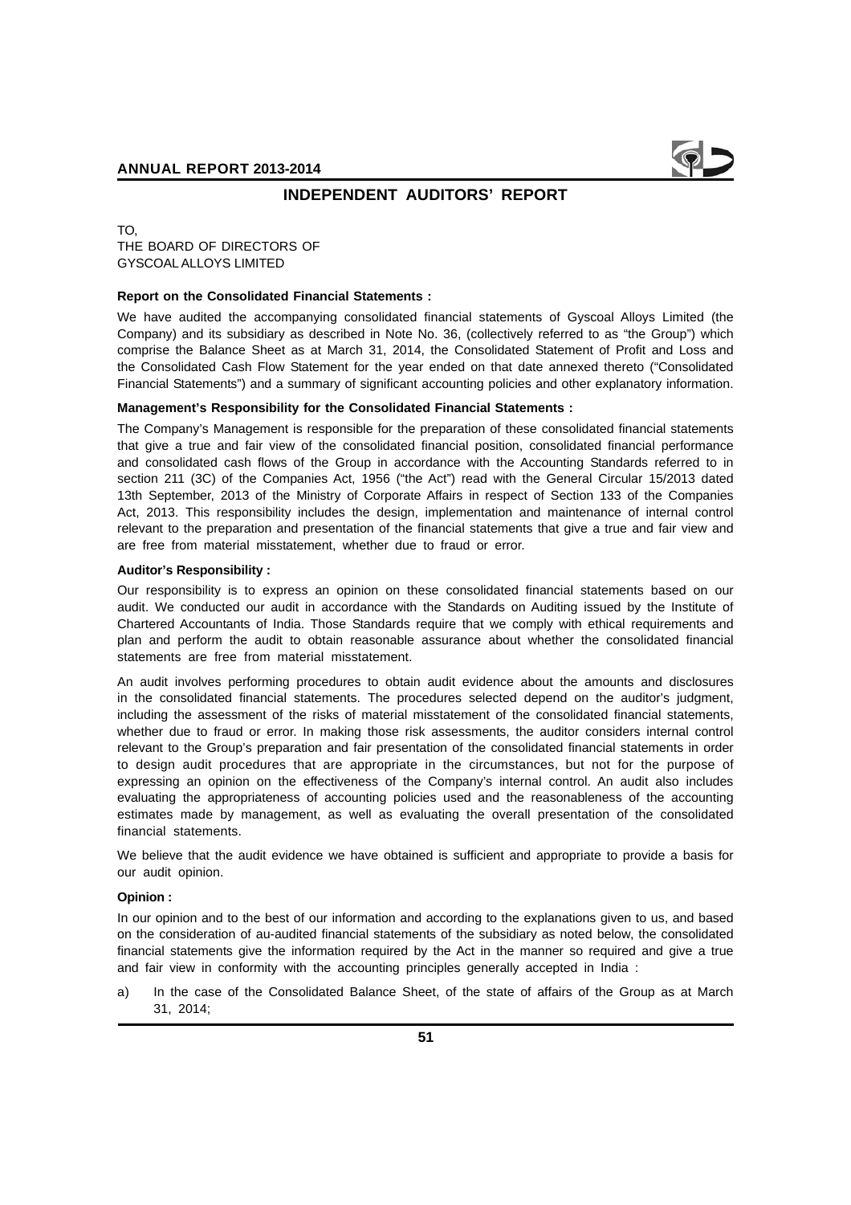## INDEPENDENT AUDITORS' REPORT

TO,
THE BOARD OF DIRECTORS OF
GYSCOAL ALLOYS LIMITED

**Report on the Consolidated Financial Statements :**

We have audited the accompanying consolidated financial statements of Gyscoal Alloys Limited (the Company) and its subsidiary as described in Note No. 36, (collectively referred to as "the Group") which comprise the Balance Sheet as at March 31, 2014, the Consolidated Statement of Profit and Loss and the Consolidated Cash Flow Statement for the year ended on that date annexed thereto ("Consolidated Financial Statements") and a summary of significant accounting policies and other explanatory information.

**Management's Responsibility for the Consolidated Financial Statements :**

The Company's Management is responsible for the preparation of these consolidated financial statements that give a true and fair view of the consolidated financial position, consolidated financial performance and consolidated cash flows of the Group in accordance with the Accounting Standards referred to in section 211 (3C) of the Companies Act, 1956 ("the Act") read with the General Circular 15/2013 dated 13th September, 2013 of the Ministry of Corporate Affairs in respect of Section 133 of the Companies Act, 2013. This responsibility includes the design, implementation and maintenance of internal control relevant to the preparation and presentation of the financial statements that give a true and fair view and are free from material misstatement, whether due to fraud or error.

**Auditor's Responsibility :**

Our responsibility is to express an opinion on these consolidated financial statements based on our audit. We conducted our audit in accordance with the Standards on Auditing issued by the Institute of Chartered Accountants of India. Those Standards require that we comply with ethical requirements and plan and perform the audit to obtain reasonable assurance about whether the consolidated financial statements are free from material misstatement.

An audit involves performing procedures to obtain audit evidence about the amounts and disclosures in the consolidated financial statements. The procedures selected depend on the auditor's judgment, including the assessment of the risks of material misstatement of the consolidated financial statements, whether due to fraud or error. In making those risk assessments, the auditor considers internal control relevant to the Group's preparation and fair presentation of the consolidated financial statements in order to design audit procedures that are appropriate in the circumstances, but not for the purpose of expressing an opinion on the effectiveness of the Company's internal control. An audit also includes evaluating the appropriateness of accounting policies used and the reasonableness of the accounting estimates made by management, as well as evaluating the overall presentation of the consolidated financial statements.

We believe that the audit evidence we have obtained is sufficient and appropriate to provide a basis for our audit opinion.

**Opinion :**

In our opinion and to the best of our information and according to the explanations given to us, and based on the consideration of au-audited financial statements of the subsidiary as noted below, the consolidated financial statements give the information required by the Act in the manner so required and give a true and fair view in conformity with the accounting principles generally accepted in India :

a) In the case of the Consolidated Balance Sheet, of the state of affairs of the Group as at March 31, 2014;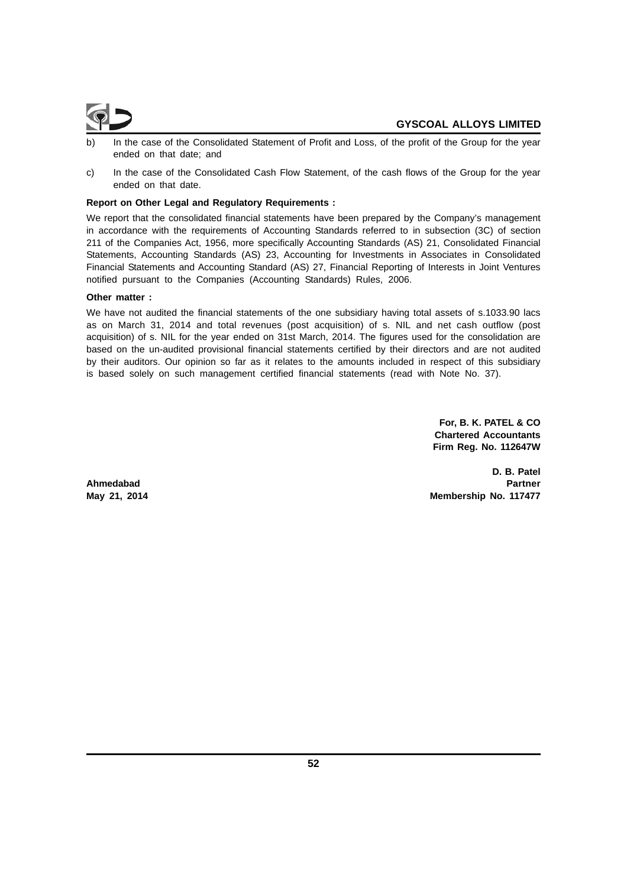b) In the case of the Consolidated Statement of Profit and Loss, of the profit of the Group for the year ended on that date; and

c) In the case of the Consolidated Cash Flow Statement, of the cash flows of the Group for the year ended on that date.

**Report on Other Legal and Regulatory Requirements :**

We report that the consolidated financial statements have been prepared by the Company's management in accordance with the requirements of Accounting Standards referred to in subsection (3C) of section 211 of the Companies Act, 1956, more specifically Accounting Standards (AS) 21, Consolidated Financial Statements, Accounting Standards (AS) 23, Accounting for Investments in Associates in Consolidated Financial Statements and Accounting Standard (AS) 27, Financial Reporting of Interests in Joint Ventures notified pursuant to the Companies (Accounting Standards) Rules, 2006.

**Other matter :**

We have not audited the financial statements of the one subsidiary having total assets of s.1033.90 lacs as on March 31, 2014 and total revenues (post acquisition) of s. NIL and net cash outflow (post acquisition) of s. NIL for the year ended on 31st March, 2014. The figures used for the consolidation are based on the un-audited provisional financial statements certified by their directors and are not audited by their auditors. Our opinion so far as it relates to the amounts included in respect of this subsidiary is based solely on such management certified financial statements (read with Note No. 37).

**For, B. K. PATEL & CO**
**Chartered Accountants**
**Firm Reg. No. 112647W**

**D. B. Patel**
**Partner**
**Membership No. 117477**

**Ahmedabad**
**May 21, 2014**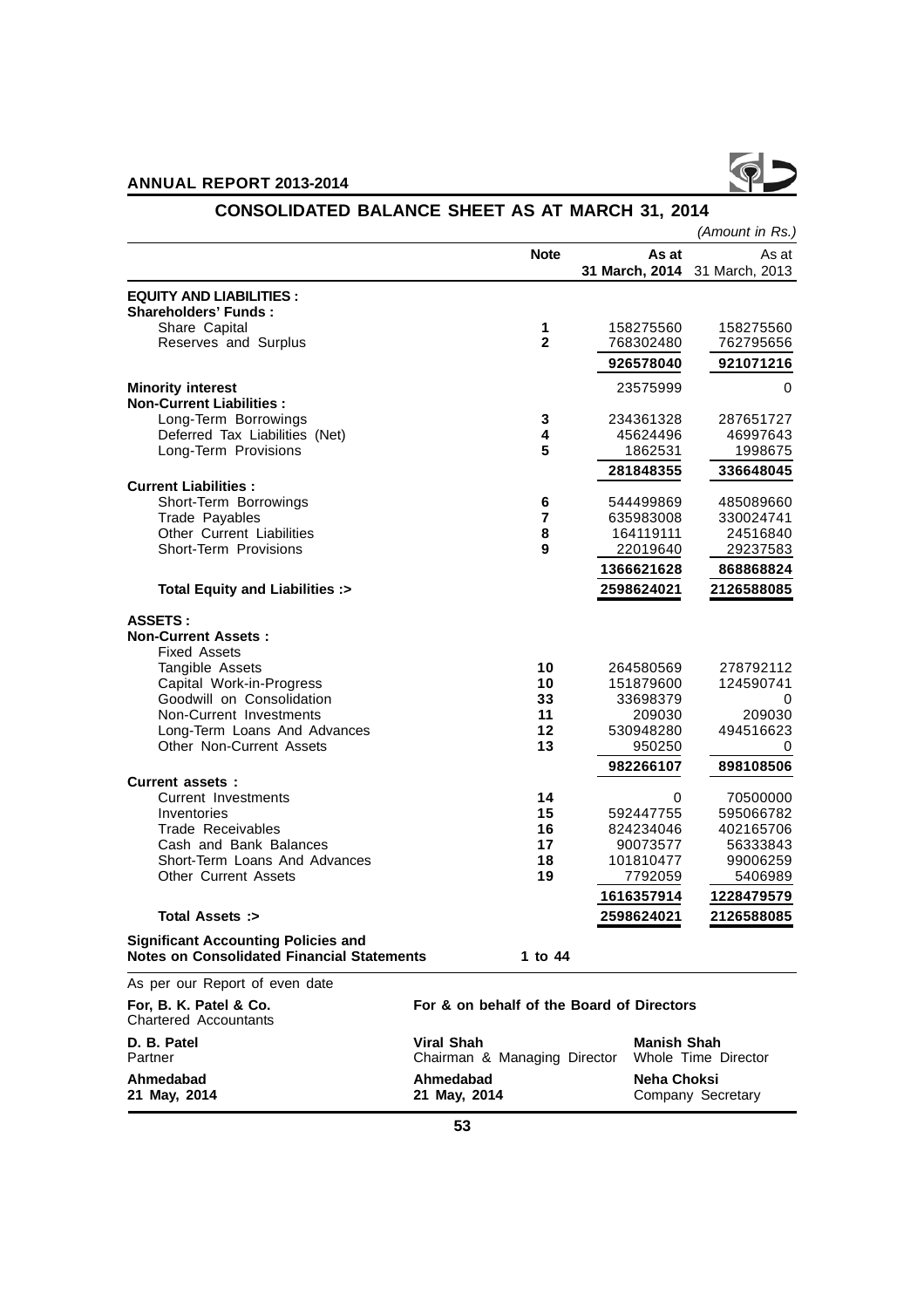# CONSOLIDATED BALANCE SHEET AS AT MARCH 31, 2014

*(Amount in Rs.)*

| | Note | As at 31 March, 2014 | As at 31 March, 2013 |
|---|---|---|---|
| **EQUITY AND LIABILITIES :** | | | |
| **Shareholders' Funds :** | | | |
| Share Capital | 1 | 158275560 | 158275560 |
| Reserves and Surplus | 2 | 768302480 | 762795656 |
| | | **926578040** | **921071216** |
| **Minority interest** | | 23575999 | 0 |
| **Non-Current Liabilities :** | | | |
| Long-Term Borrowings | 3 | 234361328 | 287651727 |
| Deferred Tax Liabilities (Net) | 4 | 45624496 | 46997643 |
| Long-Term Provisions | 5 | 1862531 | 1998675 |
| | | **281848355** | **336648045** |
| **Current Liabilities :** | | | |
| Short-Term Borrowings | 6 | 544499869 | 485089660 |
| Trade Payables | 7 | 635983008 | 330024741 |
| Other Current Liabilities | 8 | 164119111 | 24516840 |
| Short-Term Provisions | 9 | 22019640 | 29237583 |
| | | **1366621628** | **868868824** |
| **Total Equity and Liabilities :>** | | **2598624021** | **2126588085** |
| **ASSETS :** | | | |
| **Non-Current Assets :** | | | |
| Fixed Assets | | | |
| Tangible Assets | 10 | 264580569 | 278792112 |
| Capital Work-in-Progress | 10 | 151879600 | 124590741 |
| Goodwill on Consolidation | 33 | 33698379 | 0 |
| Non-Current Investments | 11 | 209030 | 209030 |
| Long-Term Loans And Advances | 12 | 530948280 | 494516623 |
| Other Non-Current Assets | 13 | 950250 | 0 |
| | | **982266107** | **898108506** |
| **Current assets :** | | | |
| Current Investments | 14 | 0 | 70500000 |
| Inventories | 15 | 592447755 | 595066782 |
| Trade Receivables | 16 | 824234046 | 402165706 |
| Cash and Bank Balances | 17 | 90073577 | 56333843 |
| Short-Term Loans And Advances | 18 | 101810477 | 99006259 |
| Other Current Assets | 19 | 7792059 | 5406989 |
| | | **1616357914** | **1228479579** |
| **Total Assets :>** | | **2598624021** | **2126588085** |
| **Significant Accounting Policies and Notes on Consolidated Financial Statements** | 1 to 44 | | |

As per our Report of even date

| | |
|---|---|
| **For, B. K. Patel & Co.**<br>Chartered Accountants | **For & on behalf of the Board of Directors** |

| | | |
|---|---|---|
| **D. B. Patel**<br>Partner | **Viral Shah**<br>Chairman & Managing Director | **Manish Shah**<br>Whole Time Director |
| **Ahmedabad**<br>**21 May, 2014** | **Ahmedabad**<br>**21 May, 2014** | **Neha Choksi**<br>Company Secretary |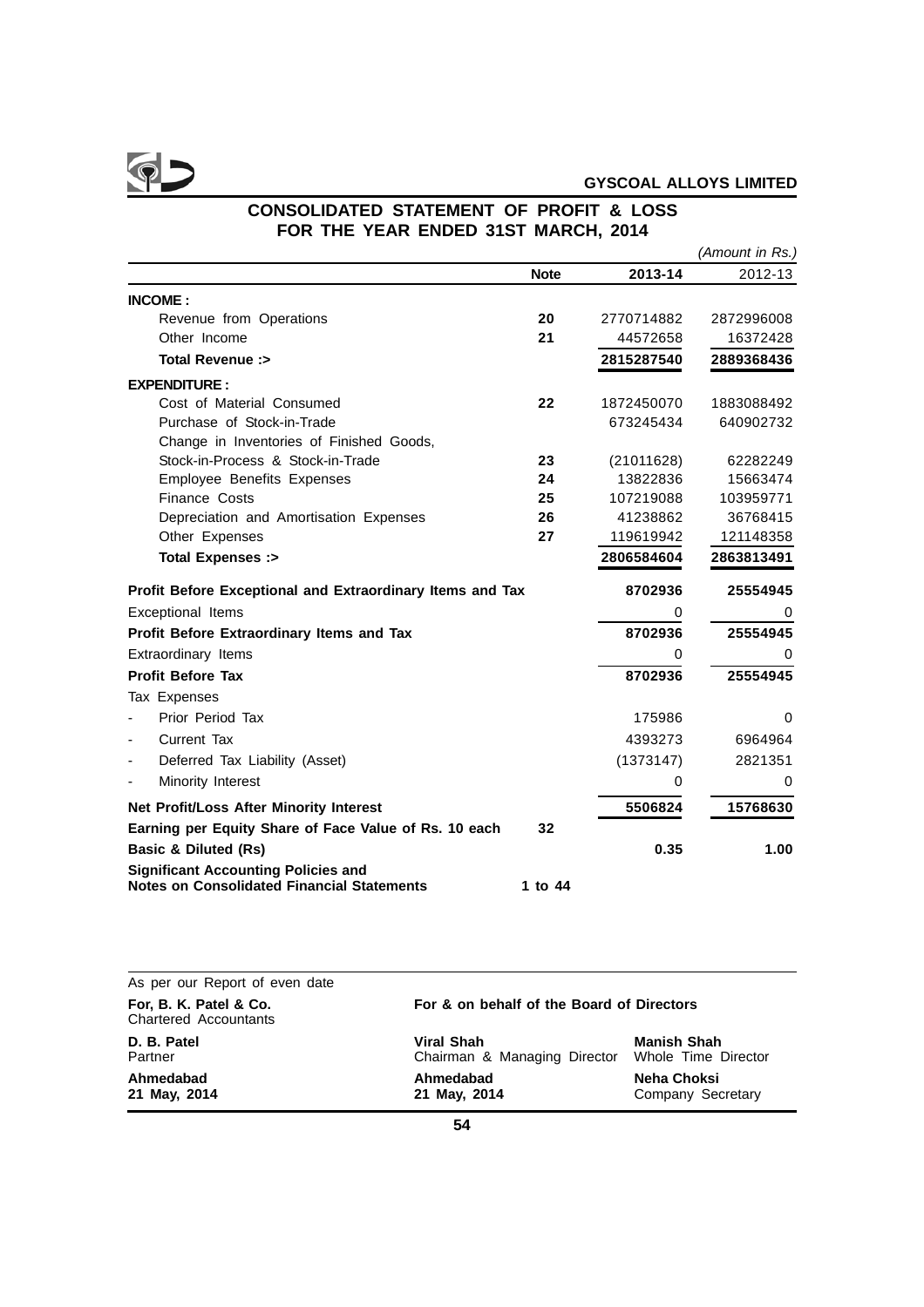# CONSOLIDATED STATEMENT OF PROFIT & LOSS FOR THE YEAR ENDED 31ST MARCH, 2014

*(Amount in Rs.)*

| | Note | 2013-14 | 2012-13 |
|---|---|---|---|
| **INCOME :** | | | |
| Revenue from Operations | **20** | 2770714882 | 2872996008 |
| Other Income | **21** | 44572658 | 16372428 |
| **Total Revenue :>** | | **2815287540** | **2889368436** |
| **EXPENDITURE :** | | | |
| Cost of Material Consumed | **22** | 1872450070 | 1883088492 |
| Purchase of Stock-in-Trade | | 673245434 | 640902732 |
| Change in Inventories of Finished Goods, Stock-in-Process & Stock-in-Trade | **23** | (21011628) | 62282249 |
| Employee Benefits Expenses | **24** | 13822836 | 15663474 |
| Finance Costs | **25** | 107219088 | 103959771 |
| Depreciation and Amortisation Expenses | **26** | 41238862 | 36768415 |
| Other Expenses | **27** | 119619942 | 121148358 |
| **Total Expenses :>** | | **2806584604** | **2863813491** |
| **Profit Before Exceptional and Extraordinary Items and Tax** | | **8702936** | **25554945** |
| Exceptional Items | | 0 | 0 |
| **Profit Before Extraordinary Items and Tax** | | **8702936** | **25554945** |
| Extraordinary Items | | 0 | 0 |
| **Profit Before Tax** | | **8702936** | **25554945** |
| Tax Expenses | | | |
| - Prior Period Tax | | 175986 | 0 |
| - Current Tax | | 4393273 | 6964964 |
| - Deferred Tax Liability (Asset) | | (1373147) | 2821351 |
| - Minority Interest | | 0 | 0 |
| **Net Profit/Loss After Minority Interest** | | **5506824** | **15768630** |
| **Earning per Equity Share of Face Value of Rs. 10 each** | **32** | | |
| **Basic & Diluted (Rs)** | | **0.35** | **1.00** |
| **Significant Accounting Policies and Notes on Consolidated Financial Statements** | **1 to 44** | | |

As per our Report of even date

**For, B. K. Patel & Co.**
Chartered Accountants

**D. B. Patel**
Partner

**Ahmedabad**
**21 May, 2014**

**For & on behalf of the Board of Directors**

**Viral Shah**
Chairman & Managing Director

**Ahmedabad**
**21 May, 2014**

**Manish Shah**
Whole Time Director

**Neha Choksi**
Company Secretary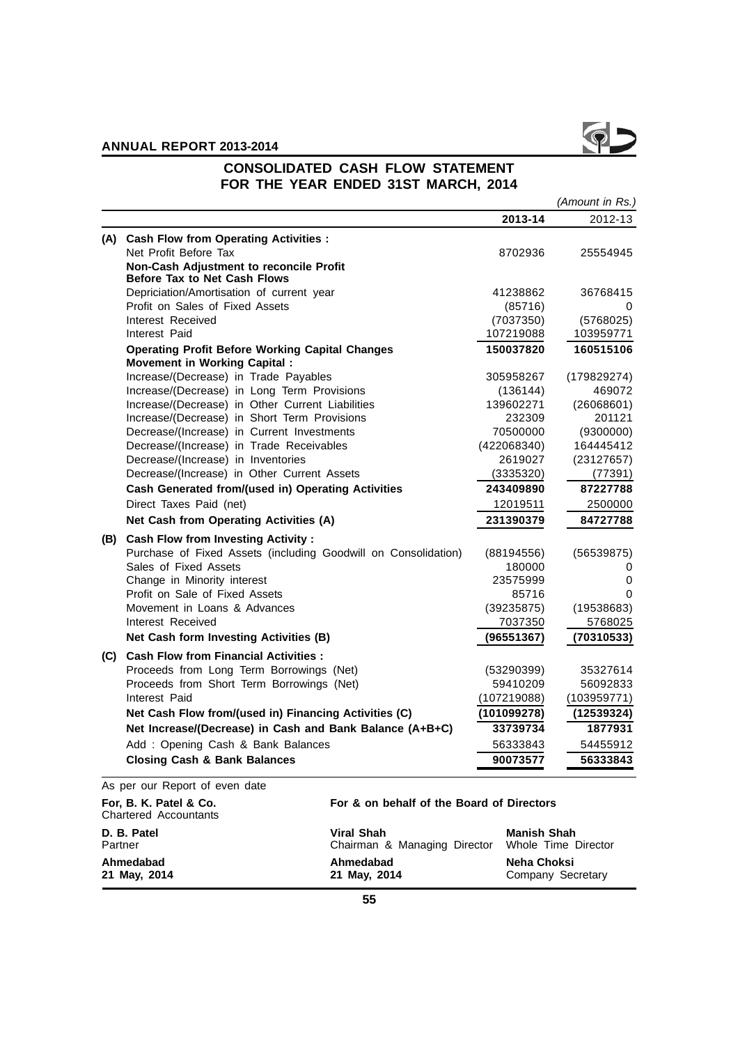# CONSOLIDATED CASH FLOW STATEMENT FOR THE YEAR ENDED 31ST MARCH, 2014

*(Amount in Rs.)*

| | | 2013-14 | 2012-13 |
|---|---|---|---|
| **(A)** | **Cash Flow from Operating Activities :** | | |
| | Net Profit Before Tax | 8702936 | 25554945 |
| | **Non-Cash Adjustment to reconcile Profit Before Tax to Net Cash Flows** | | |
| | Depriciation/Amortisation of current year | 41238862 | 36768415 |
| | Profit on Sales of Fixed Assets | (85716) | 0 |
| | Interest Received | (7037350) | (5768025) |
| | Interest Paid | 107219088 | 103959771 |
| | **Operating Profit Before Working Capital Changes** | **150037820** | **160515106** |
| | **Movement in Working Capital :** | | |
| | Increase/(Decrease) in Trade Payables | 305958267 | (179829274) |
| | Increase/(Decrease) in Long Term Provisions | (136144) | 469072 |
| | Increase/(Decrease) in Other Current Liabilities | 139602271 | (26068601) |
| | Increase/(Decrease) in Short Term Provisions | 232309 | 201121 |
| | Decrease/(Increase) in Current Investments | 70500000 | (9300000) |
| | Decrease/(Increase) in Trade Receivables | (422068340) | 164445412 |
| | Decrease/(Increase) in Inventories | 2619027 | (23127657) |
| | Decrease/(Increase) in Other Current Assets | (3335320) | (77391) |
| | **Cash Generated from/(used in) Operating Activities** | **243409890** | **87227788** |
| | Direct Taxes Paid (net) | 12019511 | 2500000 |
| | **Net Cash from Operating Activities (A)** | **231390379** | **84727788** |
| **(B)** | **Cash Flow from Investing Activity :** | | |
| | Purchase of Fixed Assets (including Goodwill on Consolidation) | (88194556) | (56539875) |
| | Sales of Fixed Assets | 180000 | 0 |
| | Change in Minority interest | 23575999 | 0 |
| | Profit on Sale of Fixed Assets | 85716 | 0 |
| | Movement in Loans & Advances | (39235875) | (19538683) |
| | Interest Received | 7037350 | 5768025 |
| | **Net Cash form Investing Activities (B)** | **(96551367)** | **(70310533)** |
| **(C)** | **Cash Flow from Financial Activities :** | | |
| | Proceeds from Long Term Borrowings (Net) | (53290399) | 35327614 |
| | Proceeds from Short Term Borrowings (Net) | 59410209 | 56092833 |
| | Interest Paid | (107219088) | (103959771) |
| | **Net Cash Flow from/(used in) Financing Activities (C)** | **(101099278)** | **(12539324)** |
| | **Net Increase/(Decrease) in Cash and Bank Balance (A+B+C)** | **33739734** | **1877931** |
| | Add : Opening Cash & Bank Balances | 56333843 | 54455912 |
| | **Closing Cash & Bank Balances** | **90073577** | **56333843** |

As per our Report of even date

**For, B. K. Patel & Co.**
Chartered Accountants

**D. B. Patel**
Partner

**Ahmedabad**
**21 May, 2014**

**For & on behalf of the Board of Directors**

**Viral Shah**
Chairman & Managing Director

**Ahmedabad**
**21 May, 2014**

**Manish Shah**
Whole Time Director

**Neha Choksi**
Company Secretary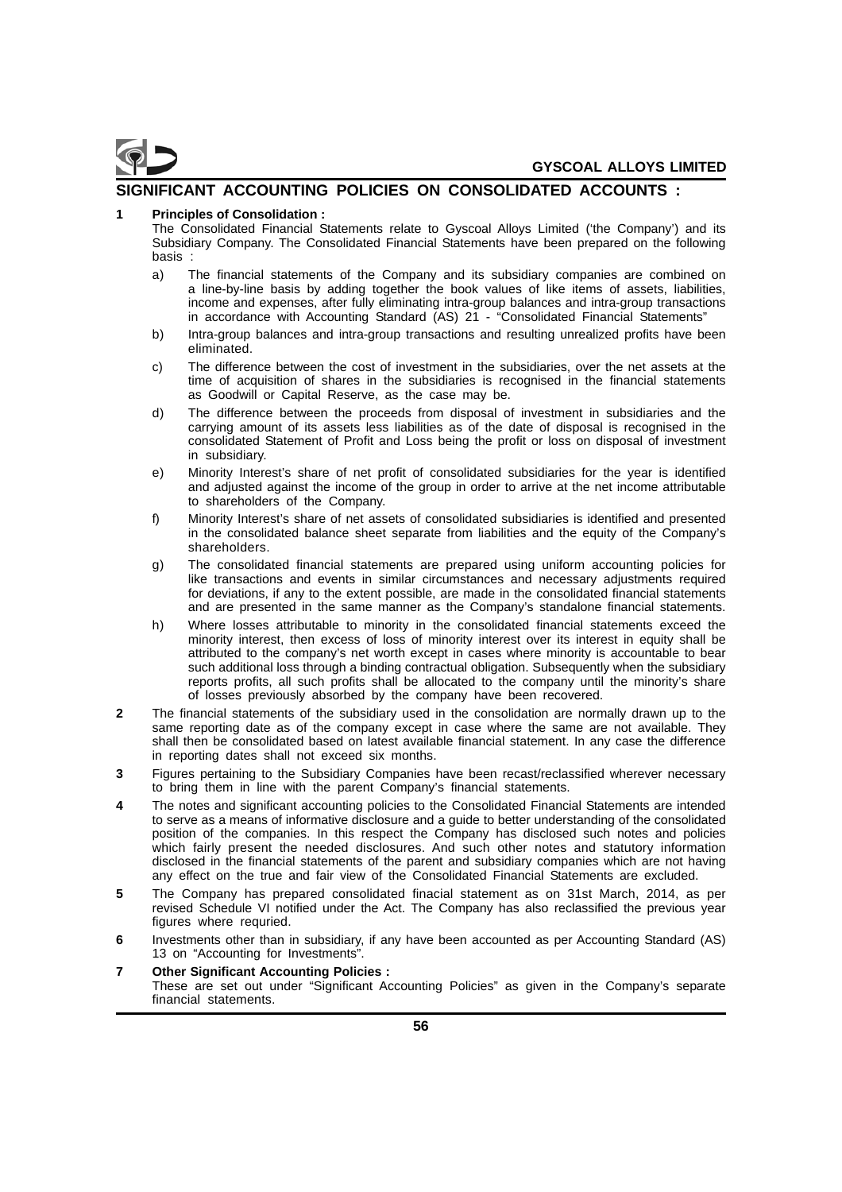## SIGNIFICANT ACCOUNTING POLICIES ON CONSOLIDATED ACCOUNTS :

**1 Principles of Consolidation :**

The Consolidated Financial Statements relate to Gyscoal Alloys Limited ('the Company') and its Subsidiary Company. The Consolidated Financial Statements have been prepared on the following basis :

a) The financial statements of the Company and its subsidiary companies are combined on a line-by-line basis by adding together the book values of like items of assets, liabilities, income and expenses, after fully eliminating intra-group balances and intra-group transactions in accordance with Accounting Standard (AS) 21 - "Consolidated Financial Statements"

b) Intra-group balances and intra-group transactions and resulting unrealized profits have been eliminated.

c) The difference between the cost of investment in the subsidiaries, over the net assets at the time of acquisition of shares in the subsidiaries is recognised in the financial statements as Goodwill or Capital Reserve, as the case may be.

d) The difference between the proceeds from disposal of investment in subsidiaries and the carrying amount of its assets less liabilities as of the date of disposal is recognised in the consolidated Statement of Profit and Loss being the profit or loss on disposal of investment in subsidiary.

e) Minority Interest's share of net profit of consolidated subsidiaries for the year is identified and adjusted against the income of the group in order to arrive at the net income attributable to shareholders of the Company.

f) Minority Interest's share of net assets of consolidated subsidiaries is identified and presented in the consolidated balance sheet separate from liabilities and the equity of the Company's shareholders.

g) The consolidated financial statements are prepared using uniform accounting policies for like transactions and events in similar circumstances and necessary adjustments required for deviations, if any to the extent possible, are made in the consolidated financial statements and are presented in the same manner as the Company's standalone financial statements.

h) Where losses attributable to minority in the consolidated financial statements exceed the minority interest, then excess of loss of minority interest over its interest in equity shall be attributed to the company's net worth except in cases where minority is accountable to bear such additional loss through a binding contractual obligation. Subsequently when the subsidiary reports profits, all such profits shall be allocated to the company until the minority's share of losses previously absorbed by the company have been recovered.

**2** The financial statements of the subsidiary used in the consolidation are normally drawn up to the same reporting date as of the company except in case where the same are not available. They shall then be consolidated based on latest available financial statement. In any case the difference in reporting dates shall not exceed six months.

**3** Figures pertaining to the Subsidiary Companies have been recast/reclassified wherever necessary to bring them in line with the parent Company's financial statements.

**4** The notes and significant accounting policies to the Consolidated Financial Statements are intended to serve as a means of informative disclosure and a guide to better understanding of the consolidated position of the companies. In this respect the Company has disclosed such notes and policies which fairly present the needed disclosures. And such other notes and statutory information disclosed in the financial statements of the parent and subsidiary companies which are not having any effect on the true and fair view of the Consolidated Financial Statements are excluded.

**5** The Company has prepared consolidated finacial statement as on 31st March, 2014, as per revised Schedule VI notified under the Act. The Company has also reclassified the previous year figures where requried.

**6** Investments other than in subsidiary, if any have been accounted as per Accounting Standard (AS) 13 on "Accounting for Investments".

**7 Other Significant Accounting Policies :**

These are set out under "Significant Accounting Policies" as given in the Company's separate financial statements.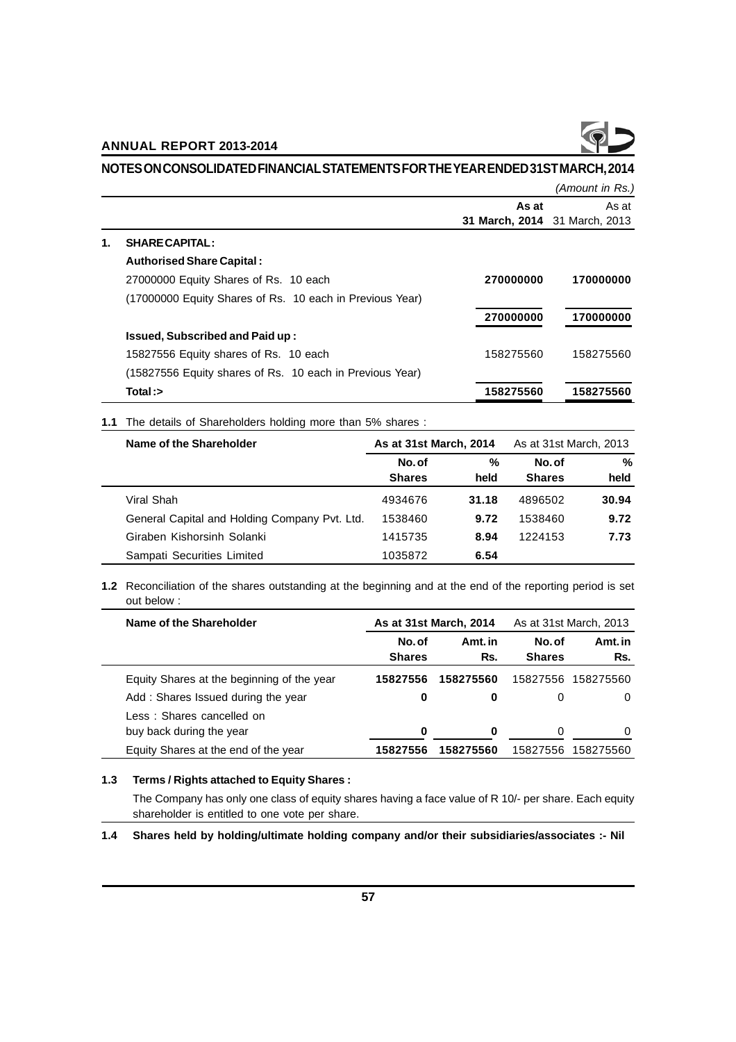## NOTES ON CONSOLIDATED FINANCIAL STATEMENTS FOR THE YEAR ENDED 31ST MARCH, 2014

*(Amount in Rs.)*

| | | As at 31 March, 2014 | As at 31 March, 2013 |
|---|---|---|---|
| **1.** | **SHARE CAPITAL :** | | |
| | **Authorised Share Capital :** | | |
| | 27000000 Equity Shares of Rs. 10 each | **270000000** | **170000000** |
| | (17000000 Equity Shares of Rs. 10 each in Previous Year) | | |
| | | **270000000** | **170000000** |
| | **Issued, Subscribed and Paid up :** | | |
| | 15827556 Equity shares of Rs. 10 each | 158275560 | 158275560 |
| | (15827556 Equity shares of Rs. 10 each in Previous Year) | | |
| | **Total :>** | **158275560** | **158275560** |

**1.1** The details of Shareholders holding more than 5% shares :

| Name of the Shareholder | As at 31st March, 2014 | | As at 31st March, 2013 | |
|---|---|---|---|---|
| | No. of Shares | % held | No. of Shares | % held |
| Viral Shah | 4934676 | **31.18** | 4896502 | **30.94** |
| General Capital and Holding Company Pvt. Ltd. | 1538460 | **9.72** | 1538460 | **9.72** |
| Giraben Kishorsinh Solanki | 1415735 | **8.94** | 1224153 | **7.73** |
| Sampati Securities Limited | 1035872 | **6.54** | | |

**1.2** Reconciliation of the shares outstanding at the beginning and at the end of the reporting period is set out below :

| Name of the Shareholder | As at 31st March, 2014 | | As at 31st March, 2013 | |
|---|---|---|---|---|
| | No. of Shares | Amt. in Rs. | No. of Shares | Amt. in Rs. |
| Equity Shares at the beginning of the year | **15827556** | **158275560** | 15827556 | 158275560 |
| Add : Shares Issued during the year | **0** | **0** | 0 | 0 |
| Less : Shares cancelled on buy back during the year | **0** | **0** | 0 | 0 |
| Equity Shares at the end of the year | **15827556** | **158275560** | 15827556 | 158275560 |

**1.3 Terms / Rights attached to Equity Shares :**

The Company has only one class of equity shares having a face value of R 10/- per share. Each equity shareholder is entitled to one vote per share.

**1.4 Shares held by holding/ultimate holding company and/or their subsidiaries/associates :- Nil**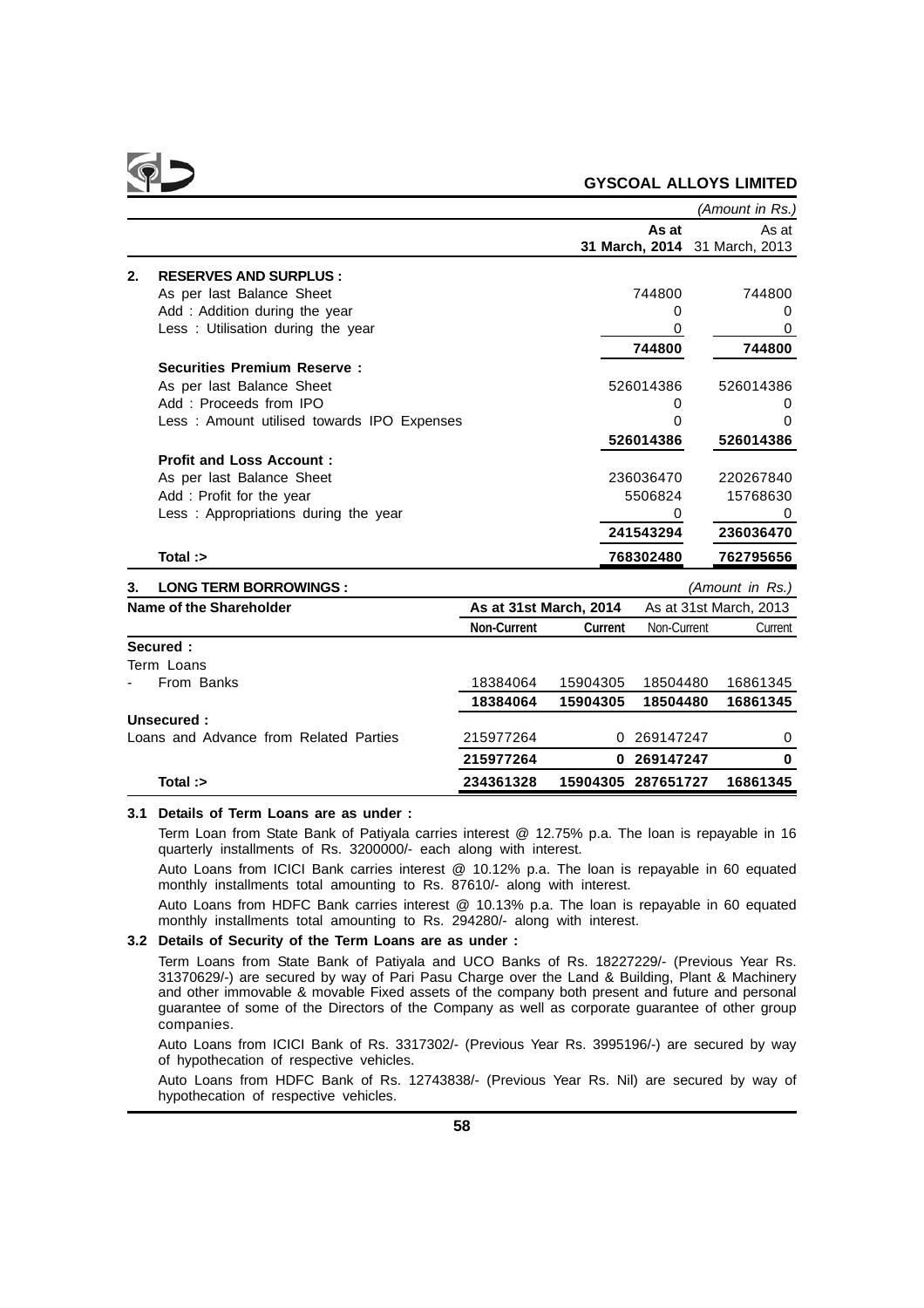*(Amount in Rs.)*

| | | As at 31 March, 2014 | As at 31 March, 2013 |
|---|---|---|---|
| **2.** | **RESERVES AND SURPLUS :** | | |
| | As per last Balance Sheet | 744800 | 744800 |
| | Add : Addition during the year | 0 | 0 |
| | Less : Utilisation during the year | 0 | 0 |
| | | **744800** | **744800** |
| | **Securities Premium Reserve :** | | |
| | As per last Balance Sheet | 526014386 | 526014386 |
| | Add : Proceeds from IPO | 0 | 0 |
| | Less : Amount utilised towards IPO Expenses | 0 | 0 |
| | | **526014386** | **526014386** |
| | **Profit and Loss Account :** | | |
| | As per last Balance Sheet | 236036470 | 220267840 |
| | Add : Profit for the year | 5506824 | 15768630 |
| | Less : Appropriations during the year | 0 | 0 |
| | | **241543294** | **236036470** |
| | **Total :>** | **768302480** | **762795656** |

**3. LONG TERM BORROWINGS :** *(Amount in Rs.)*

| Name of the Shareholder | As at 31st March, 2014 | | As at 31st March, 2013 | |
|---|---|---|---|---|
| | Non-Current | Current | Non-Current | Current |
| **Secured :** | | | | |
| Term Loans | | | | |
| - From Banks | 18384064 | 15904305 | 18504480 | 16861345 |
| | **18384064** | **15904305** | **18504480** | **16861345** |
| **Unsecured :** | | | | |
| Loans and Advance from Related Parties | 215977264 | 0 | 269147247 | 0 |
| | **215977264** | **0** | **269147247** | **0** |
| **Total :>** | **234361328** | **15904305** | **287651727** | **16861345** |

**3.1 Details of Term Loans are as under :**

Term Loan from State Bank of Patiyala carries interest @ 12.75% p.a. The loan is repayable in 16 quarterly installments of Rs. 3200000/- each along with interest.

Auto Loans from ICICI Bank carries interest @ 10.12% p.a. The loan is repayable in 60 equated monthly installments total amounting to Rs. 87610/- along with interest.

Auto Loans from HDFC Bank carries interest @ 10.13% p.a. The loan is repayable in 60 equated monthly installments total amounting to Rs. 294280/- along with interest.

**3.2 Details of Security of the Term Loans are as under :**

Term Loans from State Bank of Patiyala and UCO Banks of Rs. 18227229/- (Previous Year Rs. 31370629/-) are secured by way of Pari Pasu Charge over the Land & Building, Plant & Machinery and other immovable & movable Fixed assets of the company both present and future and personal guarantee of some of the Directors of the Company as well as corporate guarantee of other group companies.

Auto Loans from ICICI Bank of Rs. 3317302/- (Previous Year Rs. 3995196/-) are secured by way of hypothecation of respective vehicles.

Auto Loans from HDFC Bank of Rs. 12743838/- (Previous Year Rs. Nil) are secured by way of hypothecation of respective vehicles.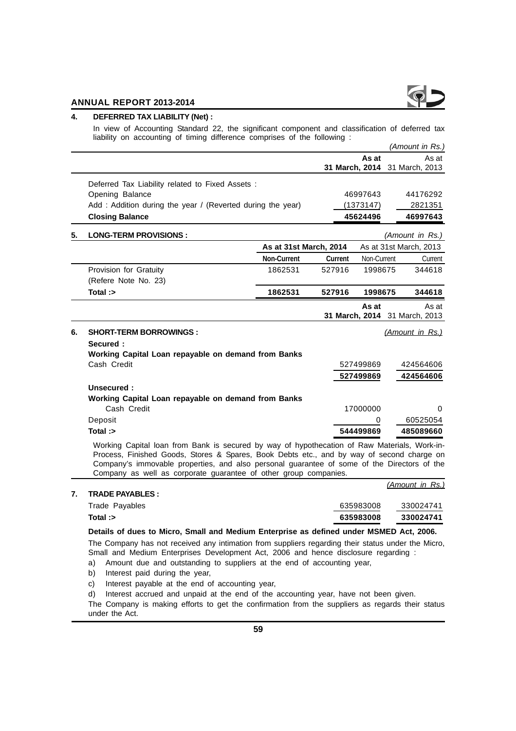## 4. DEFERRED TAX LIABILITY (Net) :

In view of Accounting Standard 22, the significant component and classification of deferred tax liability on accounting of timing difference comprises of the following :

*(Amount in Rs.)*

| | As at 31 March, 2014 | As at 31 March, 2013 |
|---|---|---|
| Deferred Tax Liability related to Fixed Assets : | | |
| Opening Balance | 46997643 | 44176292 |
| Add : Addition during the year / (Reverted during the year) | (1373147) | 2821351 |
| **Closing Balance** | **45624496** | **46997643** |

## 5. LONG-TERM PROVISIONS :

*(Amount in Rs.)*

| | As at 31st March, 2014 | | As at 31st March, 2013 | |
|---|---|---|---|---|
| | Non-Current | Current | Non-Current | Current |
| Provision for Gratuity (Refere Note No. 23) | 1862531 | 527916 | 1998675 | 344618 |
| **Total :>** | **1862531** | **527916** | **1998675** | **344618** |

## 6. SHORT-TERM BORROWINGS :

*(Amount in Rs.)*

| | As at 31 March, 2014 | As at 31 March, 2013 |
|---|---|---|
| **Secured :** | | |
| **Working Capital Loan repayable on demand from Banks** | | |
| Cash Credit | 527499869 | 424564606 |
| | **527499869** | **424564606** |
| **Unsecured :** | | |
| **Working Capital Loan repayable on demand from Banks** | | |
| Cash Credit | 17000000 | 0 |
| Deposit | 0 | 60525054 |
| **Total :>** | **544499869** | **485089660** |

Working Capital loan from Bank is secured by way of hypothecation of Raw Materials, Work-in-Process, Finished Goods, Stores & Spares, Book Debts etc., and by way of second charge on Company's immovable properties, and also personal guarantee of some of the Directors of the Company as well as corporate guarantee of other group companies.

## 7. TRADE PAYABLES :

*(Amount in Rs.)*

| | | |
|---|---|---|
| Trade Payables | 635983008 | 330024741 |
| **Total :>** | **635983008** | **330024741** |

**Details of dues to Micro, Small and Medium Enterprise as defined under MSMED Act, 2006.**

The Company has not received any intimation from suppliers regarding their status under the Micro, Small and Medium Enterprises Development Act, 2006 and hence disclosure regarding :

a) Amount due and outstanding to suppliers at the end of accounting year,

b) Interest paid during the year,

c) Interest payable at the end of accounting year,

d) Interest accrued and unpaid at the end of the accounting year, have not been given.

The Company is making efforts to get the confirmation from the suppliers as regards their status under the Act.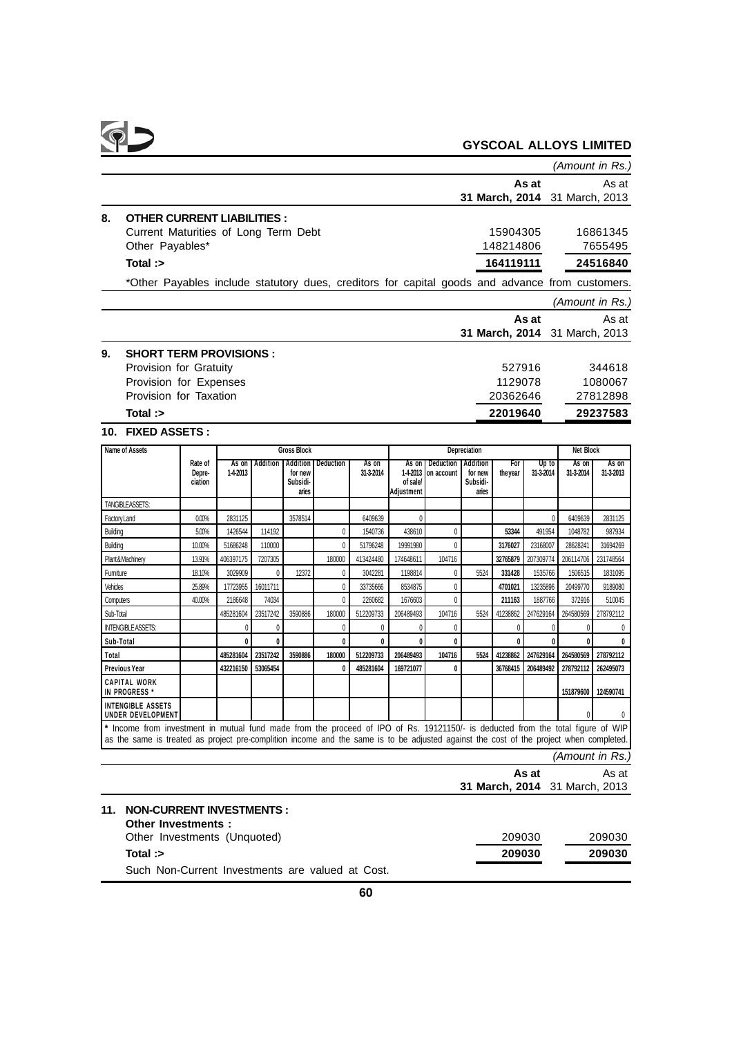| | | (Amount in Rs.) |
|---|---|---|
| | **As at 31 March, 2014** | As at 31 March, 2013 |
| **8. OTHER CURRENT LIABILITIES :** | | |
| Current Maturities of Long Term Debt | 15904305 | 16861345 |
| Other Payables* | 148214806 | 7655495 |
| **Total :>** | **164119111** | **24516840** |

*Other Payables include statutory dues, creditors for capital goods and advance from customers.

| | | (Amount in Rs.) |
|---|---|---|
| | **As at 31 March, 2014** | As at 31 March, 2013 |
| **9. SHORT TERM PROVISIONS :** | | |
| Provision for Gratuity | 527916 | 344618 |
| Provision for Expenses | 1129078 | 1080067 |
| Provision for Taxation | 20362646 | 27812898 |
| **Total :>** | **22019640** | **29237583** |

**10. FIXED ASSETS :**

| Name of Assets | Rate of Depre-ciation | Gross Block | | | | | Depreciation | | | | | Net Block | |
|---|---|---|---|---|---|---|---|---|---|---|---|---|---|
| | | As on 1-4-2013 | Addition | Addition for new Subsidi-aries | Deduction | As on 31-3-2014 | As on 1-4-2013 of sale/ Adjustment | Deduction on account | Addition for new Subsidi-aries | For the year | Up to 31-3-2014 | As on 31-3-2014 | As on 31-3-2013 |
| TANGIBLE ASSETS: | | | | | | | | | | | | | |
| Factory Land | 0.00% | 2831125 | | 3578514 | | 6409639 | 0 | | | | 0 | 6409639 | 2831125 |
| Building | 5.00% | 1426544 | 114192 | | 0 | 1540736 | 438610 | 0 | | **53344** | 491954 | 1048782 | 987934 |
| Building | 10.00% | 51686248 | 110000 | | 0 | 51796248 | 19991980 | 0 | | **3176027** | 23168007 | 28628241 | 31694269 |
| Plant & Machinery | 13.91% | 406397175 | 7207305 | | 180000 | 413424480 | 174648611 | 104716 | | **32765879** | 207309774 | 206114706 | 231748564 |
| Furniture | 18.10% | 3029909 | 0 | 12372 | 0 | 3042281 | 1198814 | 0 | 5524 | **331428** | 1535766 | 1506515 | 1831095 |
| Vehicles | 25.89% | 17723955 | 16011711 | | 0 | 33735666 | 8534875 | 0 | | **4701021** | 13235896 | 20499770 | 9189080 |
| Computers | 40.00% | 2186648 | 74034 | | 0 | 2260682 | 1676603 | 0 | | **211163** | 1887766 | 372916 | 510045 |
| Sub-Total | | 485281604 | 23517242 | 3590886 | 180000 | 512209733 | 206489493 | 104716 | 5524 | 41238862 | 247629164 | 264580569 | 278792112 |
| INTENGIBLE ASSETS: | | 0 | 0 | | 0 | 0 | 0 | 0 | | 0 | 0 | 0 | 0 |
| **Sub-Total** | | **0** | **0** | | **0** | **0** | **0** | **0** | | **0** | **0** | **0** | **0** |
| **Total** | | **485281604** | **23517242** | **3590886** | **180000** | **512209733** | **206489493** | **104716** | **5524** | **41238862** | **247629164** | **264580569** | **278792112** |
| **Previous Year** | | **432216150** | **53065454** | | **0** | **485281604** | **169721077** | **0** | | **36768415** | **206489492** | **278792112** | **262495073** |
| **CAPITAL WORK IN PROGRESS *** | | | | | | | | | | | | **151879600** | **124590741** |
| **INTENGIBLE ASSETS UNDER DEVELOPMENT** | | | | | | | | | | | | 0 | 0 |

\* Income from investment in mutual fund made from the proceed of IPO of Rs. 19121150/- is deducted from the total figure of WIP as the same is treated as project pre-complition income and the same is to be adjusted against the cost of the project when completed.

| | | (Amount in Rs.) |
|---|---|---|
| | **As at 31 March, 2014** | As at 31 March, 2013 |
| **11. NON-CURRENT INVESTMENTS :** | | |
| **Other Investments :** | | |
| Other Investments (Unquoted) | 209030 | 209030 |
| **Total :>** | **209030** | **209030** |

Such Non-Current Investments are valued at Cost.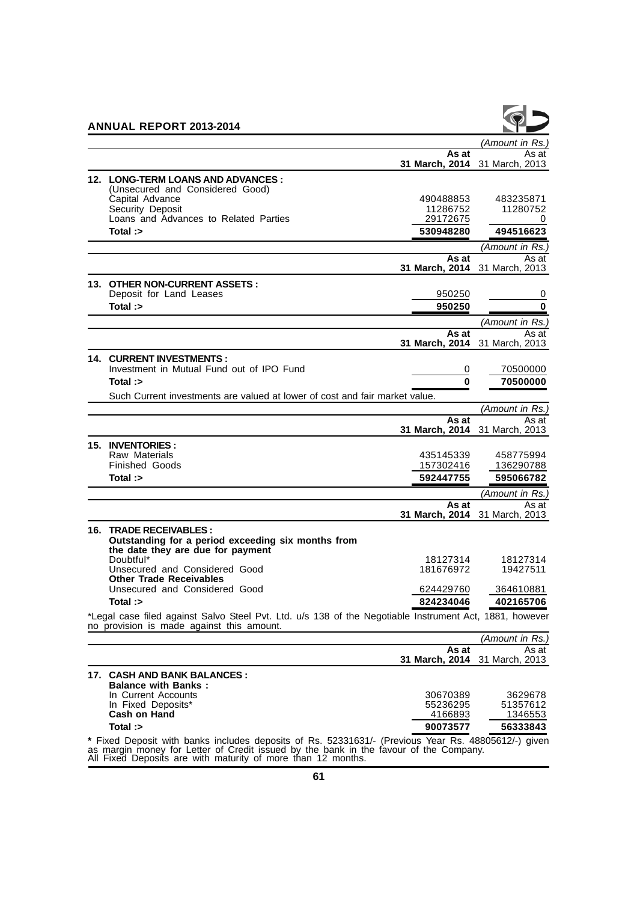| | As at 31 March, 2014 | As at 31 March, 2013 |
|---|---|---|
| | | *(Amount in Rs.)* |
| **12. LONG-TERM LOANS AND ADVANCES :** | | |
| (Unsecured and Considered Good) | | |
| Capital Advance | 490488853 | 483235871 |
| Security Deposit | 11286752 | 11280752 |
| Loans and Advances to Related Parties | 29172675 | 0 |
| **Total :>** | **530948280** | **494516623** |

| | As at 31 March, 2014 | As at 31 March, 2013 |
|---|---|---|
| | | *(Amount in Rs.)* |
| **13. OTHER NON-CURRENT ASSETS :** | | |
| Deposit for Land Leases | 950250 | 0 |
| **Total :>** | **950250** | **0** |

| | As at 31 March, 2014 | As at 31 March, 2013 |
|---|---|---|
| | | *(Amount in Rs.)* |
| **14. CURRENT INVESTMENTS :** | | |
| Investment in Mutual Fund out of IPO Fund | 0 | 70500000 |
| **Total :>** | **0** | **70500000** |

Such Current investments are valued at lower of cost and fair market value.

| | As at 31 March, 2014 | As at 31 March, 2013 |
|---|---|---|
| | | *(Amount in Rs.)* |
| **15. INVENTORIES :** | | |
| Raw Materials | 435145339 | 458775994 |
| Finished Goods | 157302416 | 136290788 |
| **Total :>** | **592447755** | **595066782** |

| | As at 31 March, 2014 | As at 31 March, 2013 |
|---|---|---|
| | | *(Amount in Rs.)* |
| **16. TRADE RECEIVABLES :** | | |
| **Outstanding for a period exceeding six months from the date they are due for payment** | | |
| Doubtful* | 18127314 | 18127314 |
| Unsecured and Considered Good | 181676972 | 19427511 |
| **Other Trade Receivables** | | |
| Unsecured and Considered Good | 624429760 | 364610881 |
| **Total :>** | **824234046** | **402165706** |

*Legal case filed against Salvo Steel Pvt. Ltd. u/s 138 of the Negotiable Instrument Act, 1881, however no provision is made against this amount.

| | As at 31 March, 2014 | As at 31 March, 2013 |
|---|---|---|
| | | *(Amount in Rs.)* |
| **17. CASH AND BANK BALANCES :** | | |
| **Balance with Banks :** | | |
| In Current Accounts | 30670389 | 3629678 |
| In Fixed Deposits* | 55236295 | 51357612 |
| **Cash on Hand** | 4166893 | 1346553 |
| **Total :>** | **90073577** | **56333843** |

**\*** Fixed Deposit with banks includes deposits of Rs. 52331631/- (Previous Year Rs. 48805612/-) given as margin money for Letter of Credit issued by the bank in the favour of the Company. All Fixed Deposits are with maturity of more than 12 months.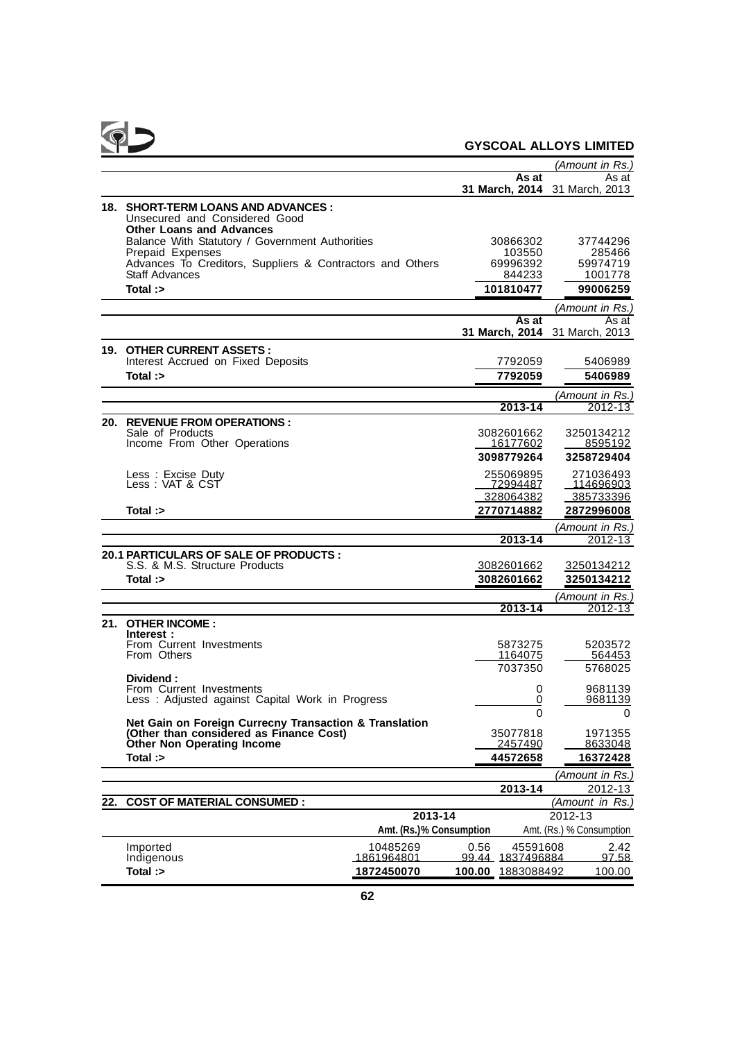**GYSCOAL ALLOYS LIMITED**

*(Amount in Rs.)*

| | As at 31 March, 2014 | As at 31 March, 2013 |
|---|---|---|
| **18. SHORT-TERM LOANS AND ADVANCES :** | | |
| Unsecured and Considered Good | | |
| **Other Loans and Advances** | | |
| Balance With Statutory / Government Authorities | 30866302 | 37744296 |
| Prepaid Expenses | 103550 | 285466 |
| Advances To Creditors, Suppliers & Contractors and Others | 69996392 | 59974719 |
| Staff Advances | 844233 | 1001778 |
| **Total :>** | **101810477** | **99006259** |

*(Amount in Rs.)*

| | As at 31 March, 2014 | As at 31 March, 2013 |
|---|---|---|
| **19. OTHER CURRENT ASSETS :** | | |
| Interest Accrued on Fixed Deposits | 7792059 | 5406989 |
| **Total :>** | **7792059** | **5406989** |

*(Amount in Rs.)*

| | 2013-14 | 2012-13 |
|---|---|---|
| **20. REVENUE FROM OPERATIONS :** | | |
| Sale of Products | 3082601662 | 3250134212 |
| Income From Other Operations | 16177602 | 8595192 |
| | **3098779264** | **3258729404** |
| Less : Excise Duty | 255069895 | 271036493 |
| Less : VAT & CST | 72994487 | 114696903 |
| | 328064382 | 385733396 |
| **Total :>** | **2770714882** | **2872996008** |

*(Amount in Rs.)*

| | 2013-14 | 2012-13 |
|---|---|---|
| **20.1 PARTICULARS OF SALE OF PRODUCTS :** | | |
| S.S. & M.S. Structure Products | 3082601662 | 3250134212 |
| **Total :>** | **3082601662** | **3250134212** |

*(Amount in Rs.)*

| | 2013-14 | 2012-13 |
|---|---|---|
| **21. OTHER INCOME :** | | |
| **Interest :** | | |
| From Current Investments | 5873275 | 5203572 |
| From Others | 1164075 | 564453 |
| | 7037350 | 5768025 |
| **Dividend :** | | |
| From Current Investments | 0 | 9681139 |
| Less : Adjusted against Capital Work in Progress | 0 | 9681139 |
| | 0 | 0 |
| **Net Gain on Foreign Currecny Transaction & Translation (Other than considered as Finance Cost)** | 35077818 | 1971355 |
| **Other Non Operating Income** | 2457490 | 8633048 |
| **Total :>** | **44572658** | **16372428** |

*(Amount in Rs.)*

| **22. COST OF MATERIAL CONSUMED :** | 2013-14 | | 2012-13 | |
|---|---|---|---|---|
| | Amt. (Rs.) | % Consumption | Amt. (Rs.) | % Consumption |
| Imported | 10485269 | 0.56 | 45591608 | 2.42 |
| Indigenous | 1861964801 | 99.44 | 1837496884 | 97.58 |
| **Total :>** | **1872450070** | **100.00** | 1883088492 | 100.00 |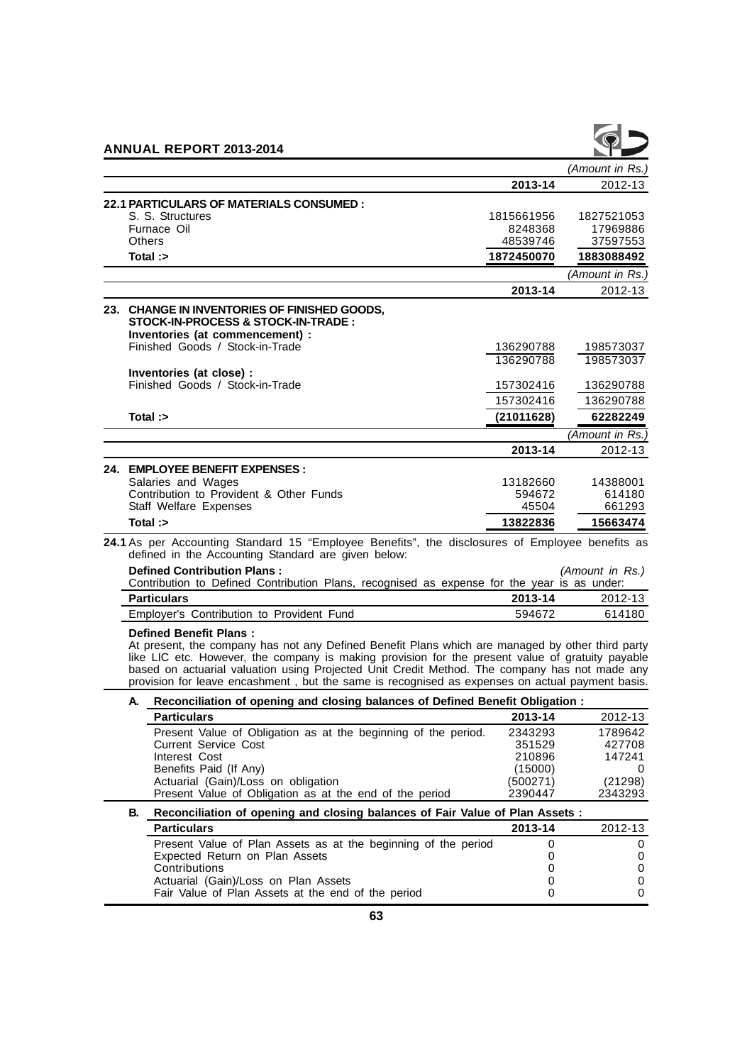*(Amount in Rs.)*

| | 2013-14 | 2012-13 |
|---|---|---|
| **22.1 PARTICULARS OF MATERIALS CONSUMED :** | | |
| S. S. Structures | 1815661956 | 1827521053 |
| Furnace Oil | 8248368 | 17969886 |
| Others | 48539746 | 37597553 |
| **Total :>** | **1872450070** | **1883088492** |

*(Amount in Rs.)*

| | 2013-14 | 2012-13 |
|---|---|---|
| **23. CHANGE IN INVENTORIES OF FINISHED GOODS, STOCK-IN-PROCESS & STOCK-IN-TRADE :** | | |
| **Inventories (at commencement) :** | | |
| Finished Goods / Stock-in-Trade | 136290788 | 198573037 |
| | 136290788 | 198573037 |
| **Inventories (at close) :** | | |
| Finished Goods / Stock-in-Trade | 157302416 | 136290788 |
| | 157302416 | 136290788 |
| **Total :>** | **(21011628)** | **62282249** |

*(Amount in Rs.)*

| | 2013-14 | 2012-13 |
|---|---|---|
| **24. EMPLOYEE BENEFIT EXPENSES :** | | |
| Salaries and Wages | 13182660 | 14388001 |
| Contribution to Provident & Other Funds | 594672 | 614180 |
| Staff Welfare Expenses | 45504 | 661293 |
| **Total :>** | **13822836** | **15663474** |

**24.1** As per Accounting Standard 15 "Employee Benefits", the disclosures of Employee benefits as defined in the Accounting Standard are given below:

**Defined Contribution Plans :** *(Amount in Rs.)*

Contribution to Defined Contribution Plans, recognised as expense for the year is as under:

| Particulars | 2013-14 | 2012-13 |
|---|---|---|
| Employer's Contribution to Provident Fund | 594672 | 614180 |

**Defined Benefit Plans :**

At present, the company has not any Defined Benefit Plans which are managed by other third party like LIC etc. However, the company is making provision for the present value of gratuity payable based on actuarial valuation using Projected Unit Credit Method. The company has not made any provision for leave encashment , but the same is recognised as expenses on actual payment basis.

**A. Reconciliation of opening and closing balances of Defined Benefit Obligation :**

| Particulars | 2013-14 | 2012-13 |
|---|---|---|
| Present Value of Obligation as at the beginning of the period. | 2343293 | 1789642 |
| Current Service Cost | 351529 | 427708 |
| Interest Cost | 210896 | 147241 |
| Benefits Paid (If Any) | (15000) | 0 |
| Actuarial (Gain)/Loss on obligation | (500271) | (21298) |
| Present Value of Obligation as at the end of the period | 2390447 | 2343293 |

**B. Reconciliation of opening and closing balances of Fair Value of Plan Assets :**

| Particulars | 2013-14 | 2012-13 |
|---|---|---|
| Present Value of Plan Assets as at the beginning of the period | 0 | 0 |
| Expected Return on Plan Assets | 0 | 0 |
| Contributions | 0 | 0 |
| Actuarial (Gain)/Loss on Plan Assets | 0 | 0 |
| Fair Value of Plan Assets at the end of the period | 0 | 0 |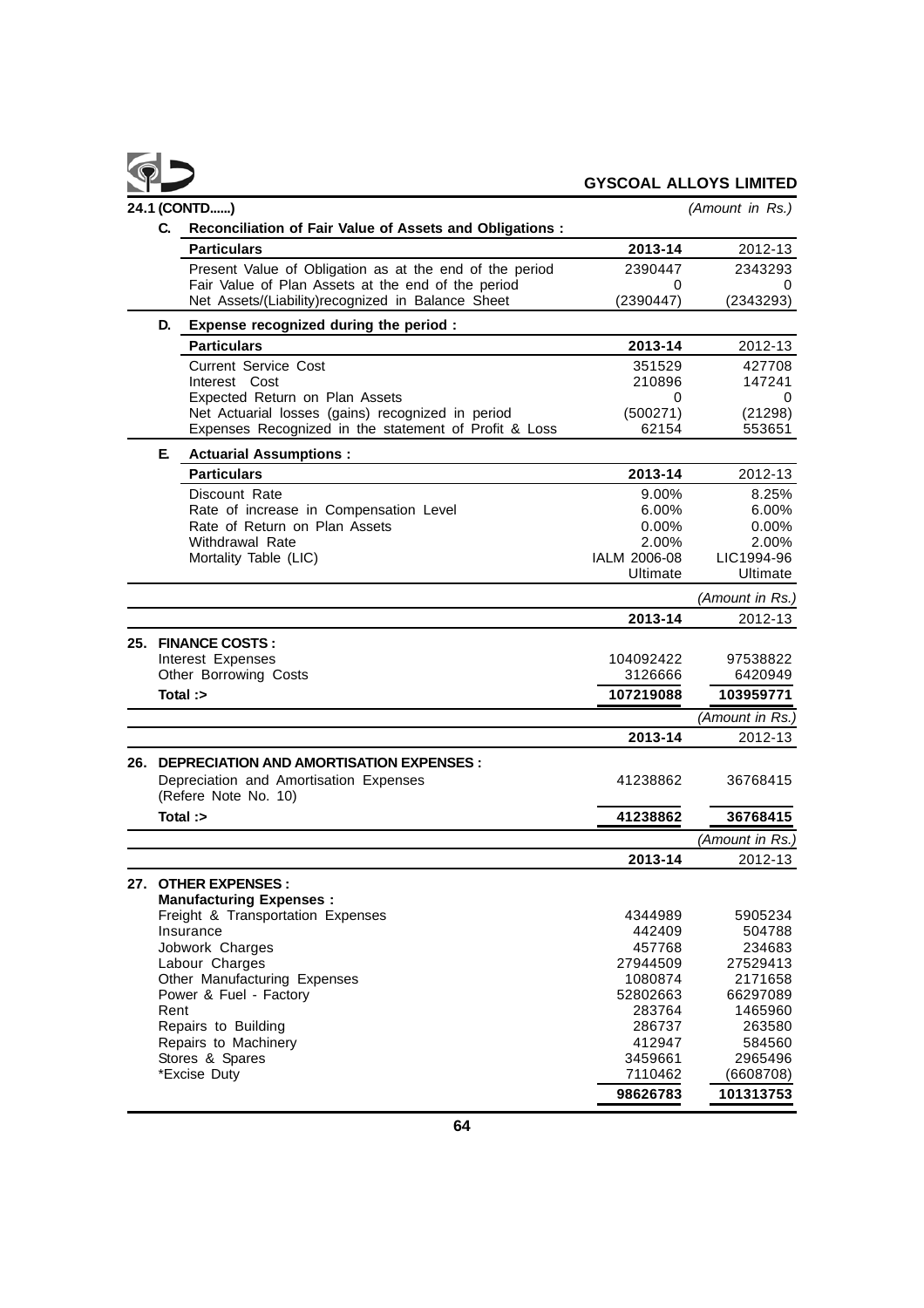**24.1 (CONTD......)** *(Amount in Rs.)*

**C. Reconciliation of Fair Value of Assets and Obligations :**

| Particulars | 2013-14 | 2012-13 |
|---|---|---|
| Present Value of Obligation as at the end of the period | 2390447 | 2343293 |
| Fair Value of Plan Assets at the end of the period | 0 | 0 |
| Net Assets/(Liability)recognized in Balance Sheet | (2390447) | (2343293) |

**D. Expense recognized during the period :**

| Particulars | 2013-14 | 2012-13 |
|---|---|---|
| Current Service Cost | 351529 | 427708 |
| Interest Cost | 210896 | 147241 |
| Expected Return on Plan Assets | 0 | 0 |
| Net Actuarial losses (gains) recognized in period | (500271) | (21298) |
| Expenses Recognized in the statement of Profit & Loss | 62154 | 553651 |

**E. Actuarial Assumptions :**

| Particulars | 2013-14 | 2012-13 |
|---|---|---|
| Discount Rate | 9.00% | 8.25% |
| Rate of increase in Compensation Level | 6.00% | 6.00% |
| Rate of Return on Plan Assets | 0.00% | 0.00% |
| Withdrawal Rate | 2.00% | 2.00% |
| Mortality Table (LIC) | IALM 2006-08 Ultimate | LIC1994-96 Ultimate |

*(Amount in Rs.)*

| | 2013-14 | 2012-13 |
|---|---|---|
| **25. FINANCE COSTS :** | | |
| Interest Expenses | 104092422 | 97538822 |
| Other Borrowing Costs | 3126666 | 6420949 |
| **Total :>** | **107219088** | **103959771** |

*(Amount in Rs.)*

| | 2013-14 | 2012-13 |
|---|---|---|
| **26. DEPRECIATION AND AMORTISATION EXPENSES :** | | |
| Depreciation and Amortisation Expenses (Refere Note No. 10) | 41238862 | 36768415 |
| **Total :>** | **41238862** | **36768415** |

*(Amount in Rs.)*

| | 2013-14 | 2012-13 |
|---|---|---|
| **27. OTHER EXPENSES :** | | |
| **Manufacturing Expenses :** | | |
| Freight & Transportation Expenses | 4344989 | 5905234 |
| Insurance | 442409 | 504788 |
| Jobwork Charges | 457768 | 234683 |
| Labour Charges | 27944509 | 27529413 |
| Other Manufacturing Expenses | 1080874 | 2171658 |
| Power & Fuel - Factory | 52802663 | 66297089 |
| Rent | 283764 | 1465960 |
| Repairs to Building | 286737 | 263580 |
| Repairs to Machinery | 412947 | 584560 |
| Stores & Spares | 3459661 | 2965496 |
| *Excise Duty | 7110462 | (6608708) |
| | **98626783** | **101313753** |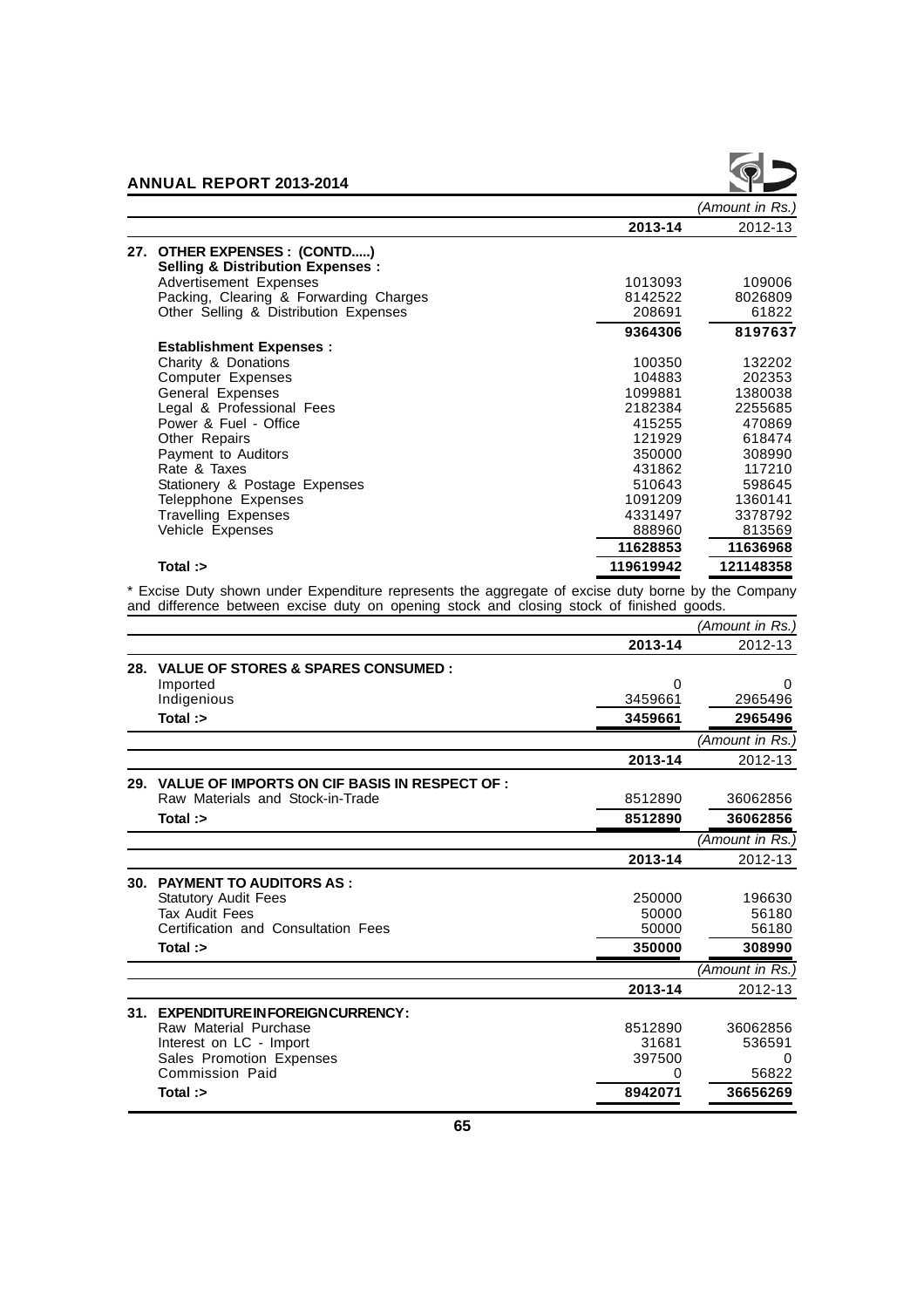| | 2013-14 | 2012-13 |
|---|---|---|
| | | *(Amount in Rs.)* |
| **27. OTHER EXPENSES : (CONTD.....)** | | |
| **Selling & Distribution Expenses :** | | |
| Advertisement Expenses | 1013093 | 109006 |
| Packing, Clearing & Forwarding Charges | 8142522 | 8026809 |
| Other Selling & Distribution Expenses | 208691 | 61822 |
| | **9364306** | **8197637** |
| **Establishment Expenses :** | | |
| Charity & Donations | 100350 | 132202 |
| Computer Expenses | 104883 | 202353 |
| General Expenses | 1099881 | 1380038 |
| Legal & Professional Fees | 2182384 | 2255685 |
| Power & Fuel - Office | 415255 | 470869 |
| Other Repairs | 121929 | 618474 |
| Payment to Auditors | 350000 | 308990 |
| Rate & Taxes | 431862 | 117210 |
| Stationery & Postage Expenses | 510643 | 598645 |
| Telepphone Expenses | 1091209 | 1360141 |
| Travelling Expenses | 4331497 | 3378792 |
| Vehicle Expenses | 888960 | 813569 |
| | **11628853** | **11636968** |
| **Total :>** | **119619942** | **121148358** |

* Excise Duty shown under Expenditure represents the aggregate of excise duty borne by the Company and difference between excise duty on opening stock and closing stock of finished goods.

| | 2013-14 | 2012-13 |
|---|---|---|
| | | *(Amount in Rs.)* |
| **28. VALUE OF STORES & SPARES CONSUMED :** | | |
| Imported | 0 | 0 |
| Indigenious | 3459661 | 2965496 |
| **Total :>** | **3459661** | **2965496** |

| | 2013-14 | 2012-13 |
|---|---|---|
| | | *(Amount in Rs.)* |
| **29. VALUE OF IMPORTS ON CIF BASIS IN RESPECT OF :** | | |
| Raw Materials and Stock-in-Trade | 8512890 | 36062856 |
| **Total :>** | **8512890** | **36062856** |

| | 2013-14 | 2012-13 |
|---|---|---|
| | | *(Amount in Rs.)* |
| **30. PAYMENT TO AUDITORS AS :** | | |
| Statutory Audit Fees | 250000 | 196630 |
| Tax Audit Fees | 50000 | 56180 |
| Certification and Consultation Fees | 50000 | 56180 |
| **Total :>** | **350000** | **308990** |

| | 2013-14 | 2012-13 |
|---|---|---|
| | | *(Amount in Rs.)* |
| **31. EXPENDITURE IN FOREIGN CURRENCY :** | | |
| Raw Material Purchase | 8512890 | 36062856 |
| Interest on LC - Import | 31681 | 536591 |
| Sales Promotion Expenses | 397500 | 0 |
| Commission Paid | 0 | 56822 |
| **Total :>** | **8942071** | **36656269** |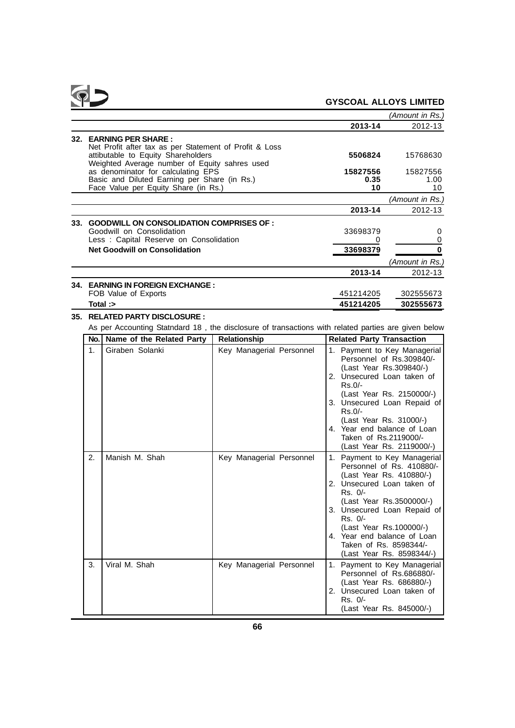| | (Amount in Rs.) | |
|---|---|---|
| | **2013-14** | 2012-13 |
| **32. EARNING PER SHARE :** | | |
| Net Profit after tax as per Statement of Profit & Loss attibutable to Equity Shareholders | **5506824** | 15768630 |
| Weighted Average number of Equity sahres used as denominator for calculating EPS | **15827556** | 15827556 |
| Basic and Diluted Earning per Share (in Rs.) | **0.35** | 1.00 |
| Face Value per Equity Share (in Rs.) | **10** | 10 |

| | (Amount in Rs.) | |
|---|---|---|
| | **2013-14** | 2012-13 |
| **33. GOODWILL ON CONSOLIDATION COMPRISES OF :** | | |
| Goodwill on Consolidation | 33698379 | 0 |
| Less : Capital Reserve on Consolidation | 0 | 0 |
| **Net Goodwill on Consolidation** | **33698379** | **0** |

| | (Amount in Rs.) | |
|---|---|---|
| | **2013-14** | 2012-13 |
| **34. EARNING IN FOREIGN EXCHANGE :** | | |
| FOB Value of Exports | 451214205 | 302555673 |
| **Total :>** | **451214205** | **302555673** |

**35. RELATED PARTY DISCLOSURE :**

As per Accounting Statndard 18 , the disclosure of transactions with related parties are given below

| No. | Name of the Related Party | Relationship | Related Party Transaction |
|---|---|---|---|
| 1. | Giraben Solanki | Key Managerial Personnel | 1. Payment to Key Managerial Personnel of Rs.309840/- (Last Year Rs.309840/-)<br>2. Unsecured Loan taken of Rs.0/- (Last Year Rs. 2150000/-)<br>3. Unsecured Loan Repaid of Rs.0/- (Last Year Rs. 31000/-)<br>4. Year end balance of Loan Taken of Rs.2119000/- (Last Year Rs. 2119000/-) |
| 2. | Manish M. Shah | Key Managerial Personnel | 1. Payment to Key Managerial Personnel of Rs. 410880/- (Last Year Rs. 410880/-)<br>2. Unsecured Loan taken of Rs. 0/- (Last Year Rs.3500000/-)<br>3. Unsecured Loan Repaid of Rs. 0/- (Last Year Rs.100000/-)<br>4. Year end balance of Loan Taken of Rs. 8598344/- (Last Year Rs. 8598344/-) |
| 3. | Viral M. Shah | Key Managerial Personnel | 1. Payment to Key Managerial Personnel of Rs.686880/- (Last Year Rs. 686880/-)<br>2. Unsecured Loan taken of Rs. 0/- (Last Year Rs. 845000/-) |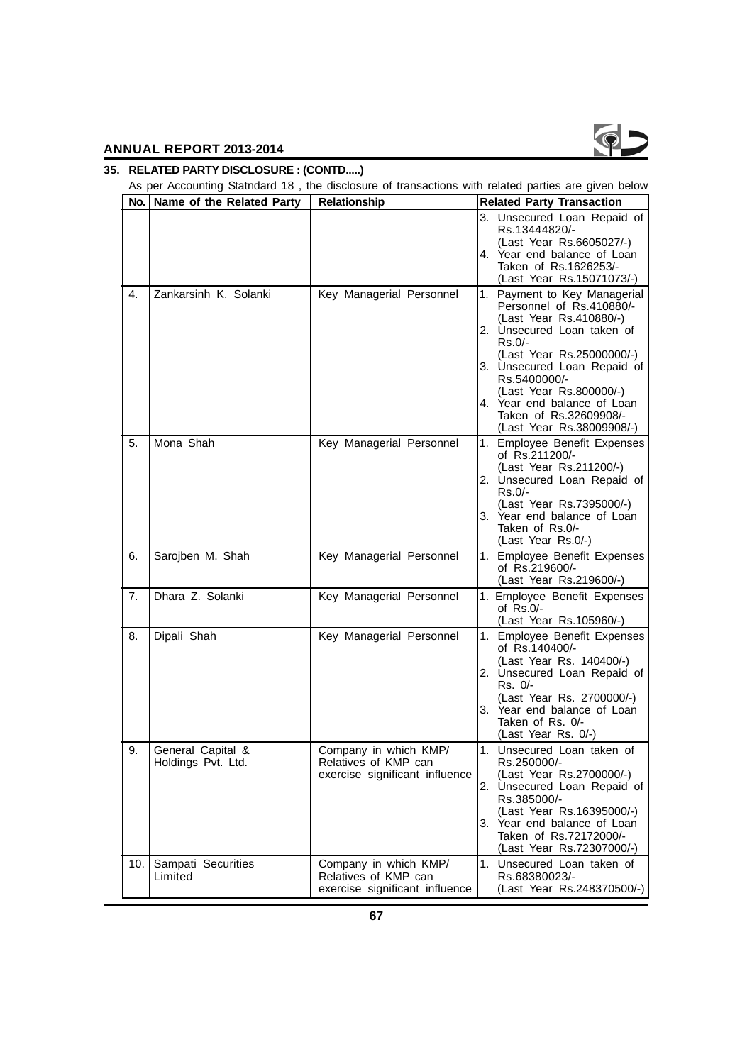## 35. RELATED PARTY DISCLOSURE : (CONTD.....)

As per Accounting Statndard 18 , the disclosure of transactions with related parties are given below

| No. | Name of the Related Party | Relationship | Related Party Transaction |
|---|---|---|---|
| | | | 3. Unsecured Loan Repaid of Rs.13444820/- (Last Year Rs.6605027/-)<br>4. Year end balance of Loan Taken of Rs.1626253/- (Last Year Rs.15071073/-) |
| 4. | Zankarsinh K. Solanki | Key Managerial Personnel | 1. Payment to Key Managerial Personnel of Rs.410880/- (Last Year Rs.410880/-)<br>2. Unsecured Loan taken of Rs.0/- (Last Year Rs.25000000/-)<br>3. Unsecured Loan Repaid of Rs.5400000/- (Last Year Rs.800000/-)<br>4. Year end balance of Loan Taken of Rs.32609908/- (Last Year Rs.38009908/-) |
| 5. | Mona Shah | Key Managerial Personnel | 1. Employee Benefit Expenses of Rs.211200/- (Last Year Rs.211200/-)<br>2. Unsecured Loan Repaid of Rs.0/- (Last Year Rs.7395000/-)<br>3. Year end balance of Loan Taken of Rs.0/- (Last Year Rs.0/-) |
| 6. | Sarojben M. Shah | Key Managerial Personnel | 1. Employee Benefit Expenses of Rs.219600/- (Last Year Rs.219600/-) |
| 7. | Dhara Z. Solanki | Key Managerial Personnel | 1. Employee Benefit Expenses of Rs.0/- (Last Year Rs.105960/-) |
| 8. | Dipali Shah | Key Managerial Personnel | 1. Employee Benefit Expenses of Rs.140400/- (Last Year Rs. 140400/-)<br>2. Unsecured Loan Repaid of Rs. 0/- (Last Year Rs. 2700000/-)<br>3. Year end balance of Loan Taken of Rs. 0/- (Last Year Rs. 0/-) |
| 9. | General Capital & Holdings Pvt. Ltd. | Company in which KMP/ Relatives of KMP can exercise significant influence | 1. Unsecured Loan taken of Rs.250000/- (Last Year Rs.2700000/-)<br>2. Unsecured Loan Repaid of Rs.385000/- (Last Year Rs.16395000/-)<br>3. Year end balance of Loan Taken of Rs.72172000/- (Last Year Rs.72307000/-) |
| 10. | Sampati Securities Limited | Company in which KMP/ Relatives of KMP can exercise significant influence | 1. Unsecured Loan taken of Rs.68380023/- (Last Year Rs.248370500/-) |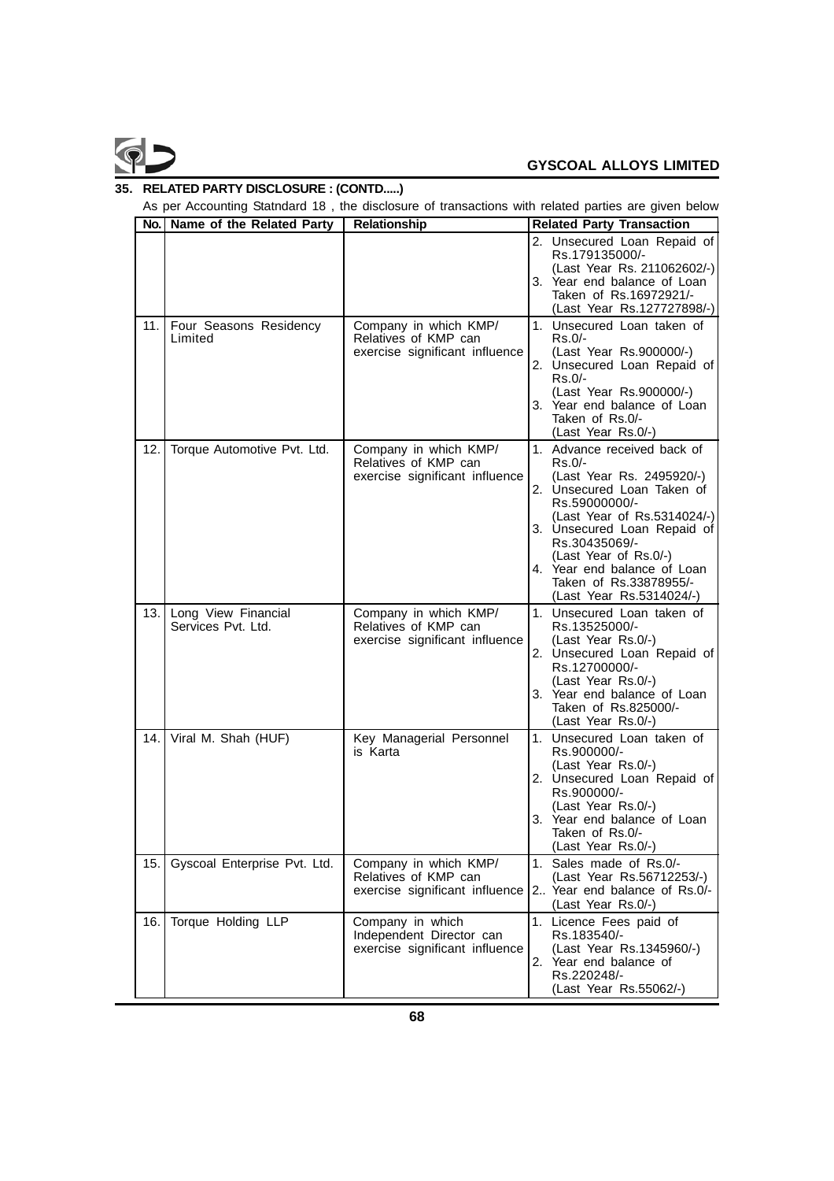## 35. RELATED PARTY DISCLOSURE : (CONTD.....)

As per Accounting Statndard 18 , the disclosure of transactions with related parties are given below

| No. | Name of the Related Party | Relationship | Related Party Transaction |
|---|---|---|---|
| | | | 2. Unsecured Loan Repaid of Rs.179135000/- (Last Year Rs. 211062602/-)<br>3. Year end balance of Loan Taken of Rs.16972921/- (Last Year Rs.127727898/-) |
| 11. | Four Seasons Residency Limited | Company in which KMP/ Relatives of KMP can exercise significant influence | 1. Unsecured Loan taken of Rs.0/- (Last Year Rs.900000/-)<br>2. Unsecured Loan Repaid of Rs.0/- (Last Year Rs.900000/-)<br>3. Year end balance of Loan Taken of Rs.0/- (Last Year Rs.0/-) |
| 12. | Torque Automotive Pvt. Ltd. | Company in which KMP/ Relatives of KMP can exercise significant influence | 1. Advance received back of Rs.0/- (Last Year Rs. 2495920/-)<br>2. Unsecured Loan Taken of Rs.59000000/- (Last Year of Rs.5314024/-)<br>3. Unsecured Loan Repaid of Rs.30435069/- (Last Year of Rs.0/-)<br>4. Year end balance of Loan Taken of Rs.33878955/- (Last Year Rs.5314024/-) |
| 13. | Long View Financial Services Pvt. Ltd. | Company in which KMP/ Relatives of KMP can exercise significant influence | 1. Unsecured Loan taken of Rs.13525000/- (Last Year Rs.0/-)<br>2. Unsecured Loan Repaid of Rs.12700000/- (Last Year Rs.0/-)<br>3. Year end balance of Loan Taken of Rs.825000/- (Last Year Rs.0/-) |
| 14. | Viral M. Shah (HUF) | Key Managerial Personnel is Karta | 1. Unsecured Loan taken of Rs.900000/- (Last Year Rs.0/-)<br>2. Unsecured Loan Repaid of Rs.900000/- (Last Year Rs.0/-)<br>3. Year end balance of Loan Taken of Rs.0/- (Last Year Rs.0/-) |
| 15. | Gyscoal Enterprise Pvt. Ltd. | Company in which KMP/ Relatives of KMP can exercise significant influence | 1. Sales made of Rs.0/- (Last Year Rs.56712253/-)<br>2.. Year end balance of Rs.0/- (Last Year Rs.0/-) |
| 16. | Torque Holding LLP | Company in which Independent Director can exercise significant influence | 1. Licence Fees paid of Rs.183540/- (Last Year Rs.1345960/-)<br>2. Year end balance of Rs.220248/- (Last Year Rs.55062/-) |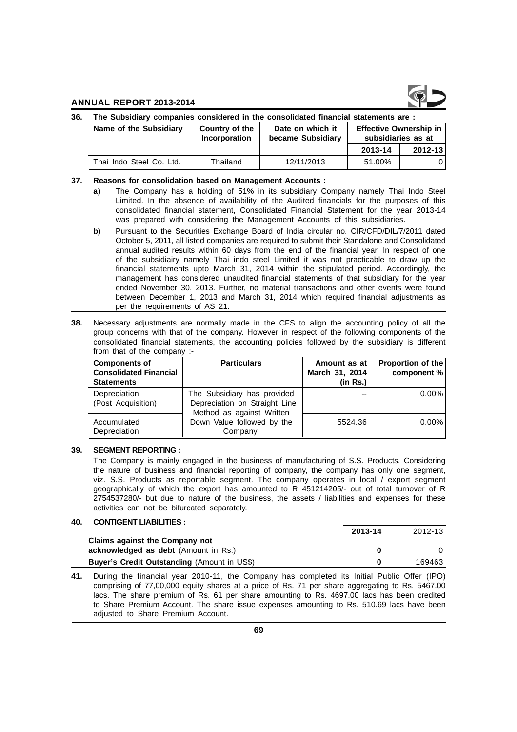**36. The Subsidiary companies considered in the consolidated financial statements are :**

| Name of the Subsidiary | Country of the Incorporation | Date on which it became Subsidiary | Effective Ownership in subsidiaries as at | |
|---|---|---|---|---|
| | | | 2013-14 | 2012-13 |
| Thai Indo Steel Co. Ltd. | Thailand | 12/11/2013 | 51.00% | 0 |

**37. Reasons for consolidation based on Management Accounts :**

**a)** The Company has a holding of 51% in its subsidiary Company namely Thai Indo Steel Limited. In the absence of availability of the Audited financials for the purposes of this consolidated financial statement, Consolidated Financial Statement for the year 2013-14 was prepared with considering the Management Accounts of this subsidiaries.

**b)** Pursuant to the Securities Exchange Board of India circular no. CIR/CFD/DIL/7/2011 dated October 5, 2011, all listed companies are required to submit their Standalone and Consolidated annual audited results within 60 days from the end of the financial year. In respect of one of the subsidiairy namely Thai indo steel Limited it was not practicable to draw up the financial statements upto March 31, 2014 within the stipulated period. Accordingly, the management has considered unaudited financial statements of that subsidiary for the year ended November 30, 2013. Further, no material transactions and other events were found between December 1, 2013 and March 31, 2014 which required financial adjustments as per the requirements of AS 21.

**38.** Necessary adjustments are normally made in the CFS to align the accounting policy of all the group concerns with that of the company. However in respect of the following components of the consolidated financial statements, the accounting policies followed by the subsidiary is different from that of the company :-

| Components of Consolidated Financial Statements | Particulars | Amount as at March 31, 2014 (in Rs.) | Proportion of the component % |
|---|---|---|---|
| Depreciation (Post Acquisition) | The Subsidiary has provided Depreciation on Straight Line Method as against Written Down Value followed by the Company. | -- | 0.00% |
| Accumulated Depreciation | | 5524.36 | 0.00% |

**39. SEGMENT REPORTING :**

The Company is mainly engaged in the business of manufacturing of S.S. Products. Considering the nature of business and financial reporting of company, the company has only one segment, viz. S.S. Products as reportable segment. The company operates in local / export segment geographically of which the export has amounted to R 451214205/- out of total turnover of R 2754537280/- but due to nature of the business, the assets / liabilities and expenses for these activities can not be bifurcated separately.

**40. CONTIGENT LIABILITIES :**

| | 2013-14 | 2012-13 |
|---|---|---|
| **Claims against the Company not acknowledged as debt** (Amount in Rs.) | **0** | 0 |
| **Buyer's Credit Outstanding** (Amount in US$) | **0** | 169463 |

**41.** During the financial year 2010-11, the Company has completed its Initial Public Offer (IPO) comprising of 77,00,000 equity shares at a price of Rs. 71 per share aggregating to Rs. 5467.00 lacs. The share premium of Rs. 61 per share amounting to Rs. 4697.00 lacs has been credited to Share Premium Account. The share issue expenses amounting to Rs. 510.69 lacs have been adjusted to Share Premium Account.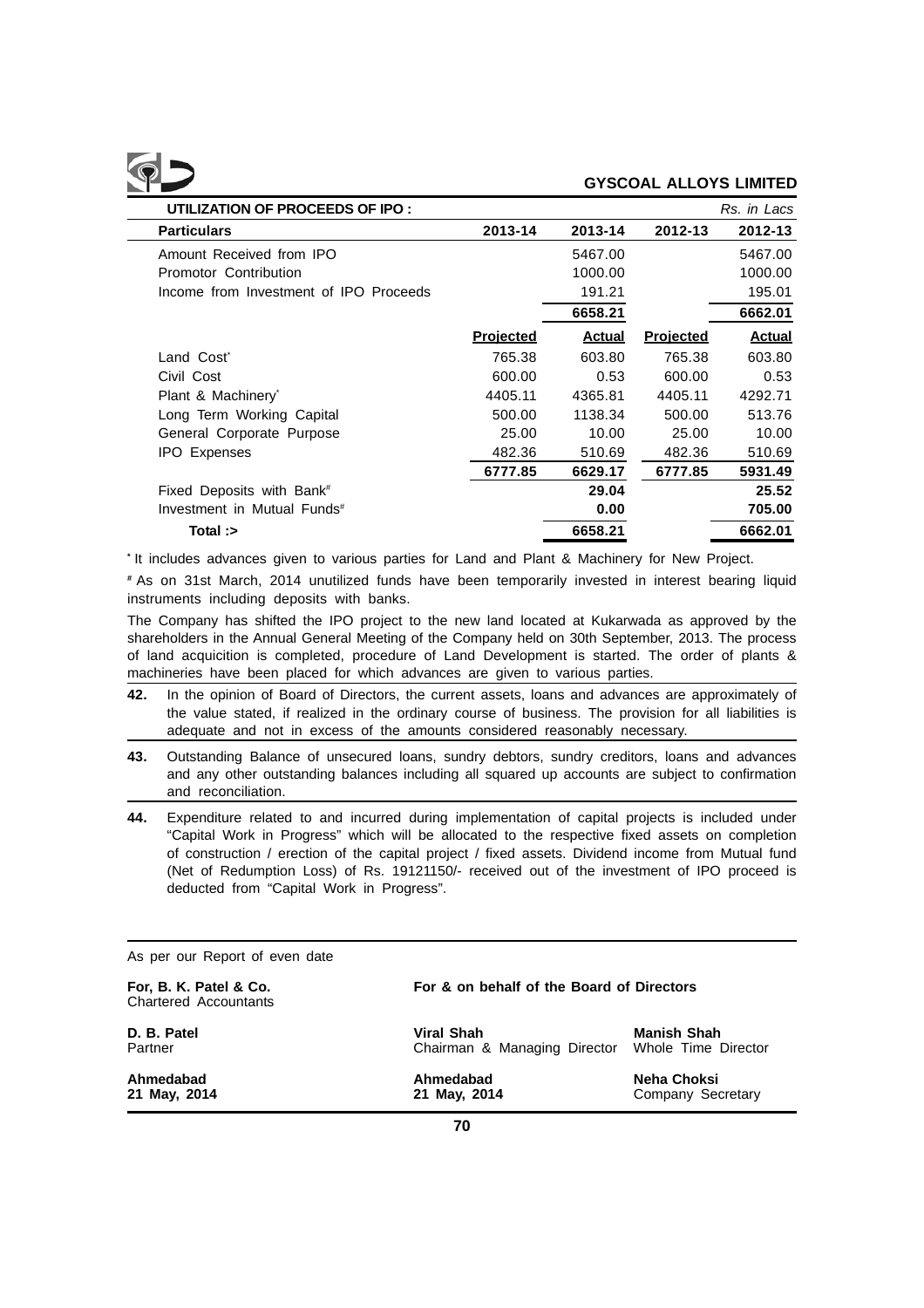**UTILIZATION OF PROCEEDS OF IPO :** *Rs. in Lacs*

| Particulars | 2013-14 | 2013-14 | 2012-13 | 2012-13 |
|---|---|---|---|---|
| Amount Received from IPO | | 5467.00 | | 5467.00 |
| Promotor Contribution | | 1000.00 | | 1000.00 |
| Income from Investment of IPO Proceeds | | 191.21 | | 195.01 |
| | | **6658.21** | | **6662.01** |
| | **Projected** | **Actual** | **Projected** | **Actual** |
| Land Cost* | 765.38 | 603.80 | 765.38 | 603.80 |
| Civil Cost | 600.00 | 0.53 | 600.00 | 0.53 |
| Plant & Machinery* | 4405.11 | 4365.81 | 4405.11 | 4292.71 |
| Long Term Working Capital | 500.00 | 1138.34 | 500.00 | 513.76 |
| General Corporate Purpose | 25.00 | 10.00 | 25.00 | 10.00 |
| IPO Expenses | 482.36 | 510.69 | 482.36 | 510.69 |
| | **6777.85** | **6629.17** | **6777.85** | **5931.49** |
| Fixed Deposits with Bank# | | **29.04** | | **25.52** |
| Investment in Mutual Funds# | | **0.00** | | **705.00** |
| **Total :>** | | **6658.21** | | **6662.01** |

* It includes advances given to various parties for Land and Plant & Machinery for New Project.

# As on 31st March, 2014 unutilized funds have been temporarily invested in interest bearing liquid instruments including deposits with banks.

The Company has shifted the IPO project to the new land located at Kukarwada as approved by the shareholders in the Annual General Meeting of the Company held on 30th September, 2013. The process of land acquicition is completed, procedure of Land Development is started. The order of plants & machineries have been placed for which advances are given to various parties.

**42.** In the opinion of Board of Directors, the current assets, loans and advances are approximately of the value stated, if realized in the ordinary course of business. The provision for all liabilities is adequate and not in excess of the amounts considered reasonably necessary.

**43.** Outstanding Balance of unsecured loans, sundry debtors, sundry creditors, loans and advances and any other outstanding balances including all squared up accounts are subject to confirmation and reconciliation.

**44.** Expenditure related to and incurred during implementation of capital projects is included under "Capital Work in Progress" which will be allocated to the respective fixed assets on completion of construction / erection of the capital project / fixed assets. Dividend income from Mutual fund (Net of Redumption Loss) of Rs. 19121150/- received out of the investment of IPO proceed is deducted from "Capital Work in Progress".

As per our Report of even date

| | | |
|---|---|---|
| **For, B. K. Patel & Co.**<br>Chartered Accountants | **For & on behalf of the Board of Directors** | |
| **D. B. Patel**<br>Partner | **Viral Shah**<br>Chairman & Managing Director | **Manish Shah**<br>Whole Time Director |
| **Ahmedabad**<br>**21 May, 2014** | **Ahmedabad**<br>**21 May, 2014** | **Neha Choksi**<br>Company Secretary |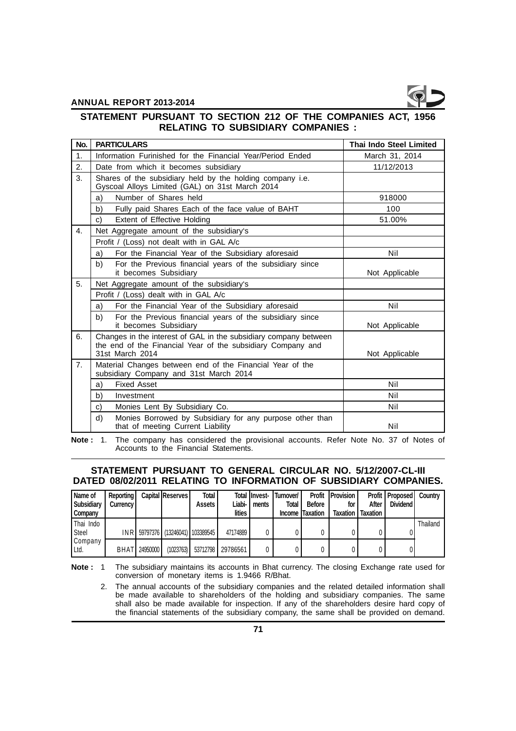## STATEMENT PURSUANT TO SECTION 212 OF THE COMPANIES ACT, 1956 RELATING TO SUBSIDIARY COMPANIES :

| No. | PARTICULARS | Thai Indo Steel Limited |
|---|---|---|
| 1. | Information Furinished for the Financial Year/Period Ended | March 31, 2014 |
| 2. | Date from which it becomes subsidiary | 11/12/2013 |
| 3. | Shares of the subsidiary held by the holding company i.e. Gyscoal Alloys Limited (GAL) on 31st March 2014 | |
| | a) Number of Shares held | 918000 |
| | b) Fully paid Shares Each of the face value of BAHT | 100 |
| | c) Extent of Effective Holding | 51.00% |
| 4. | Net Aggregate amount of the subsidiary's | |
| | Profit / (Loss) not dealt with in GAL A/c | |
| | a) For the Financial Year of the Subsidiary aforesaid | Nil |
| | b) For the Previous financial years of the subsidiary since it becomes Subsidiary | Not Applicable |
| 5. | Net Aggregate amount of the subsidiary's | |
| | Profit / (Loss) dealt with in GAL A/c | |
| | a) For the Financial Year of the Subsidiary aforesaid | Nil |
| | b) For the Previous financial years of the subsidiary since it becomes Subsidiary | Not Applicable |
| 6. | Changes in the interest of GAL in the subsidiary company between the end of the Financial Year of the subsidiary Company and 31st March 2014 | Not Applicable |
| 7. | Material Changes between end of the Financial Year of the subsidiary Company and 31st March 2014 | |
| | a) Fixed Asset | Nil |
| | b) Investment | Nil |
| | c) Monies Lent By Subsidiary Co. | Nil |
| | d) Monies Borrowed by Subsidiary for any purpose other than that of meeting Current Liability | Nil |

**Note :** 1. The company has considered the provisional accounts. Refer Note No. 37 of Notes of Accounts to the Financial Statements.

## STATEMENT PURSUANT TO GENERAL CIRCULAR NO. 5/12/2007-CL-III DATED 08/02/2011 RELATING TO INFORMATION OF SUBSIDIARY COMPANIES.

| Name of Subsidiary Company | Reporting Currency | Capital | Reserves | Total Assets | Total Liabilities | Investments | Turnover/ Total Income | Profit Before Taxation | Provision for Taxation | Profit After Taxation | Proposed Dividend | Country |
|---|---|---|---|---|---|---|---|---|---|---|---|---|
| Thai Indo Steel Company Ltd. | INR | 59797376 | (13246041) | 103389545 | 47174889 | 0 | 0 | 0 | 0 | 0 | 0 | Thailand |
| | BHAT | 24950000 | (1023763) | 53712798 | 29786561 | 0 | 0 | 0 | 0 | 0 | 0 | |

**Note :** 1 The subsidiary maintains its accounts in Bhat currency. The closing Exchange rate used for conversion of monetary items is 1.9466 R/Bhat.

2. The annual accounts of the subsidiary companies and the related detailed information shall be made available to shareholders of the holding and subsidiary companies. The same shall also be made available for inspection. If any of the shareholders desire hard copy of the financial statements of the subsidiary company, the same shall be provided on demand.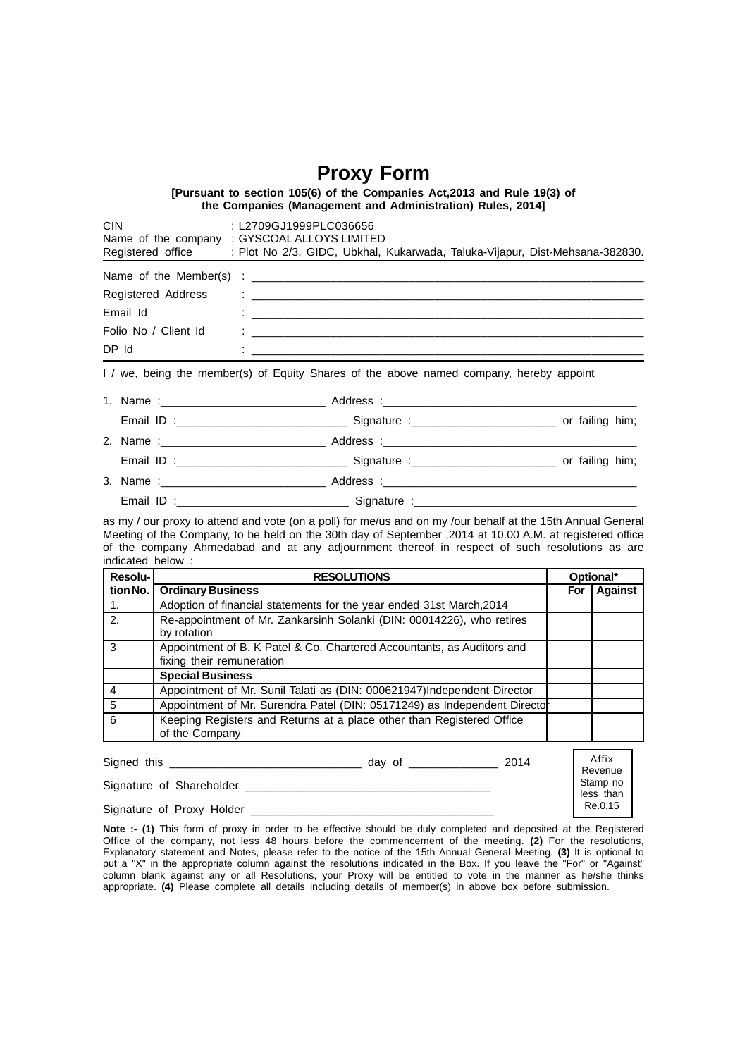# Proxy Form

**[Pursuant to section 105(6) of the Companies Act,2013 and Rule 19(3) of the Companies (Management and Administration) Rules, 2014]**

CIN : L2709GJ1999PLC036656
Name of the company : GYSCOAL ALLOYS LIMITED
Registered office : Plot No 2/3, GIDC, Ubkhal, Kukarwada, Taluka-Vijapur, Dist-Mehsana-382830.

Name of the Member(s) : ________________________________

Registered Address : ________________________________

Email Id : ________________________________

Folio No / Client Id : ________________________________

DP Id : ________________________________

I / we, being the member(s) of Equity Shares of the above named company, hereby appoint

1. Name :______________________ Address :______________________
   Email ID :______________________ Signature :______________________ or failing him;
2. Name :______________________ Address :______________________
   Email ID :______________________ Signature :______________________ or failing him;
3. Name :______________________ Address :______________________
   Email ID :______________________ Signature :______________________

as my / our proxy to attend and vote (on a poll) for me/us and on my /our behalf at the 15th Annual General Meeting of the Company, to be held on the 30th day of September ,2014 at 10.00 A.M. at registered office of the company Ahmedabad and at any adjournment thereof in respect of such resolutions as are indicated below :

| Resolution No. | RESOLUTIONS | Optional* | |
|---|---|---|---|
| | **Ordinary Business** | **For** | **Against** |
| 1. | Adoption of financial statements for the year ended 31st March,2014 | | |
| 2. | Re-appointment of Mr. Zankarsinh Solanki (DIN: 00014226), who retires by rotation | | |
| 3 | Appointment of B. K Patel & Co. Chartered Accountants, as Auditors and fixing their remuneration | | |
| | **Special Business** | | |
| 4 | Appointment of Mr. Sunil Talati as (DIN: 000621947)Independent Director | | |
| 5 | Appointment of Mr. Surendra Patel (DIN: 05171249) as Independent Director | | |
| 6 | Keeping Registers and Returns at a place other than Registered Office of the Company | | |

Signed this ______________________ day of ______________ 2014

Signature of Shareholder ______________________

Signature of Proxy Holder ______________________

Affix Revenue Stamp no less than Re.0.15

**Note :- (1)** This form of proxy in order to be effective should be duly completed and deposited at the Registered Office of the company, not less 48 hours before the commencement of the meeting. **(2)** For the resolutions, Explanatory statement and Notes, please refer to the notice of the 15th Annual General Meeting. **(3)** It is optional to put a "X" in the appropriate column against the resolutions indicated in the Box. If you leave the "For" or "Against" column blank against any or all Resolutions, your Proxy will be entitled to vote in the manner as he/she thinks appropriate. **(4)** Please complete all details including details of member(s) in above box before submission.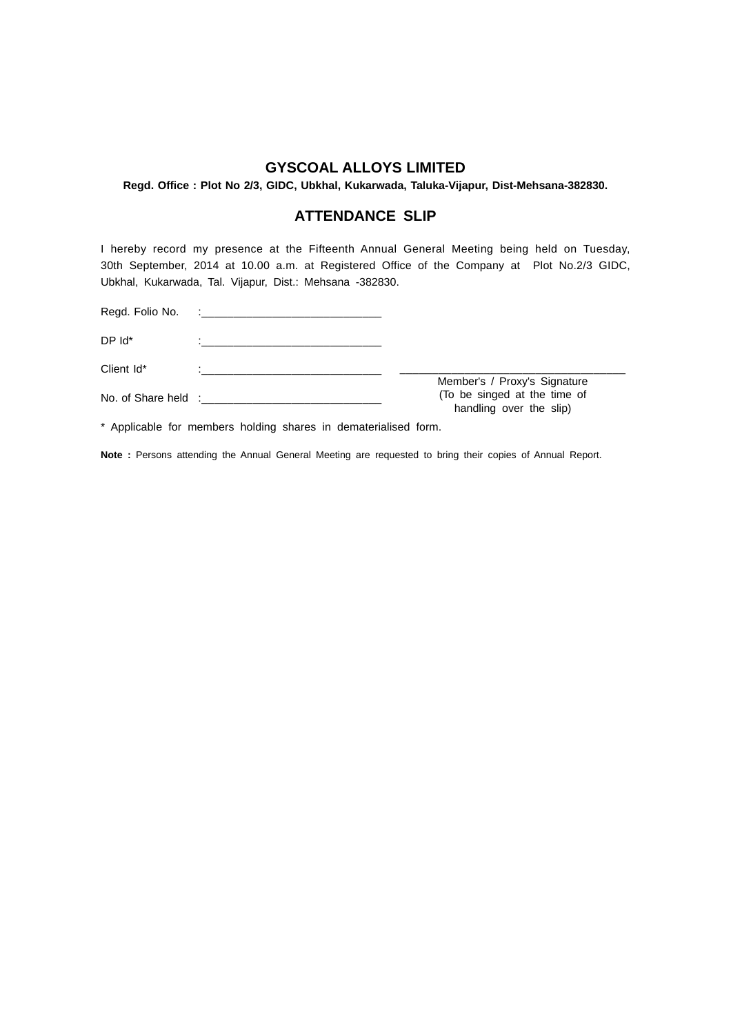# GYSCOAL ALLOYS LIMITED

**Regd. Office : Plot No 2/3, GIDC, Ubkhal, Kukarwada, Taluka-Vijapur, Dist-Mehsana-382830.**

## ATTENDANCE SLIP

I hereby record my presence at the Fifteenth Annual General Meeting being held on Tuesday, 30th September, 2014 at 10.00 a.m. at Registered Office of the Company at Plot No.2/3 GIDC, Ubkhal, Kukarwada, Tal. Vijapur, Dist.: Mehsana -382830.

Regd. Folio No. :_____________________________

DP Id* :_____________________________

Client Id* :_____________________________

No. of Share held :_____________________________

___________________________________

Member's / Proxy's Signature
(To be singed at the time of handling over the slip)

* Applicable for members holding shares in dematerialised form.

**Note :** Persons attending the Annual General Meeting are requested to bring their copies of Annual Report.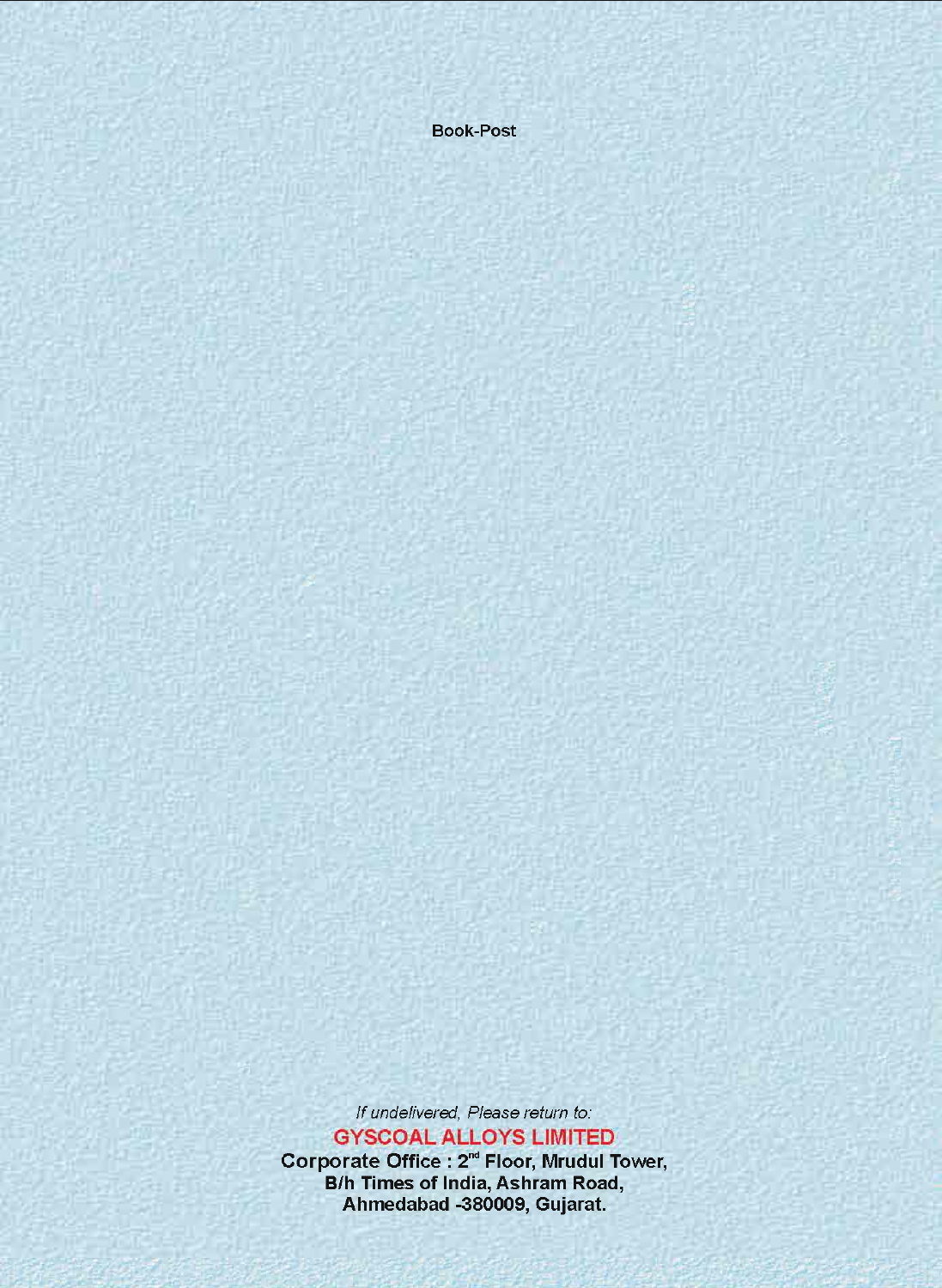Book-Post

*If undelivered, Please return to:*

**GYSCOAL ALLOYS LIMITED**

**Corporate Office : 2nd Floor, Mrudul Tower,**
**B/h Times of India, Ashram Road,**
**Ahmedabad -380009, Gujarat.**